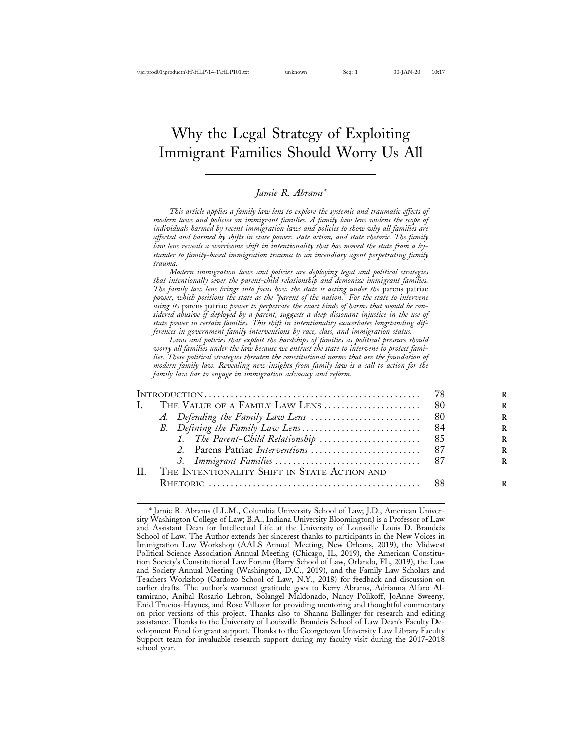# Why the Legal Strategy of Exploiting Immigrant Families Should Worry Us All

*Jamie R. Abrams**

*This article applies a family law lens to explore the systemic and traumatic effects of modern laws and policies on immigrant families. A family law lens widens the scope of individuals harmed by recent immigration laws and policies to show why all families are affected and harmed by shifts in state power, state action, and state rhetoric. The family law lens reveals a worrisome shift in intentionality that has moved the state from a bystander to family-based immigration trauma to an incendiary agent perpetrating family trauma.*

*Modern immigration laws and policies are deploying legal and political strategies that intentionally sever the parent-child relationship and demonize immigrant families. The family law lens brings into focus how the state is acting under the* parens patriae *power, which positions the state as the "parent of the nation." For the state to intervene using its* parens patriae *power to perpetrate the exact kinds of harms that would be considered abusive if deployed by a parent, suggests a deep dissonant injustice in the use of state power in certain families. This shift in intentionality exacerbates longstanding differences in government family interventions by race, class, and immigration status.*

*Laws and policies that exploit the hardships of families as political pressure should worry all families under the law because we entrust the state to intervene to protect families. These political strategies threaten the constitutional norms that are the foundation of modern family law. Revealing new insights from family law is a call to action for the family law bar to engage in immigration advocacy and reform.*

| | |
|---|---|
| Introduction | 78 |
| I. The Value of a Family Law Lens | 80 |
| &nbsp;&nbsp;&nbsp;&nbsp;*A. Defending the Family Law Lens* | 80 |
| &nbsp;&nbsp;&nbsp;&nbsp;*B. Defining the Family Law Lens* | 84 |
| &nbsp;&nbsp;&nbsp;&nbsp;&nbsp;&nbsp;&nbsp;&nbsp;*1. The Parent-Child Relationship* | 85 |
| &nbsp;&nbsp;&nbsp;&nbsp;&nbsp;&nbsp;&nbsp;&nbsp;*2.* Parens Patriae *Interventions* | 87 |
| &nbsp;&nbsp;&nbsp;&nbsp;&nbsp;&nbsp;&nbsp;&nbsp;*3. Immigrant Families* | 87 |
| II. The Intentionality Shift in State Action and Rhetoric | 88 |

\* Jamie R. Abrams (LL.M., Columbia University School of Law; J.D., American University Washington College of Law; B.A., Indiana University Bloomington) is a Professor of Law and Assistant Dean for Intellectual Life at the University of Louisville Louis D. Brandeis School of Law. The Author extends her sincerest thanks to participants in the New Voices in Immigration Law Workshop (AALS Annual Meeting, New Orleans, 2019), the Midwest Political Science Association Annual Meeting (Chicago, IL, 2019), the American Constitution Society's Constitutional Law Forum (Barry School of Law, Orlando, FL, 2019), the Law and Society Annual Meeting (Washington, D.C., 2019), and the Family Law Scholars and Teachers Workshop (Cardozo School of Law, N.Y., 2018) for feedback and discussion on earlier drafts. The author's warmest gratitude goes to Kerry Abrams, Adrianna Alfaro Altamirano, Anibal Rosario Lebron, Solangel Maldonado, Nancy Polikoff, JoAnne Sweeny, Enid Trucios-Haynes, and Rose Villazor for providing mentoring and thoughtful commentary on prior versions of this project. Thanks also to Shanna Ballinger for research and editing assistance. Thanks to the University of Louisville Brandeis School of Law Dean's Faculty Development Fund for grant support. Thanks to the Georgetown University Law Library Faculty Support team for invaluable research support during my faculty visit during the 2017-2018 school year.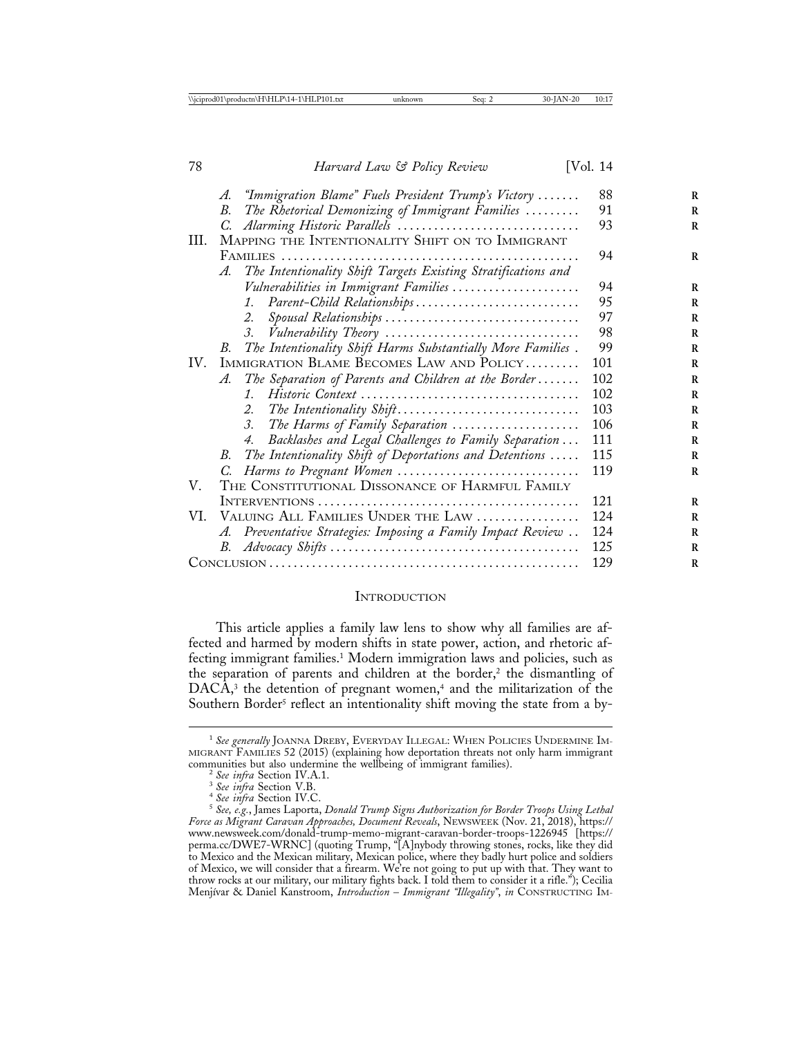| | | |
|---|---|---|
| | A. "Immigration Blame" Fuels President Trump's Victory | 88 |
| | B. The Rhetorical Demonizing of Immigrant Families | 91 |
| | C. Alarming Historic Parallels | 93 |
| III. | MAPPING THE INTENTIONALITY SHIFT ON TO IMMIGRANT FAMILIES | 94 |
| | A. The Intentionality Shift Targets Existing Stratifications and Vulnerabilities in Immigrant Families | 94 |
| | 1. Parent-Child Relationships | 95 |
| | 2. Spousal Relationships | 97 |
| | 3. Vulnerability Theory | 98 |
| | B. The Intentionality Shift Harms Substantially More Families | 99 |
| IV. | IMMIGRATION BLAME BECOMES LAW AND POLICY | 101 |
| | A. The Separation of Parents and Children at the Border | 102 |
| | 1. Historic Context | 102 |
| | 2. The Intentionality Shift | 103 |
| | 3. The Harms of Family Separation | 106 |
| | 4. Backlashes and Legal Challenges to Family Separation | 111 |
| | B. The Intentionality Shift of Deportations and Detentions | 115 |
| | C. Harms to Pregnant Women | 119 |
| V. | THE CONSTITUTIONAL DISSONANCE OF HARMFUL FAMILY INTERVENTIONS | 121 |
| VI. | VALUING ALL FAMILIES UNDER THE LAW | 124 |
| | A. Preventative Strategies: Imposing a Family Impact Review | 124 |
| | B. Advocacy Shifts | 125 |
| CONCLUSION | | 129 |

## INTRODUCTION

This article applies a family law lens to show why all families are affected and harmed by modern shifts in state power, action, and rhetoric affecting immigrant families.[1] Modern immigration laws and policies, such as the separation of parents and children at the border,[2] the dismantling of DACA,[3] the detention of pregnant women,[4] and the militarization of the Southern Border[5] reflect an intentionality shift moving the state from a by-

---

[1] *See generally* JOANNA DREBY, EVERYDAY ILLEGAL: WHEN POLICIES UNDERMINE IMMIGRANT FAMILIES 52 (2015) (explaining how deportation threats not only harm immigrant communities but also undermine the wellbeing of immigrant families).

[2] *See infra* Section IV.A.1.

[3] *See infra* Section V.B.

[4] *See infra* Section IV.C.

[5] *See, e.g.*, James Laporta, *Donald Trump Signs Authorization for Border Troops Using Lethal Force as Migrant Caravan Approaches, Document Reveals*, NEWSWEEK (Nov. 21, 2018), https://www.newsweek.com/donald-trump-memo-migrant-caravan-border-troops-1226945 [https://perma.cc/DWE7-WRNC] (quoting Trump, "[A]nybody throwing stones, rocks, like they did to Mexico and the Mexican military, Mexican police, where they badly hurt police and soldiers of Mexico, we will consider that a firearm. We're not going to put up with that. They want to throw rocks at our military, our military fights back. I told them to consider it a rifle."); Cecilia Menjívar & Daniel Kanstroom, *Introduction – Immigrant "Illegality"*, *in* CONSTRUCTING IM-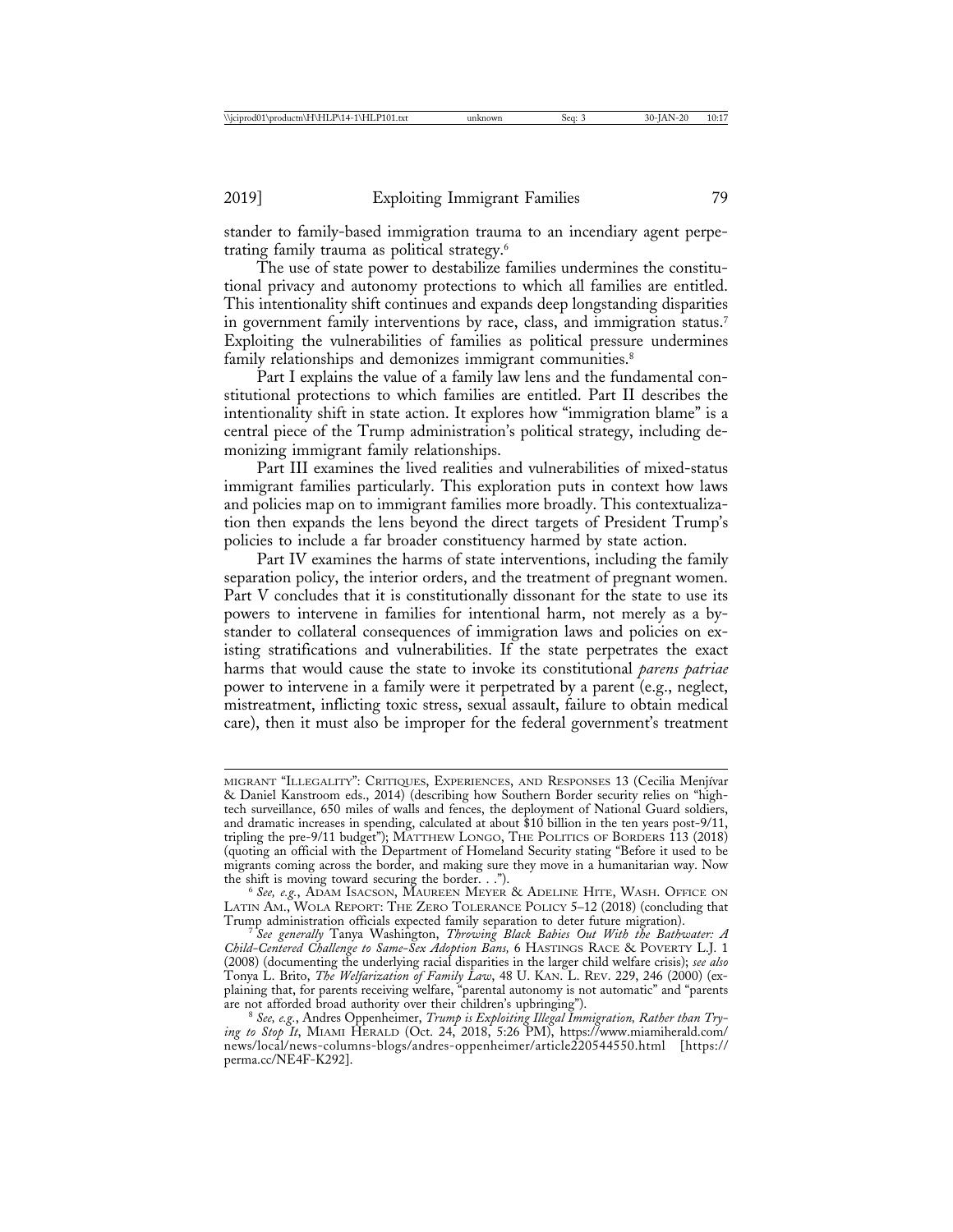stander to family-based immigration trauma to an incendiary agent perpetrating family trauma as political strategy.[6]

The use of state power to destabilize families undermines the constitutional privacy and autonomy protections to which all families are entitled. This intentionality shift continues and expands deep longstanding disparities in government family interventions by race, class, and immigration status.[7] Exploiting the vulnerabilities of families as political pressure undermines family relationships and demonizes immigrant communities.[8]

Part I explains the value of a family law lens and the fundamental constitutional protections to which families are entitled. Part II describes the intentionality shift in state action. It explores how "immigration blame" is a central piece of the Trump administration's political strategy, including demonizing immigrant family relationships.

Part III examines the lived realities and vulnerabilities of mixed-status immigrant families particularly. This exploration puts in context how laws and policies map on to immigrant families more broadly. This contextualization then expands the lens beyond the direct targets of President Trump's policies to include a far broader constituency harmed by state action.

Part IV examines the harms of state interventions, including the family separation policy, the interior orders, and the treatment of pregnant women. Part V concludes that it is constitutionally dissonant for the state to use its powers to intervene in families for intentional harm, not merely as a bystander to collateral consequences of immigration laws and policies on existing stratifications and vulnerabilities. If the state perpetrates the exact harms that would cause the state to invoke its constitutional *parens patriae* power to intervene in a family were it perpetrated by a parent (e.g., neglect, mistreatment, inflicting toxic stress, sexual assault, failure to obtain medical care), then it must also be improper for the federal government's treatment

---

MIGRANT "ILLEGALITY": CRITIQUES, EXPERIENCES, AND RESPONSES 13 (Cecilia Menjívar & Daniel Kanstroom eds., 2014) (describing how Southern Border security relies on "high-tech surveillance, 650 miles of walls and fences, the deployment of National Guard soldiers, and dramatic increases in spending, calculated at about $10 billion in the ten years post-9/11, tripling the pre-9/11 budget"); MATTHEW LONGO, THE POLITICS OF BORDERS 113 (2018) (quoting an official with the Department of Homeland Security stating "Before it used to be migrants coming across the border, and making sure they move in a humanitarian way. Now the shift is moving toward securing the border. . .").

[6] *See, e.g.*, ADAM ISACSON, MAUREEN MEYER & ADELINE HITE, WASH. OFFICE ON LATIN AM., WOLA REPORT: THE ZERO TOLERANCE POLICY 5–12 (2018) (concluding that Trump administration officials expected family separation to deter future migration).

[7] *See generally* Tanya Washington, *Throwing Black Babies Out With the Bathwater: A Child-Centered Challenge to Same-Sex Adoption Bans,* 6 HASTINGS RACE & POVERTY L.J. 1 (2008) (documenting the underlying racial disparities in the larger child welfare crisis); *see also* Tonya L. Brito, *The Welfarization of Family Law*, 48 U. KAN. L. REV. 229, 246 (2000) (explaining that, for parents receiving welfare, "parental autonomy is not automatic" and "parents are not afforded broad authority over their children's upbringing").

[8] *See, e.g.*, Andres Oppenheimer, *Trump is Exploiting Illegal Immigration, Rather than Trying to Stop It*, MIAMI HERALD (Oct. 24, 2018, 5:26 PM), https://www.miamiherald.com/news/local/news-columns-blogs/andres-oppenheimer/article220544550.html [https://perma.cc/NE4F-K292].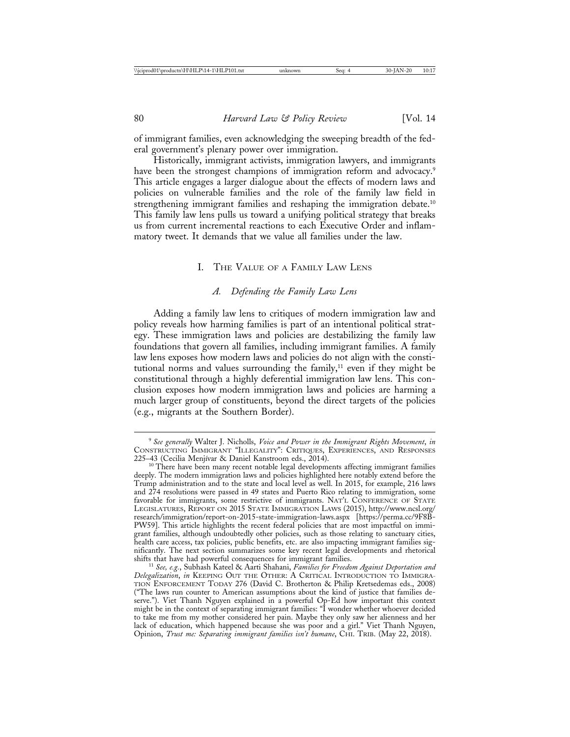of immigrant families, even acknowledging the sweeping breadth of the federal government's plenary power over immigration.

Historically, immigrant activists, immigration lawyers, and immigrants have been the strongest champions of immigration reform and advocacy.[9] This article engages a larger dialogue about the effects of modern laws and policies on vulnerable families and the role of the family law field in strengthening immigrant families and reshaping the immigration debate.[10] This family law lens pulls us toward a unifying political strategy that breaks us from current incremental reactions to each Executive Order and inflammatory tweet. It demands that we value all families under the law.

## I. The Value of a Family Law Lens

### *A. Defending the Family Law Lens*

Adding a family law lens to critiques of modern immigration law and policy reveals how harming families is part of an intentional political strategy. These immigration laws and policies are destabilizing the family law foundations that govern all families, including immigrant families. A family law lens exposes how modern laws and policies do not align with the constitutional norms and values surrounding the family,[11] even if they might be constitutional through a highly deferential immigration law lens. This conclusion exposes how modern immigration laws and policies are harming a much larger group of constituents, beyond the direct targets of the policies (e.g., migrants at the Southern Border).

---

[9] *See generally* Walter J. Nicholls, *Voice and Power in the Immigrant Rights Movement*, *in* Constructing Immigrant "Illegality": Critiques, Experiences, and Responses 225–43 (Cecilia Menjívar & Daniel Kanstroom eds., 2014).

[10] There have been many recent notable legal developments affecting immigrant families deeply. The modern immigration laws and policies highlighted here notably extend before the Trump administration and to the state and local level as well. In 2015, for example, 216 laws and 274 resolutions were passed in 49 states and Puerto Rico relating to immigration, some favorable for immigrants, some restrictive of immigrants. Nat'l Conference of State Legislatures, Report on 2015 State Immigration Laws (2015), http://www.ncsl.org/research/immigration/report-on-2015-state-immigration-laws.aspx [https://perma.cc/9F8B-PW59]. This article highlights the recent federal policies that are most impactful on immigrant families, although undoubtedly other policies, such as those relating to sanctuary cities, health care access, tax policies, public benefits, etc. are also impacting immigrant families significantly. The next section summarizes some key recent legal developments and rhetorical shifts that have had powerful consequences for immigrant families.

[11] *See, e.g.*, Subhash Kateel & Aarti Shahani, *Families for Freedom Against Deportation and Delegalization*, *in* Keeping Out the Other: A Critical Introduction to Immigration Enforcement Today 276 (David C. Brotherton & Philip Kretsedemas eds., 2008) ("The laws run counter to American assumptions about the kind of justice that families deserve."). Viet Thanh Nguyen explained in a powerful Op-Ed how important this context might be in the context of separating immigrant families: "I wonder whether whoever decided to take me from my mother considered her pain. Maybe they only saw her alienness and her lack of education, which happened because she was poor and a girl." Viet Thanh Nguyen, Opinion, *Trust me: Separating immigrant families isn't humane*, Chi. Trib. (May 22, 2018).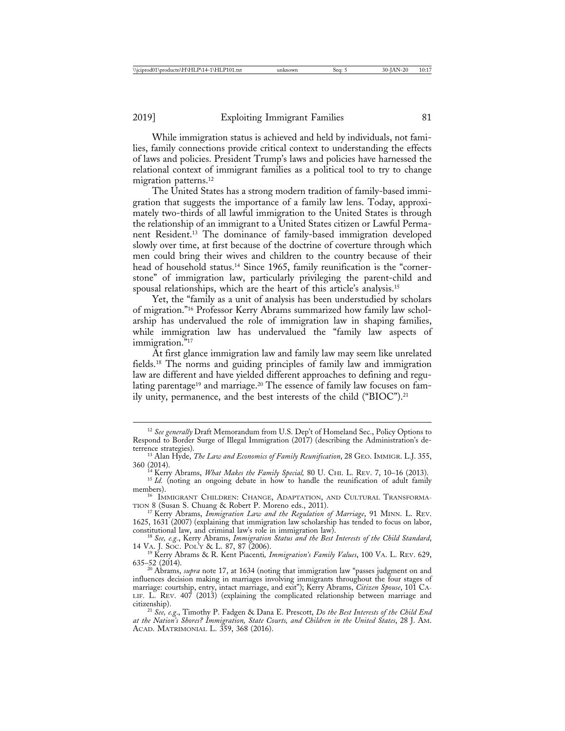While immigration status is achieved and held by individuals, not families, family connections provide critical context to understanding the effects of laws and policies. President Trump's laws and policies have harnessed the relational context of immigrant families as a political tool to try to change migration patterns.[12]

The United States has a strong modern tradition of family-based immigration that suggests the importance of a family law lens. Today, approximately two-thirds of all lawful immigration to the United States is through the relationship of an immigrant to a United States citizen or Lawful Permanent Resident.[13] The dominance of family-based immigration developed slowly over time, at first because of the doctrine of coverture through which men could bring their wives and children to the country because of their head of household status.[14] Since 1965, family reunification is the "cornerstone" of immigration law, particularly privileging the parent-child and spousal relationships, which are the heart of this article's analysis.[15]

Yet, the "family as a unit of analysis has been understudied by scholars of migration."[16] Professor Kerry Abrams summarized how family law scholarship has undervalued the role of immigration law in shaping families, while immigration law has undervalued the "family law aspects of immigration."[17]

At first glance immigration law and family law may seem like unrelated fields.[18] The norms and guiding principles of family law and immigration law are different and have yielded different approaches to defining and regulating parentage[19] and marriage.[20] The essence of family law focuses on family unity, permanence, and the best interests of the child ("BIOC").[21]

---

[12] *See generally* Draft Memorandum from U.S. Dep't of Homeland Sec., Policy Options to Respond to Border Surge of Illegal Immigration (2017) (describing the Administration's deterrence strategies).

[13] Alan Hyde, *The Law and Economics of Family Reunification*, 28 GEO. IMMIGR. L.J. 355, 360 (2014).

[14] Kerry Abrams, *What Makes the Family Special,* 80 U. CHI. L. REV. 7, 10–16 (2013).

[15] *Id.* (noting an ongoing debate in how to handle the reunification of adult family members).

[16] IMMIGRANT CHILDREN: CHANGE, ADAPTATION, AND CULTURAL TRANSFORMATION 8 (Susan S. Chuang & Robert P. Moreno eds., 2011).

[17] Kerry Abrams, *Immigration Law and the Regulation of Marriage*, 91 MINN. L. REV. 1625, 1631 (2007) (explaining that immigration law scholarship has tended to focus on labor, constitutional law, and criminal law's role in immigration law).

[18] *See, e.g.*, Kerry Abrams, *Immigration Status and the Best Interests of the Child Standard*, 14 VA. J. SOC. POL'Y & L. 87, 87 (2006).

[19] Kerry Abrams & R. Kent Piacenti*, Immigration's Family Values*, 100 VA. L. REV. 629, 635–52 (2014).

[20] Abrams, *supra* note 17, at 1634 (noting that immigration law "passes judgment on and influences decision making in marriages involving immigrants throughout the four stages of marriage: courtship, entry, intact marriage, and exit"); Kerry Abrams, *Citizen Spouse*, 101 CALIF. L. REV. 407 (2013) (explaining the complicated relationship between marriage and citizenship).

[21] *See, e.g*., Timothy P. Fadgen & Dana E. Prescott, *Do the Best Interests of the Child End at the Nation's Shores? Immigration, State Courts, and Children in the United States*, 28 J. AM. ACAD. MATRIMONIAL L. 359, 368 (2016).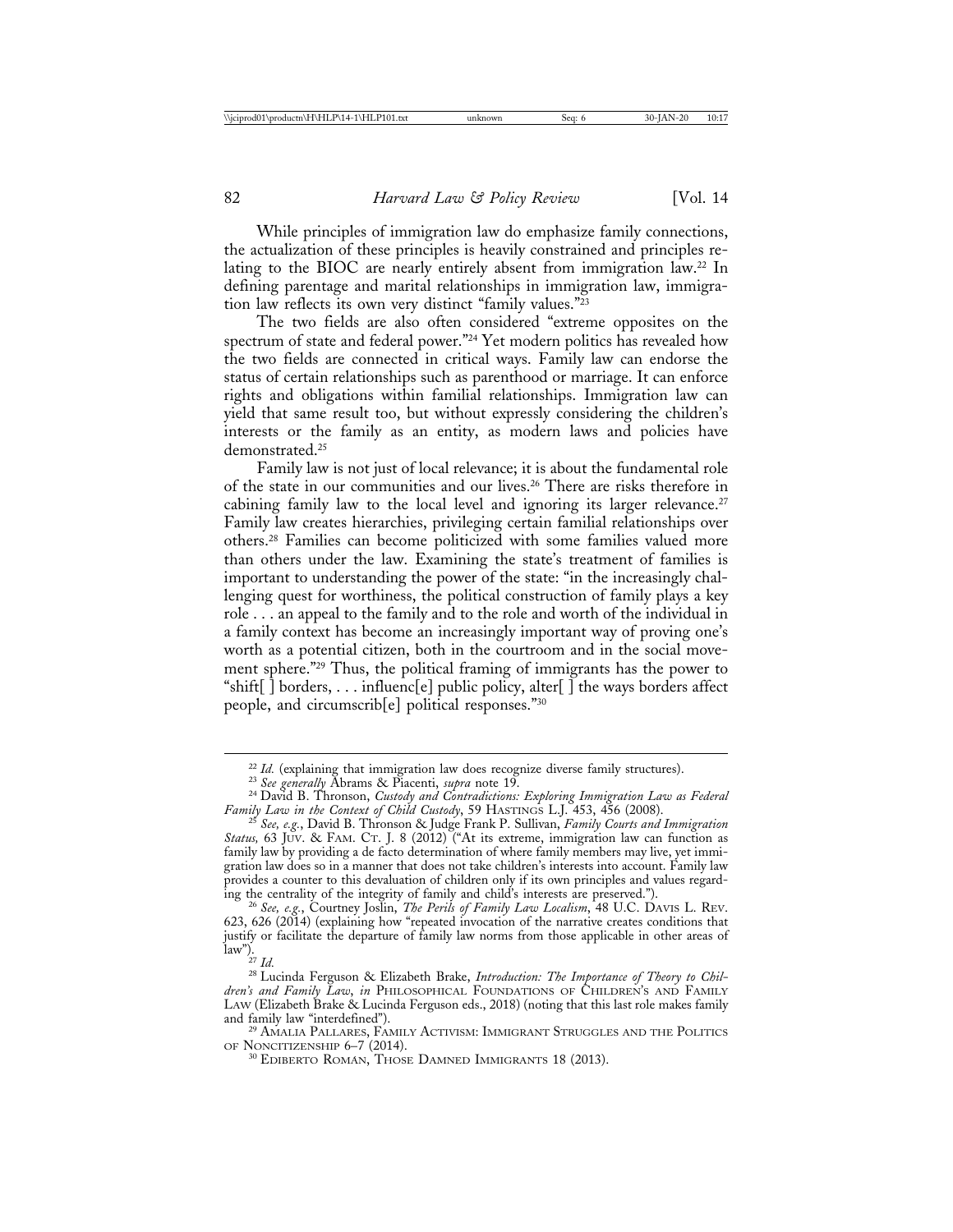While principles of immigration law do emphasize family connections, the actualization of these principles is heavily constrained and principles relating to the BIOC are nearly entirely absent from immigration law.[22] In defining parentage and marital relationships in immigration law, immigration law reflects its own very distinct "family values."[23]

The two fields are also often considered "extreme opposites on the spectrum of state and federal power."[24] Yet modern politics has revealed how the two fields are connected in critical ways. Family law can endorse the status of certain relationships such as parenthood or marriage. It can enforce rights and obligations within familial relationships. Immigration law can yield that same result too, but without expressly considering the children's interests or the family as an entity, as modern laws and policies have demonstrated.[25]

Family law is not just of local relevance; it is about the fundamental role of the state in our communities and our lives.[26] There are risks therefore in cabining family law to the local level and ignoring its larger relevance.[27] Family law creates hierarchies, privileging certain familial relationships over others.[28] Families can become politicized with some families valued more than others under the law. Examining the state's treatment of families is important to understanding the power of the state: "in the increasingly challenging quest for worthiness, the political construction of family plays a key role . . . an appeal to the family and to the role and worth of the individual in a family context has become an increasingly important way of proving one's worth as a potential citizen, both in the courtroom and in the social movement sphere."[29] Thus, the political framing of immigrants has the power to "shift[ ] borders, . . . influenc[e] public policy, alter[ ] the ways borders affect people, and circumscrib[e] political responses."[30]

---

[22] *Id.* (explaining that immigration law does recognize diverse family structures).

[23] *See generally* Abrams & Piacenti, *supra* note 19.

[24] David B. Thronson, *Custody and Contradictions: Exploring Immigration Law as Federal Family Law in the Context of Child Custody*, 59 HASTINGS L.J. 453, 456 (2008).

[25] *See, e.g.*, David B. Thronson & Judge Frank P. Sullivan, *Family Courts and Immigration Status,* 63 JUV. & FAM. CT. J. 8 (2012) ("At its extreme, immigration law can function as family law by providing a de facto determination of where family members may live, yet immigration law does so in a manner that does not take children's interests into account. Family law provides a counter to this devaluation of children only if its own principles and values regarding the centrality of the integrity of family and child's interests are preserved.").

[26] *See, e.g.*, Courtney Joslin, *The Perils of Family Law Localism*, 48 U.C. DAVIS L. REV. 623, 626 (2014) (explaining how "repeated invocation of the narrative creates conditions that justify or facilitate the departure of family law norms from those applicable in other areas of law").

[27] *Id.*

[28] Lucinda Ferguson & Elizabeth Brake, *Introduction: The Importance of Theory to Children's and Family Law*, *in* PHILOSOPHICAL FOUNDATIONS OF CHILDREN'S AND FAMILY LAW (Elizabeth Brake & Lucinda Ferguson eds., 2018) (noting that this last role makes family and family law "interdefined").

[29] AMALIA PALLARES, FAMILY ACTIVISM: IMMIGRANT STRUGGLES AND THE POLITICS OF NONCITIZENSHIP 6–7 (2014).

[30] EDIBERTO ROMÁN, THOSE DAMNED IMMIGRANTS 18 (2013).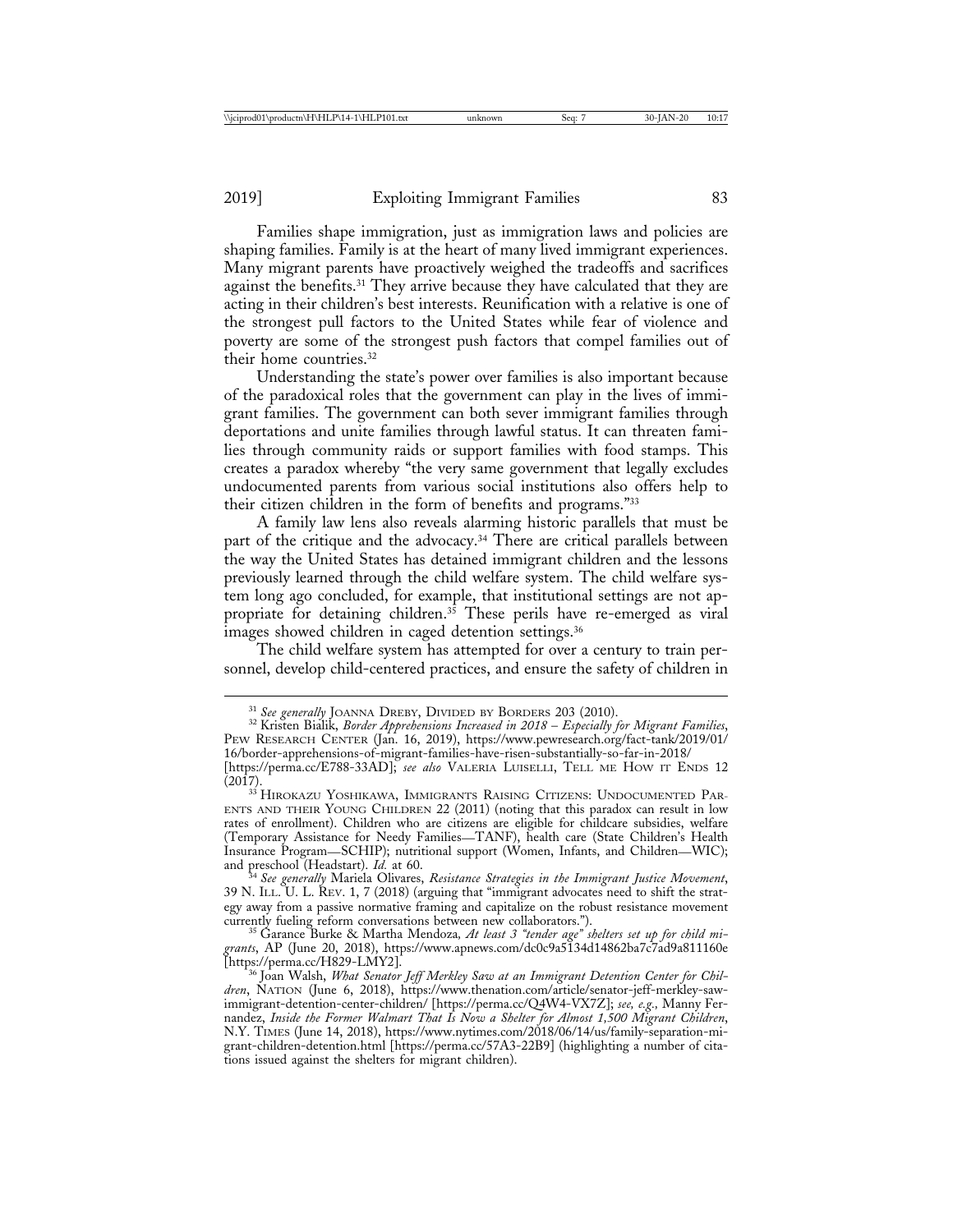Families shape immigration, just as immigration laws and policies are shaping families. Family is at the heart of many lived immigrant experiences. Many migrant parents have proactively weighed the tradeoffs and sacrifices against the benefits.[31] They arrive because they have calculated that they are acting in their children's best interests. Reunification with a relative is one of the strongest pull factors to the United States while fear of violence and poverty are some of the strongest push factors that compel families out of their home countries.[32]

Understanding the state's power over families is also important because of the paradoxical roles that the government can play in the lives of immigrant families. The government can both sever immigrant families through deportations and unite families through lawful status. It can threaten families through community raids or support families with food stamps. This creates a paradox whereby "the very same government that legally excludes undocumented parents from various social institutions also offers help to their citizen children in the form of benefits and programs."[33]

A family law lens also reveals alarming historic parallels that must be part of the critique and the advocacy.[34] There are critical parallels between the way the United States has detained immigrant children and the lessons previously learned through the child welfare system. The child welfare system long ago concluded, for example, that institutional settings are not appropriate for detaining children.[35] These perils have re-emerged as viral images showed children in caged detention settings.[36]

The child welfare system has attempted for over a century to train personnel, develop child-centered practices, and ensure the safety of children in

---

[31] *See generally* Joanna Dreby, Divided by Borders 203 (2010).

[32] Kristen Bialik, *Border Apprehensions Increased in 2018 – Especially for Migrant Families*, Pew Research Center (Jan. 16, 2019), https://www.pewresearch.org/fact-tank/2019/01/16/border-apprehensions-of-migrant-families-have-risen-substantially-so-far-in-2018/ [https://perma.cc/E788-33AD]; *see also* Valeria Luiselli, Tell me How it Ends 12 (2017).

[33] Hirokazu Yoshikawa, Immigrants Raising Citizens: Undocumented Parents and their Young Children 22 (2011) (noting that this paradox can result in low rates of enrollment). Children who are citizens are eligible for childcare subsidies, welfare (Temporary Assistance for Needy Families—TANF), health care (State Children's Health Insurance Program—SCHIP); nutritional support (Women, Infants, and Children—WIC); and preschool (Headstart). *Id.* at 60.

[34] *See generally* Mariela Olivares, *Resistance Strategies in the Immigrant Justice Movement*, 39 N. Ill. U. L. Rev. 1, 7 (2018) (arguing that "immigrant advocates need to shift the strategy away from a passive normative framing and capitalize on the robust resistance movement currently fueling reform conversations between new collaborators.").

[35] Garance Burke & Martha Mendoza, *At least 3 "tender age" shelters set up for child migrants*, AP (June 20, 2018), https://www.apnews.com/dc0c9a5134d14862ba7c7ad9a811160e [https://perma.cc/H829-LMY2].

[36] Joan Walsh, *What Senator Jeff Merkley Saw at an Immigrant Detention Center for Children*, Nation (June 6, 2018), https://www.thenation.com/article/senator-jeff-merkley-saw-immigrant-detention-center-children/ [https://perma.cc/Q4W4-VX7Z]; *see, e.g.*, Manny Fernandez, *Inside the Former Walmart That Is Now a Shelter for Almost 1,500 Migrant Children*, N.Y. Times (June 14, 2018), https://www.nytimes.com/2018/06/14/us/family-separation-migrant-children-detention.html [https://perma.cc/57A3-22B9] (highlighting a number of citations issued against the shelters for migrant children).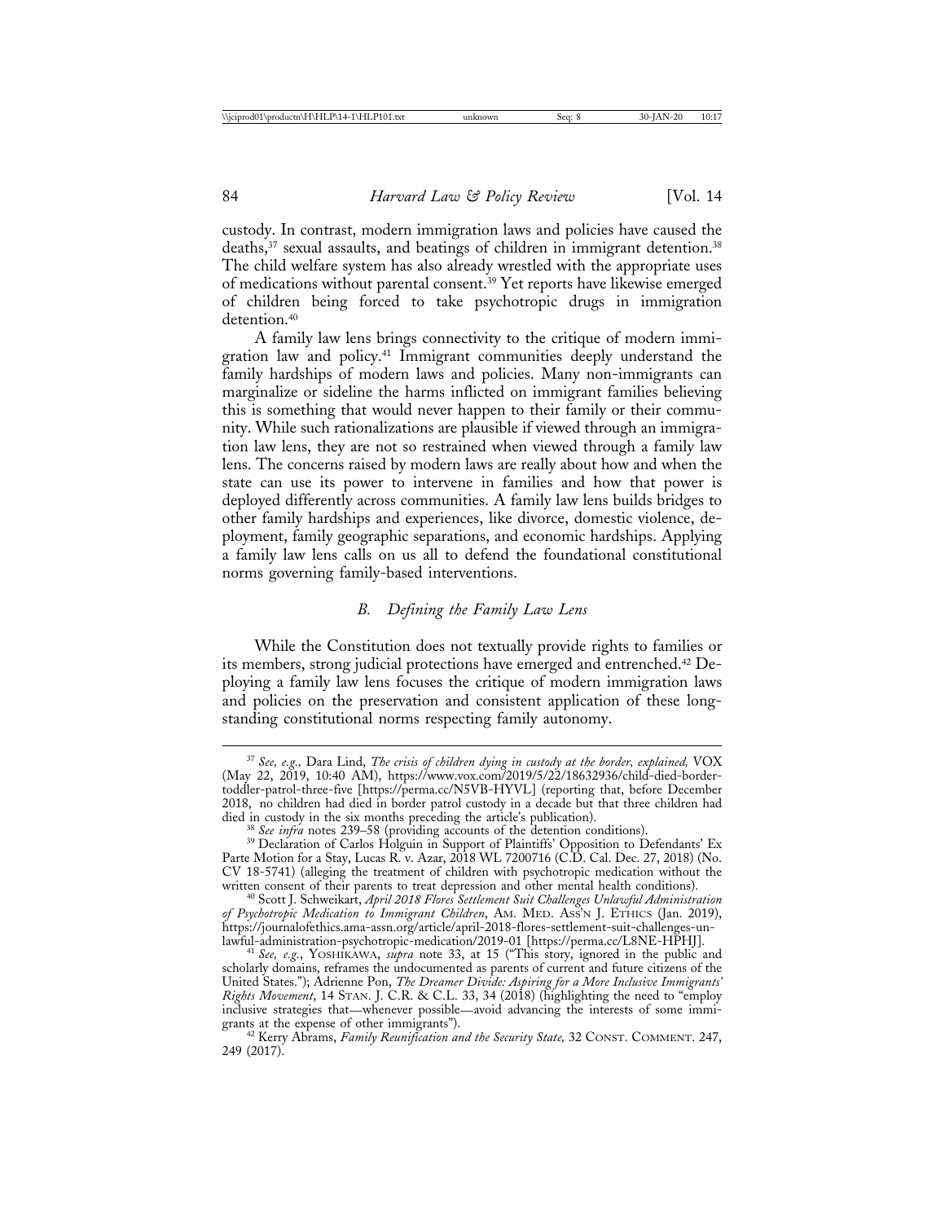custody. In contrast, modern immigration laws and policies have caused the deaths,[37] sexual assaults, and beatings of children in immigrant detention.[38] The child welfare system has also already wrestled with the appropriate uses of medications without parental consent.[39] Yet reports have likewise emerged of children being forced to take psychotropic drugs in immigration detention.[40]

A family law lens brings connectivity to the critique of modern immigration law and policy.[41] Immigrant communities deeply understand the family hardships of modern laws and policies. Many non-immigrants can marginalize or sideline the harms inflicted on immigrant families believing this is something that would never happen to their family or their community. While such rationalizations are plausible if viewed through an immigration law lens, they are not so restrained when viewed through a family law lens. The concerns raised by modern laws are really about how and when the state can use its power to intervene in families and how that power is deployed differently across communities. A family law lens builds bridges to other family hardships and experiences, like divorce, domestic violence, deployment, family geographic separations, and economic hardships. Applying a family law lens calls on us all to defend the foundational constitutional norms governing family-based interventions.

### B. Defining the Family Law Lens

While the Constitution does not textually provide rights to families or its members, strong judicial protections have emerged and entrenched.[42] Deploying a family law lens focuses the critique of modern immigration laws and policies on the preservation and consistent application of these longstanding constitutional norms respecting family autonomy.

---

[37] *See, e.g.,* Dara Lind, *The crisis of children dying in custody at the border, explained,* VOX (May 22, 2019, 10:40 AM), https://www.vox.com/2019/5/22/18632936/child-died-border-toddler-patrol-three-five [https://perma.cc/N5VB-HYVL] (reporting that, before December 2018, no children had died in border patrol custody in a decade but that three children had died in custody in the six months preceding the article's publication).

[38] *See infra* notes 239–58 (providing accounts of the detention conditions).

[39] Declaration of Carlos Holguin in Support of Plaintiffs' Opposition to Defendants' Ex Parte Motion for a Stay, Lucas R. v. Azar, 2018 WL 7200716 (C.D. Cal. Dec. 27, 2018) (No. CV 18-5741) (alleging the treatment of children with psychotropic medication without the written consent of their parents to treat depression and other mental health conditions).

[40] Scott J. Schweikart, *April 2018 Flores Settlement Suit Challenges Unlawful Administration of Psychotropic Medication to Immigrant Children*, AM. MED. ASS'N J. ETHICS (Jan. 2019), https://journalofethics.ama-assn.org/article/april-2018-flores-settlement-suit-challenges-unlawful-administration-psychotropic-medication/2019-01 [https://perma.cc/L8NE-HPHJ].

[41] *See, e.g.*, YOSHIKAWA, *supra* note 33, at 15 ("This story, ignored in the public and scholarly domains, reframes the undocumented as parents of current and future citizens of the United States."); Adrienne Pon, *The Dreamer Divide: Aspiring for a More Inclusive Immigrants' Rights Movement*, 14 STAN. J. C.R. & C.L. 33, 34 (2018) (highlighting the need to "employ inclusive strategies that—whenever possible—avoid advancing the interests of some immigrants at the expense of other immigrants").

[42] Kerry Abrams, *Family Reunification and the Security State,* 32 CONST. COMMENT. 247, 249 (2017).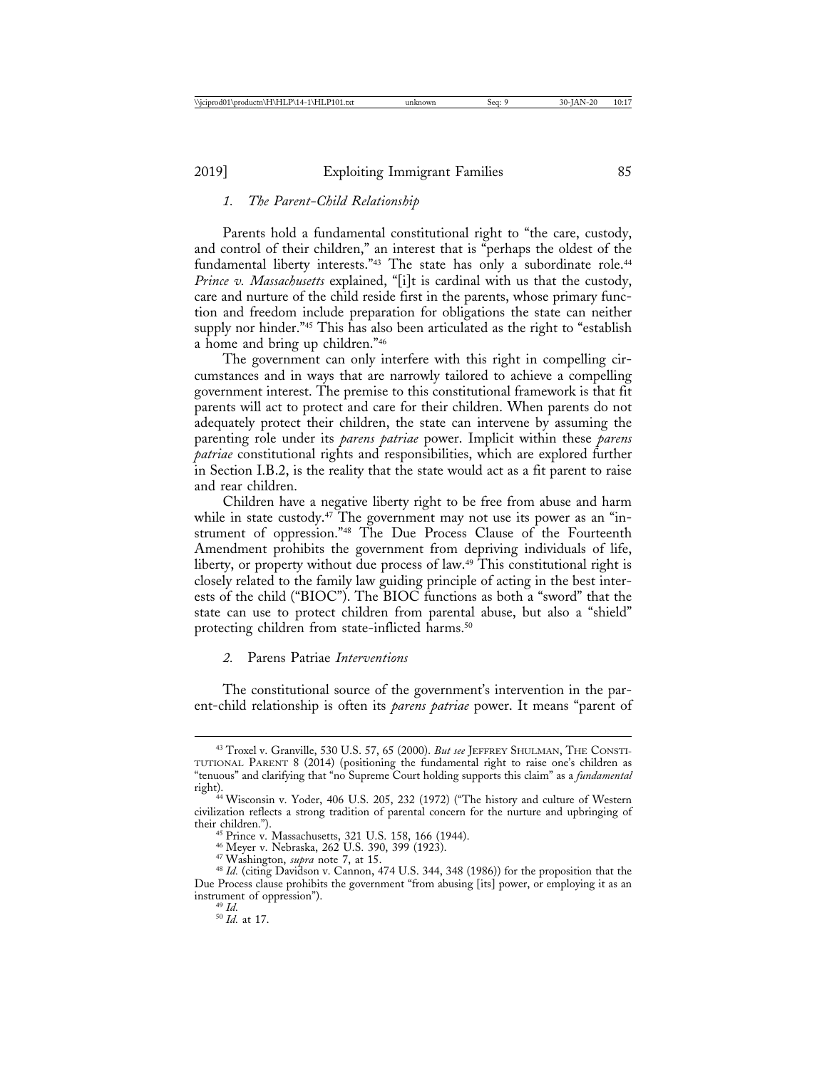### *1. The Parent-Child Relationship*

Parents hold a fundamental constitutional right to "the care, custody, and control of their children," an interest that is "perhaps the oldest of the fundamental liberty interests."[43] The state has only a subordinate role.[44] *Prince v. Massachusetts* explained, "[i]t is cardinal with us that the custody, care and nurture of the child reside first in the parents, whose primary function and freedom include preparation for obligations the state can neither supply nor hinder."[45] This has also been articulated as the right to "establish a home and bring up children."[46]

The government can only interfere with this right in compelling circumstances and in ways that are narrowly tailored to achieve a compelling government interest. The premise to this constitutional framework is that fit parents will act to protect and care for their children. When parents do not adequately protect their children, the state can intervene by assuming the parenting role under its *parens patriae* power. Implicit within these *parens patriae* constitutional rights and responsibilities, which are explored further in Section I.B.2, is the reality that the state would act as a fit parent to raise and rear children.

Children have a negative liberty right to be free from abuse and harm while in state custody.[47] The government may not use its power as an "instrument of oppression."[48] The Due Process Clause of the Fourteenth Amendment prohibits the government from depriving individuals of life, liberty, or property without due process of law.[49] This constitutional right is closely related to the family law guiding principle of acting in the best interests of the child ("BIOC"). The BIOC functions as both a "sword" that the state can use to protect children from parental abuse, but also a "shield" protecting children from state-inflicted harms.[50]

### *2.* Parens Patriae *Interventions*

The constitutional source of the government's intervention in the parent-child relationship is often its *parens patriae* power. It means "parent of

---

[43] Troxel v. Granville, 530 U.S. 57, 65 (2000). *But see* JEFFREY SHULMAN, THE CONSTITUTIONAL PARENT 8 (2014) (positioning the fundamental right to raise one's children as "tenuous" and clarifying that "no Supreme Court holding supports this claim" as a *fundamental* right).

[44] Wisconsin v. Yoder, 406 U.S. 205, 232 (1972) ("The history and culture of Western civilization reflects a strong tradition of parental concern for the nurture and upbringing of their children.").

[45] Prince v. Massachusetts, 321 U.S. 158, 166 (1944).

[46] Meyer v. Nebraska, 262 U.S. 390, 399 (1923).

[47] Washington, *supra* note 7, at 15.

[48] *Id.* (citing Davidson v. Cannon, 474 U.S. 344, 348 (1986)) for the proposition that the Due Process clause prohibits the government "from abusing [its] power, or employing it as an instrument of oppression").

[49] *Id.*

[50] *Id.* at 17.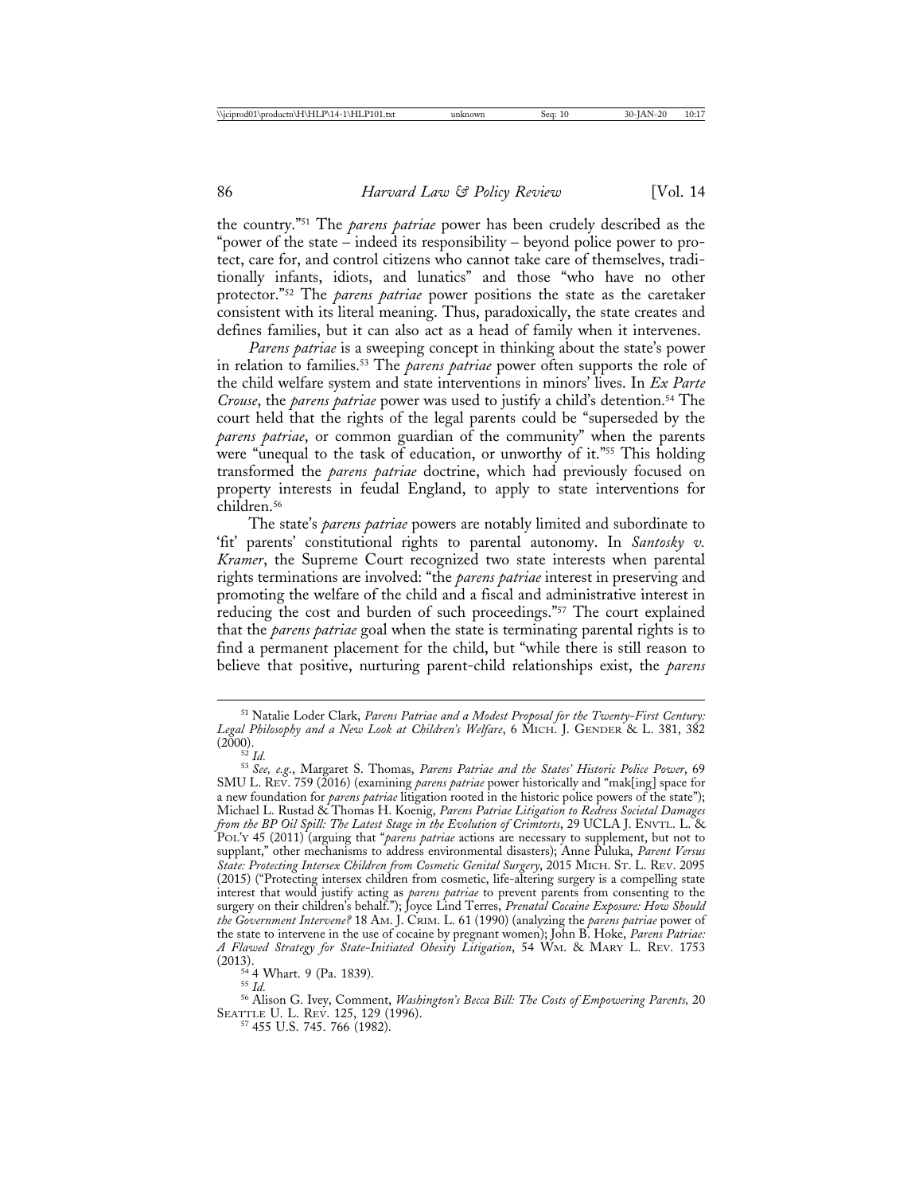the country."[51] The *parens patriae* power has been crudely described as the "power of the state – indeed its responsibility – beyond police power to protect, care for, and control citizens who cannot take care of themselves, traditionally infants, idiots, and lunatics" and those "who have no other protector."[52] The *parens patriae* power positions the state as the caretaker consistent with its literal meaning. Thus, paradoxically, the state creates and defines families, but it can also act as a head of family when it intervenes.

*Parens patriae* is a sweeping concept in thinking about the state's power in relation to families.[53] The *parens patriae* power often supports the role of the child welfare system and state interventions in minors' lives. In *Ex Parte Crouse*, the *parens patriae* power was used to justify a child's detention.[54] The court held that the rights of the legal parents could be "superseded by the *parens patriae*, or common guardian of the community" when the parents were "unequal to the task of education, or unworthy of it."[55] This holding transformed the *parens patriae* doctrine, which had previously focused on property interests in feudal England, to apply to state interventions for children.[56]

The state's *parens patriae* powers are notably limited and subordinate to 'fit' parents' constitutional rights to parental autonomy. In *Santosky v. Kramer*, the Supreme Court recognized two state interests when parental rights terminations are involved: "the *parens patriae* interest in preserving and promoting the welfare of the child and a fiscal and administrative interest in reducing the cost and burden of such proceedings."[57] The court explained that the *parens patriae* goal when the state is terminating parental rights is to find a permanent placement for the child, but "while there is still reason to believe that positive, nurturing parent-child relationships exist, the *parens*

---

[51] Natalie Loder Clark, *Parens Patriae and a Modest Proposal for the Twenty-First Century: Legal Philosophy and a New Look at Children's Welfare*, 6 MICH. J. GENDER & L. 381, 382 (2000).

[52] *Id.*

[53] *See, e.g.*, Margaret S. Thomas, *Parens Patriae and the States' Historic Police Power*, 69 SMU L. REV. 759 (2016) (examining *parens patriae* power historically and "mak[ing] space for a new foundation for *parens patriae* litigation rooted in the historic police powers of the state"); Michael L. Rustad & Thomas H. Koenig, *Parens Patriae Litigation to Redress Societal Damages from the BP Oil Spill: The Latest Stage in the Evolution of Crimtorts*, 29 UCLA J. ENVTL. L. & POL'Y 45 (2011) (arguing that "*parens patriae* actions are necessary to supplement, but not to supplant," other mechanisms to address environmental disasters); Anne Puluka, *Parent Versus State: Protecting Intersex Children from Cosmetic Genital Surgery*, 2015 MICH. ST. L. REV. 2095 (2015) ("Protecting intersex children from cosmetic, life-altering surgery is a compelling state interest that would justify acting as *parens patriae* to prevent parents from consenting to the surgery on their children's behalf."); Joyce Lind Terres, *Prenatal Cocaine Exposure: How Should the Government Intervene?* 18 AM. J. CRIM. L. 61 (1990) (analyzing the *parens patriae* power of the state to intervene in the use of cocaine by pregnant women); John B. Hoke, *Parens Patriae: A Flawed Strategy for State-Initiated Obesity Litigation*, 54 WM. & MARY L. REV. 1753 (2013).

[54] 4 Whart. 9 (Pa. 1839).

[55] *Id.*

[56] Alison G. Ivey, Comment, *Washington's Becca Bill: The Costs of Empowering Parents,* 20 SEATTLE U. L. REV. 125, 129 (1996).

[57] 455 U.S. 745. 766 (1982).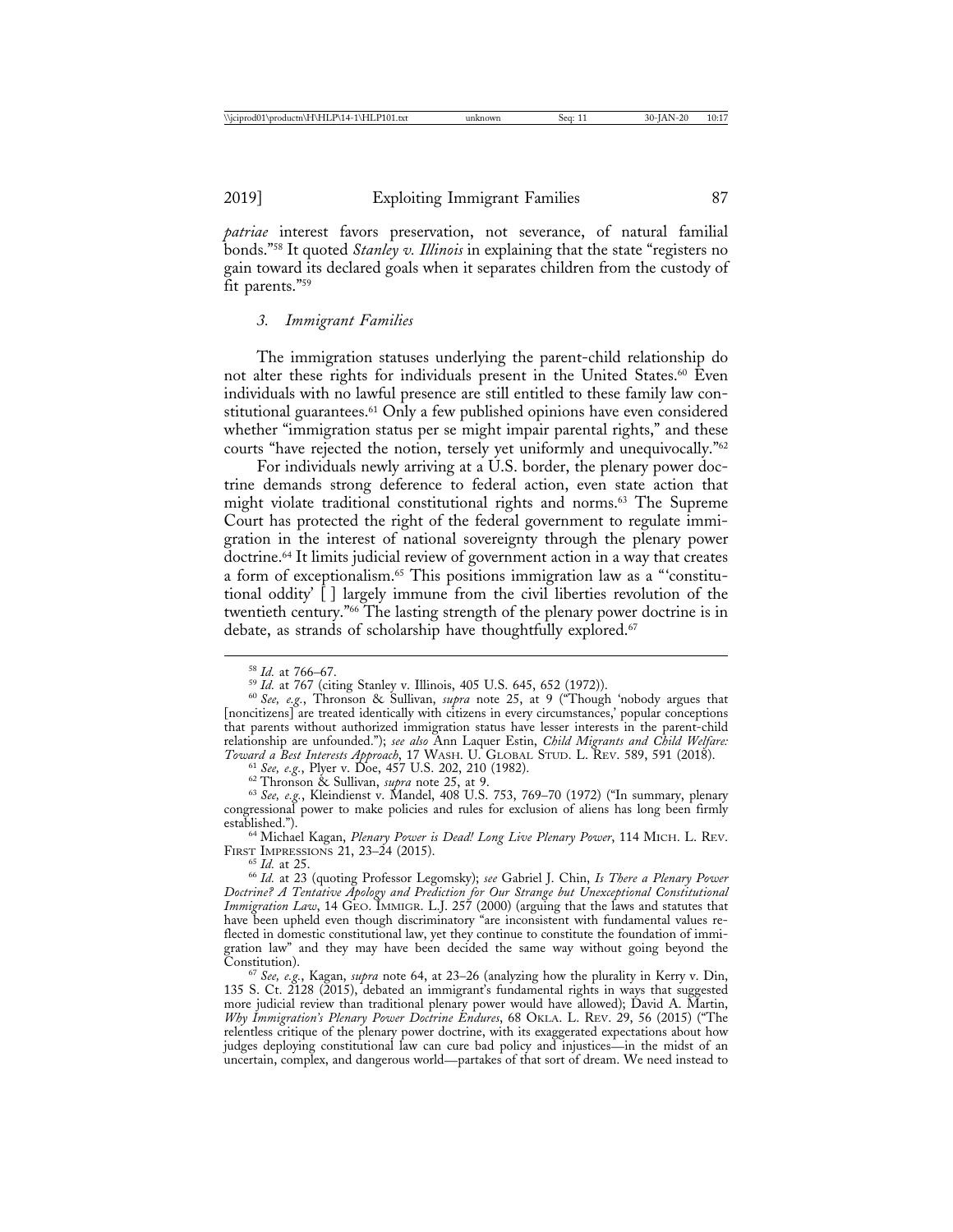*patriae* interest favors preservation, not severance, of natural familial bonds."[58] It quoted *Stanley v. Illinois* in explaining that the state "registers no gain toward its declared goals when it separates children from the custody of fit parents."[59]

### 3. Immigrant Families

The immigration statuses underlying the parent-child relationship do not alter these rights for individuals present in the United States.[60] Even individuals with no lawful presence are still entitled to these family law constitutional guarantees.[61] Only a few published opinions have even considered whether "immigration status per se might impair parental rights," and these courts "have rejected the notion, tersely yet uniformly and unequivocally."[62]

For individuals newly arriving at a U.S. border, the plenary power doctrine demands strong deference to federal action, even state action that might violate traditional constitutional rights and norms.[63] The Supreme Court has protected the right of the federal government to regulate immigration in the interest of national sovereignty through the plenary power doctrine.[64] It limits judicial review of government action in a way that creates a form of exceptionalism.[65] This positions immigration law as a "'constitutional oddity' [ ] largely immune from the civil liberties revolution of the twentieth century."[66] The lasting strength of the plenary power doctrine is in debate, as strands of scholarship have thoughtfully explored.[67]

---

[58] *Id.* at 766–67.

[59] *Id.* at 767 (citing Stanley v. Illinois, 405 U.S. 645, 652 (1972)).

[60] *See, e.g.*, Thronson & Sullivan, *supra* note 25, at 9 ("Though 'nobody argues that [noncitizens] are treated identically with citizens in every circumstances,' popular conceptions that parents without authorized immigration status have lesser interests in the parent-child relationship are unfounded."); *see also* Ann Laquer Estin, *Child Migrants and Child Welfare: Toward a Best Interests Approach*, 17 WASH. U. GLOBAL STUD. L. REV. 589, 591 (2018).

[61] *See, e.g.*, Plyer v. Doe, 457 U.S. 202, 210 (1982).

[62] Thronson & Sullivan, *supra* note 25, at 9.

[63] *See, e.g.*, Kleindienst v. Mandel, 408 U.S. 753, 769–70 (1972) ("In summary, plenary congressional power to make policies and rules for exclusion of aliens has long been firmly established.").

[64] Michael Kagan, *Plenary Power is Dead! Long Live Plenary Power*, 114 MICH. L. REV. FIRST IMPRESSIONS 21, 23–24 (2015).

[65] *Id.* at 25.

[66] *Id.* at 23 (quoting Professor Legomsky); *see* Gabriel J. Chin, *Is There a Plenary Power Doctrine? A Tentative Apology and Prediction for Our Strange but Unexceptional Constitutional Immigration Law*, 14 GEO. IMMIGR. L.J. 257 (2000) (arguing that the laws and statutes that have been upheld even though discriminatory "are inconsistent with fundamental values reflected in domestic constitutional law, yet they continue to constitute the foundation of immigration law" and they may have been decided the same way without going beyond the Constitution).

[67] *See, e.g.*, Kagan, *supra* note 64, at 23–26 (analyzing how the plurality in Kerry v. Din, 135 S. Ct. 2128 (2015), debated an immigrant's fundamental rights in ways that suggested more judicial review than traditional plenary power would have allowed); David A. Martin, *Why Immigration's Plenary Power Doctrine Endures*, 68 OKLA. L. REV. 29, 56 (2015) ("The relentless critique of the plenary power doctrine, with its exaggerated expectations about how judges deploying constitutional law can cure bad policy and injustices—in the midst of an uncertain, complex, and dangerous world—partakes of that sort of dream. We need instead to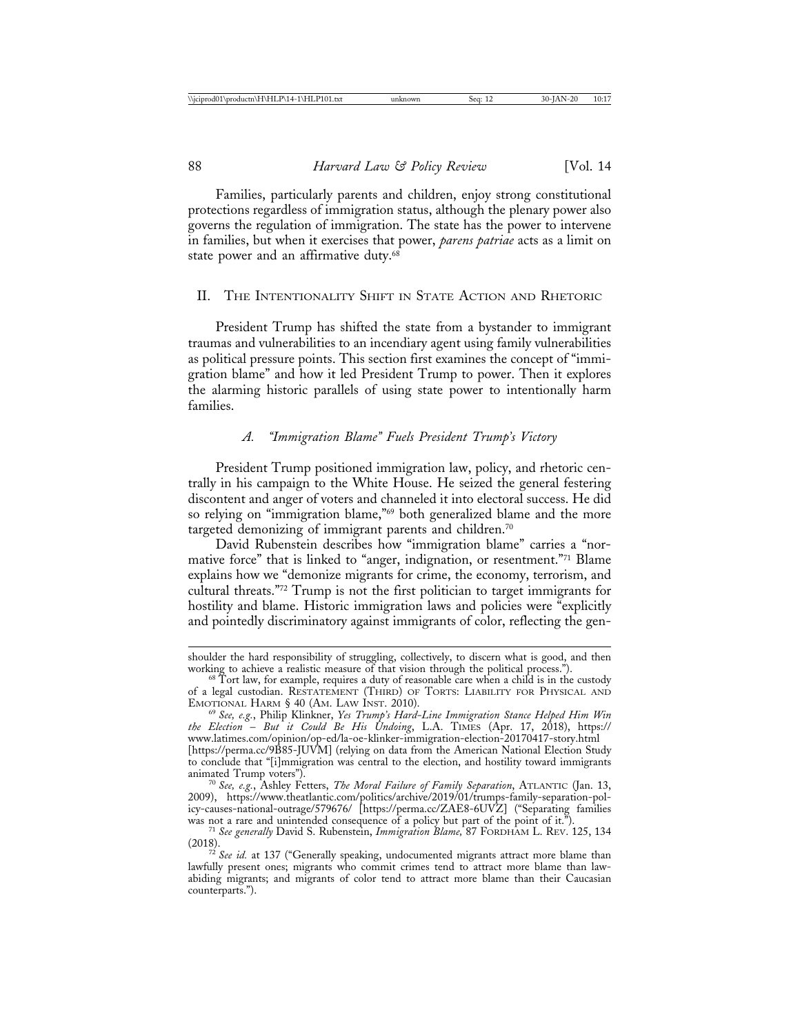Families, particularly parents and children, enjoy strong constitutional protections regardless of immigration status, although the plenary power also governs the regulation of immigration. The state has the power to intervene in families, but when it exercises that power, *parens patriae* acts as a limit on state power and an affirmative duty.[68]

## II. The Intentionality Shift in State Action and Rhetoric

President Trump has shifted the state from a bystander to immigrant traumas and vulnerabilities to an incendiary agent using family vulnerabilities as political pressure points. This section first examines the concept of "immigration blame" and how it led President Trump to power. Then it explores the alarming historic parallels of using state power to intentionally harm families.

### A. *"Immigration Blame" Fuels President Trump's Victory*

President Trump positioned immigration law, policy, and rhetoric centrally in his campaign to the White House. He seized the general festering discontent and anger of voters and channeled it into electoral success. He did so relying on "immigration blame,"[69] both generalized blame and the more targeted demonizing of immigrant parents and children.[70]

David Rubenstein describes how "immigration blame" carries a "normative force" that is linked to "anger, indignation, or resentment."[71] Blame explains how we "demonize migrants for crime, the economy, terrorism, and cultural threats."[72] Trump is not the first politician to target immigrants for hostility and blame. Historic immigration laws and policies were "explicitly and pointedly discriminatory against immigrants of color, reflecting the gen-

---

shoulder the hard responsibility of struggling, collectively, to discern what is good, and then working to achieve a realistic measure of that vision through the political process.").

[68] Tort law, for example, requires a duty of reasonable care when a child is in the custody of a legal custodian. Restatement (Third) of Torts: Liability for Physical and Emotional Harm § 40 (Am. Law Inst. 2010).

[69] *See, e.g.*, Philip Klinkner, *Yes Trump's Hard-Line Immigration Stance Helped Him Win the Election – But it Could Be His Undoing*, L.A. Times (Apr. 17, 2018), https://www.latimes.com/opinion/op-ed/la-oe-klinker-immigration-election-20170417-story.html [https://perma.cc/9B85-JUVM] (relying on data from the American National Election Study to conclude that "[i]mmigration was central to the election, and hostility toward immigrants animated Trump voters").

[70] *See, e.g.*, Ashley Fetters, *The Moral Failure of Family Separation*, Atlantic (Jan. 13, 2009), https://www.theatlantic.com/politics/archive/2019/01/trumps-family-separation-policy-causes-national-outrage/579676/ [https://perma.cc/ZAE8-6UVZ] ("Separating families was not a rare and unintended consequence of a policy but part of the point of it.").

[71] *See generally* David S. Rubenstein, *Immigration Blame*, 87 Fordham L. Rev. 125, 134 (2018).

[72] *See id.* at 137 ("Generally speaking, undocumented migrants attract more blame than lawfully present ones; migrants who commit crimes tend to attract more blame than law-abiding migrants; and migrants of color tend to attract more blame than their Caucasian counterparts.").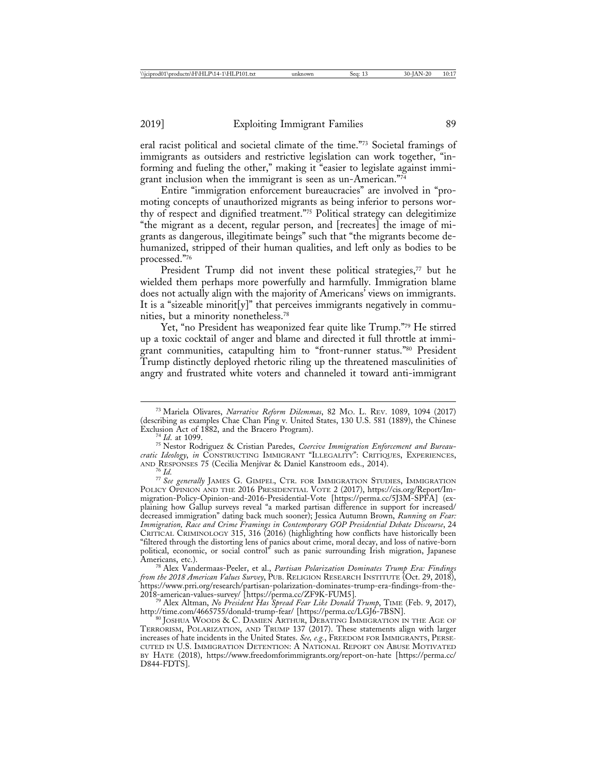eral racist political and societal climate of the time."[73] Societal framings of immigrants as outsiders and restrictive legislation can work together, "informing and fueling the other," making it "easier to legislate against immigrant inclusion when the immigrant is seen as un-American."[74]

Entire "immigration enforcement bureaucracies" are involved in "promoting concepts of unauthorized migrants as being inferior to persons worthy of respect and dignified treatment."[75] Political strategy can delegitimize "the migrant as a decent, regular person, and [recreates] the image of migrants as dangerous, illegitimate beings" such that "the migrants become dehumanized, stripped of their human qualities, and left only as bodies to be processed."[76]

President Trump did not invent these political strategies,[77] but he wielded them perhaps more powerfully and harmfully. Immigration blame does not actually align with the majority of Americans' views on immigrants. It is a "sizeable minorit[y]" that perceives immigrants negatively in communities, but a minority nonetheless.[78]

Yet, "no President has weaponized fear quite like Trump."[79] He stirred up a toxic cocktail of anger and blame and directed it full throttle at immigrant communities, catapulting him to "front-runner status."[80] President Trump distinctly deployed rhetoric riling up the threatened masculinities of angry and frustrated white voters and channeled it toward anti-immigrant

---

[73] Mariela Olivares, *Narrative Reform Dilemmas*, 82 MO. L. REV. 1089, 1094 (2017) (describing as examples Chae Chan Ping v. United States, 130 U.S. 581 (1889), the Chinese Exclusion Act of 1882, and the Bracero Program).

[74] *Id.* at 1099.

[75] Nestor Rodriguez & Cristian Paredes, *Coercive Immigration Enforcement and Bureaucratic Ideology*, *in* CONSTRUCTING IMMIGRANT "ILLEGALITY": CRITIQUES, EXPERIENCES, AND RESPONSES 75 (Cecilia Menjívar & Daniel Kanstroom eds., 2014).

[76] *Id.*

[77] *See generally* JAMES G. GIMPEL, CTR. FOR IMMIGRATION STUDIES, IMMIGRATION POLICY OPINION AND THE 2016 PRESIDENTIAL VOTE 2 (2017), https://cis.org/Report/Immigration-Policy-Opinion-and-2016-Presidential-Vote [https://perma.cc/5J3M-SPFA] (explaining how Gallup surveys reveal "a marked partisan difference in support for increased/decreased immigration" dating back much sooner); Jessica Autumn Brown, *Running on Fear: Immigration, Race and Crime Framings in Contemporary GOP Presidential Debate Discourse*, 24 CRITICAL CRIMINOLOGY 315, 316 (2016) (highlighting how conflicts have historically been "filtered through the distorting lens of panics about crime, moral decay, and loss of native-born political, economic, or social control" such as panic surrounding Irish migration, Japanese Americans, etc.).

[78] Alex Vandermaas-Peeler, et al., *Partisan Polarization Dominates Trump Era: Findings from the 2018 American Values Survey*, PUB. RELIGION RESEARCH INSTITUTE (Oct. 29, 2018), https://www.prri.org/research/partisan-polarization-dominates-trump-era-findings-from-the-2018-american-values-survey/ [https://perma.cc/ZF9K-FUM5].

[79] Alex Altman, *No President Has Spread Fear Like Donald Trump*, TIME (Feb. 9, 2017), http://time.com/4665755/donald-trump-fear/ [https://perma.cc/LGJ6-7BSN].

[80] JOSHUA WOODS & C. DAMIEN ARTHUR, DEBATING IMMIGRATION IN THE AGE OF TERRORISM, POLARIZATION, AND TRUMP 137 (2017). These statements align with larger increases of hate incidents in the United States. *See, e.g.*, FREEDOM FOR IMMIGRANTS, PERSECUTED IN U.S. IMMIGRATION DETENTION: A NATIONAL REPORT ON ABUSE MOTIVATED BY HATE (2018), https://www.freedomforimmigrants.org/report-on-hate [https://perma.cc/D844-FDTS].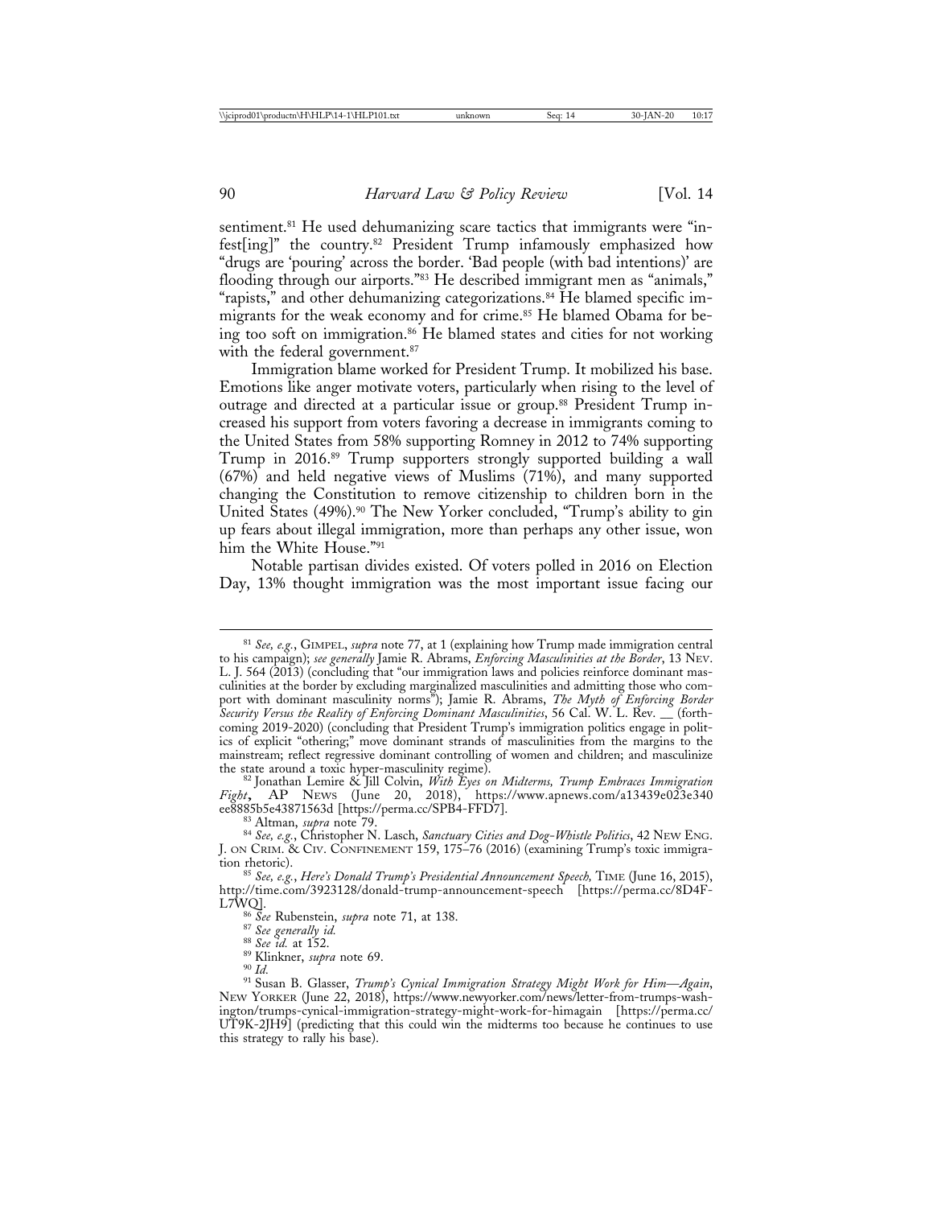sentiment.[81] He used dehumanizing scare tactics that immigrants were "infest[ing]" the country.[82] President Trump infamously emphasized how "drugs are 'pouring' across the border. 'Bad people (with bad intentions)' are flooding through our airports."[83] He described immigrant men as "animals," "rapists," and other dehumanizing categorizations.[84] He blamed specific immigrants for the weak economy and for crime.[85] He blamed Obama for being too soft on immigration.[86] He blamed states and cities for not working with the federal government.[87]

Immigration blame worked for President Trump. It mobilized his base. Emotions like anger motivate voters, particularly when rising to the level of outrage and directed at a particular issue or group.[88] President Trump increased his support from voters favoring a decrease in immigrants coming to the United States from 58% supporting Romney in 2012 to 74% supporting Trump in 2016.[89] Trump supporters strongly supported building a wall (67%) and held negative views of Muslims (71%), and many supported changing the Constitution to remove citizenship to children born in the United States (49%).[90] The New Yorker concluded, "Trump's ability to gin up fears about illegal immigration, more than perhaps any other issue, won him the White House."[91]

Notable partisan divides existed. Of voters polled in 2016 on Election Day, 13% thought immigration was the most important issue facing our

---

[81] *See, e.g.*, GIMPEL, *supra* note 77, at 1 (explaining how Trump made immigration central to his campaign); *see generally* Jamie R. Abrams, *Enforcing Masculinities at the Border*, 13 NEV. L. J. 564 (2013) (concluding that "our immigration laws and policies reinforce dominant masculinities at the border by excluding marginalized masculinities and admitting those who comport with dominant masculinity norms"); Jamie R. Abrams, *The Myth of Enforcing Border Security Versus the Reality of Enforcing Dominant Masculinities*, 56 Cal. W. L. Rev. __ (forthcoming 2019-2020) (concluding that President Trump's immigration politics engage in politics of explicit "othering;" move dominant strands of masculinities from the margins to the mainstream; reflect regressive dominant controlling of women and children; and masculinize the state around a toxic hyper-masculinity regime).

[82] Jonathan Lemire & Jill Colvin, *With Eyes on Midterms, Trump Embraces Immigration Fight*, AP NEWS (June 20, 2018), https://www.apnews.com/a13439e023e340ee8885b5e43871563d [https://perma.cc/SPB4-FFD7].

[83] Altman, *supra* note 79.

[84] *See, e.g.*, Christopher N. Lasch, *Sanctuary Cities and Dog-Whistle Politics*, 42 NEW ENG. J. ON CRIM. & CIV. CONFINEMENT 159, 175–76 (2016) (examining Trump's toxic immigration rhetoric).

[85] *See, e.g.*, *Here's Donald Trump's Presidential Announcement Speech,* TIME (June 16, 2015), http://time.com/3923128/donald-trump-announcement-speech [https://perma.cc/8D4F-L7WQ].

[86] *See* Rubenstein, *supra* note 71, at 138.

[87] *See generally id.*

[88] *See id.* at 152.

[89] Klinkner, *supra* note 69.

[90] *Id.*

[91] Susan B. Glasser, *Trump's Cynical Immigration Strategy Might Work for Him—Again*, NEW YORKER (June 22, 2018), https://www.newyorker.com/news/letter-from-trumps-washington/trumps-cynical-immigration-strategy-might-work-for-himagain [https://perma.cc/UT9K-2JH9] (predicting that this could win the midterms too because he continues to use this strategy to rally his base).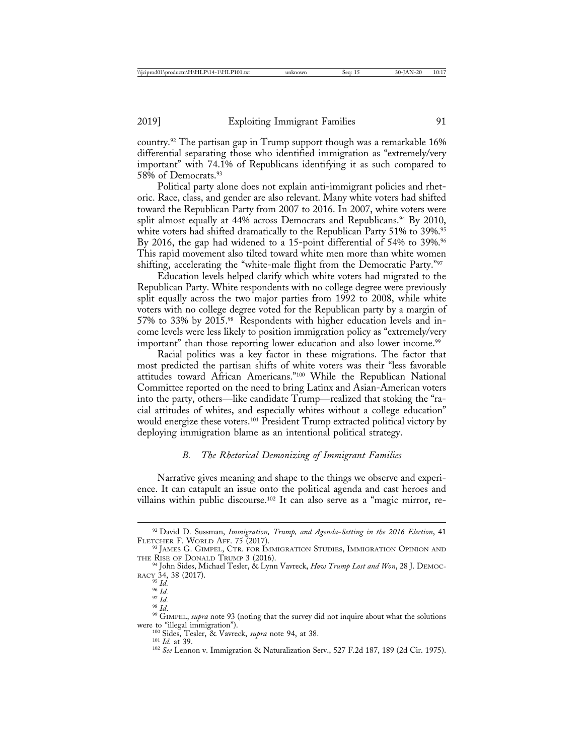country.[92] The partisan gap in Trump support though was a remarkable 16% differential separating those who identified immigration as "extremely/very important" with 74.1% of Republicans identifying it as such compared to 58% of Democrats.[93]

Political party alone does not explain anti-immigrant policies and rhetoric. Race, class, and gender are also relevant. Many white voters had shifted toward the Republican Party from 2007 to 2016. In 2007, white voters were split almost equally at 44% across Democrats and Republicans.[94] By 2010, white voters had shifted dramatically to the Republican Party 51% to 39%.[95] By 2016, the gap had widened to a 15-point differential of 54% to 39%.[96] This rapid movement also tilted toward white men more than white women shifting, accelerating the "white-male flight from the Democratic Party."[97]

Education levels helped clarify which white voters had migrated to the Republican Party. White respondents with no college degree were previously split equally across the two major parties from 1992 to 2008, while white voters with no college degree voted for the Republican party by a margin of 57% to 33% by 2015.[98] Respondents with higher education levels and income levels were less likely to position immigration policy as "extremely/very important" than those reporting lower education and also lower income.[99]

Racial politics was a key factor in these migrations. The factor that most predicted the partisan shifts of white voters was their "less favorable attitudes toward African Americans."[100] While the Republican National Committee reported on the need to bring Latinx and Asian-American voters into the party, others—like candidate Trump—realized that stoking the "racial attitudes of whites, and especially whites without a college education" would energize these voters.[101] President Trump extracted political victory by deploying immigration blame as an intentional political strategy.

### *B. The Rhetorical Demonizing of Immigrant Families*

Narrative gives meaning and shape to the things we observe and experience. It can catapult an issue onto the political agenda and cast heroes and villains within public discourse.[102] It can also serve as a "magic mirror, re-

---

[92] David D. Sussman, *Immigration, Trump, and Agenda-Setting in the 2016 Election*, 41 FLETCHER F. WORLD AFF. 75 (2017).

[93] JAMES G. GIMPEL, CTR. FOR IMMIGRATION STUDIES, IMMIGRATION OPINION AND THE RISE OF DONALD TRUMP 3 (2016).

[94] John Sides, Michael Tesler, & Lynn Vavreck, *How Trump Lost and Won*, 28 J. DEMOCRACY 34, 38 (2017).

[95] *Id.*

[96] *Id.*

[97] *Id.*

[98] *Id*.

[99] GIMPEL, *supra* note 93 (noting that the survey did not inquire about what the solutions were to "illegal immigration").

[100] Sides, Tesler, & Vavreck, *supra* note 94, at 38.

[101] *Id.* at 39.

[102] *See* Lennon v. Immigration & Naturalization Serv., 527 F.2d 187, 189 (2d Cir. 1975).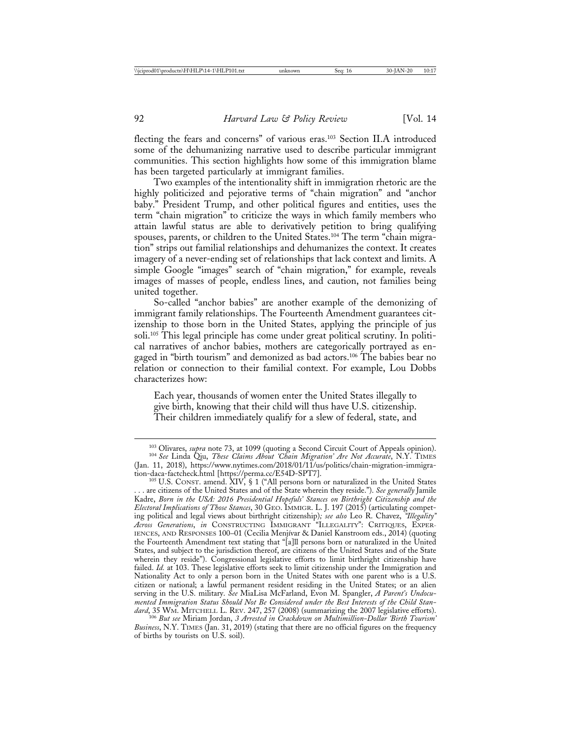flecting the fears and concerns" of various eras.[103] Section II.A introduced some of the dehumanizing narrative used to describe particular immigrant communities. This section highlights how some of this immigration blame has been targeted particularly at immigrant families.

Two examples of the intentionality shift in immigration rhetoric are the highly politicized and pejorative terms of "chain migration" and "anchor baby." President Trump, and other political figures and entities, uses the term "chain migration" to criticize the ways in which family members who attain lawful status are able to derivatively petition to bring qualifying spouses, parents, or children to the United States.[104] The term "chain migration" strips out familial relationships and dehumanizes the context. It creates imagery of a never-ending set of relationships that lack context and limits. A simple Google "images" search of "chain migration," for example, reveals images of masses of people, endless lines, and caution, not families being united together.

So-called "anchor babies" are another example of the demonizing of immigrant family relationships. The Fourteenth Amendment guarantees citizenship to those born in the United States, applying the principle of jus soli.[105] This legal principle has come under great political scrutiny. In political narratives of anchor babies, mothers are categorically portrayed as engaged in "birth tourism" and demonized as bad actors.[106] The babies bear no relation or connection to their familial context. For example, Lou Dobbs characterizes how:

> Each year, thousands of women enter the United States illegally to give birth, knowing that their child will thus have U.S. citizenship. Their children immediately qualify for a slew of federal, state, and

---

[103] Olivares, *supra* note 73, at 1099 (quoting a Second Circuit Court of Appeals opinion).

[104] *See* Linda Qiu, *These Claims About 'Chain Migration' Are Not Accurate*, N.Y. TIMES (Jan. 11, 2018), https://www.nytimes.com/2018/01/11/us/politics/chain-migration-immigration-daca-factcheck.html [https://perma.cc/E54D-SPT7].

[105] U.S. CONST. amend. XIV, § 1 ("All persons born or naturalized in the United States . . . are citizens of the United States and of the State wherein they reside."). *See generally* Jamile Kadre, *Born in the USA: 2016 Presidential Hopefuls' Stances on Birthright Citizenship and the Electoral Implications of Those Stances*, 30 GEO. IMMIGR. L. J. 197 (2015) (articulating competing political and legal views about birthright citizenship)*; see also* Leo R. Chavez, *"Illegality" Across Generations*, *in* CONSTRUCTING IMMIGRANT "ILLEGALITY": CRITIQUES, EXPERIENCES, AND RESPONSES 100–01 (Cecilia Menjívar & Daniel Kanstroom eds., 2014) (quoting the Fourteenth Amendment text stating that "[a]ll persons born or naturalized in the United States, and subject to the jurisdiction thereof, are citizens of the United States and of the State wherein they reside"). Congressional legislative efforts to limit birthright citizenship have failed. *Id.* at 103. These legislative efforts seek to limit citizenship under the Immigration and Nationality Act to only a person born in the United States with one parent who is a U.S. citizen or national; a lawful permanent resident residing in the United States; or an alien serving in the U.S. military. *See* MiaLisa McFarland, Evon M. Spangler, *A Parent's Undocumented Immigration Status Should Not Be Considered under the Best Interests of the Child Standard*, 35 WM. MITCHELL L. REV. 247, 257 (2008) (summarizing the 2007 legislative efforts).

[106] *But see* Miriam Jordan, *3 Arrested in Crackdown on Multimillion-Dollar 'Birth Tourism' Business*, N.Y. TIMES (Jan. 31, 2019) (stating that there are no official figures on the frequency of births by tourists on U.S. soil).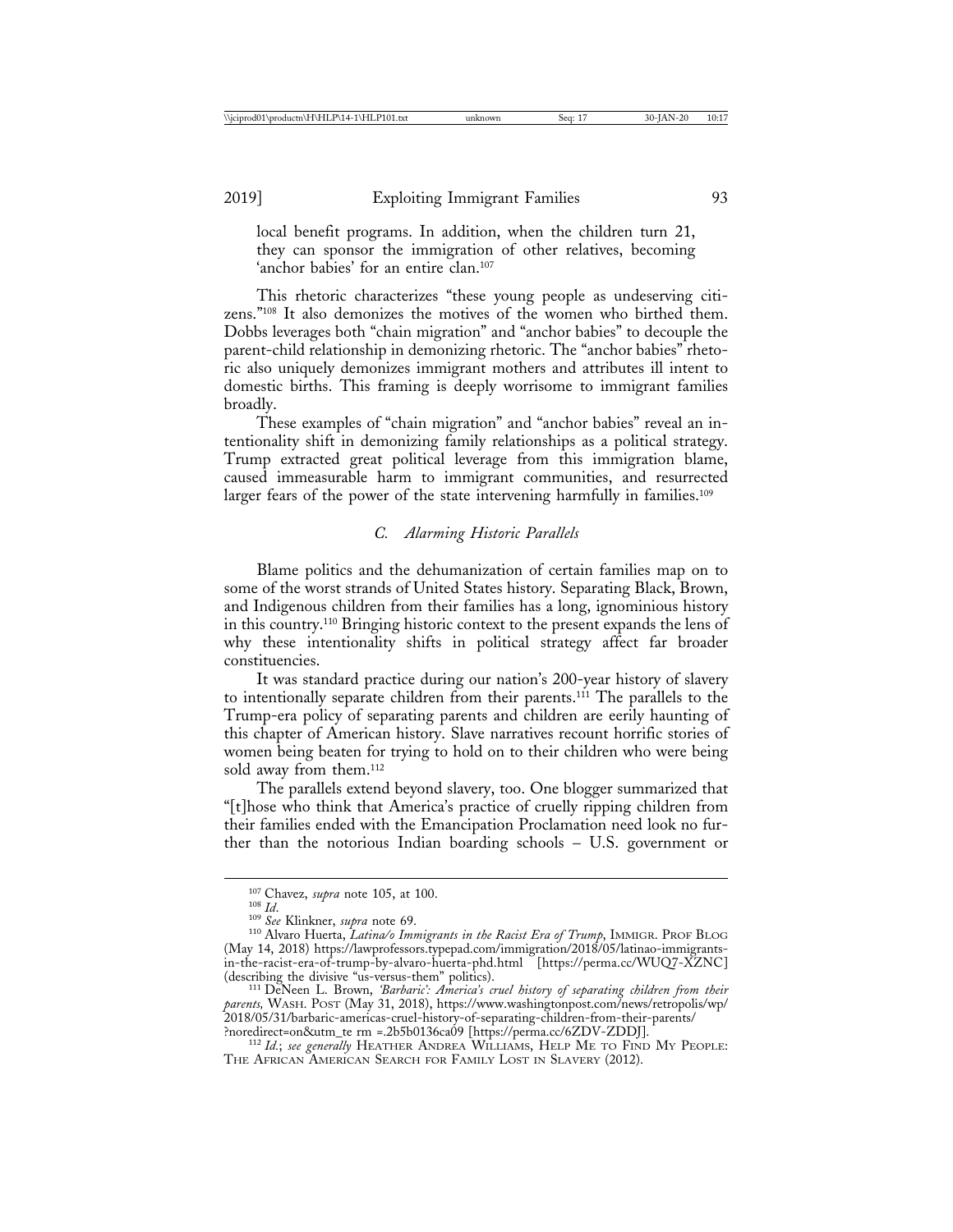local benefit programs. In addition, when the children turn 21, they can sponsor the immigration of other relatives, becoming 'anchor babies' for an entire clan.[107]

This rhetoric characterizes "these young people as undeserving citizens."[108] It also demonizes the motives of the women who birthed them. Dobbs leverages both "chain migration" and "anchor babies" to decouple the parent-child relationship in demonizing rhetoric. The "anchor babies" rhetoric also uniquely demonizes immigrant mothers and attributes ill intent to domestic births. This framing is deeply worrisome to immigrant families broadly.

These examples of "chain migration" and "anchor babies" reveal an intentionality shift in demonizing family relationships as a political strategy. Trump extracted great political leverage from this immigration blame, caused immeasurable harm to immigrant communities, and resurrected larger fears of the power of the state intervening harmfully in families.[109]

### *C. Alarming Historic Parallels*

Blame politics and the dehumanization of certain families map on to some of the worst strands of United States history. Separating Black, Brown, and Indigenous children from their families has a long, ignominious history in this country.[110] Bringing historic context to the present expands the lens of why these intentionality shifts in political strategy affect far broader constituencies.

It was standard practice during our nation's 200-year history of slavery to intentionally separate children from their parents.[111] The parallels to the Trump-era policy of separating parents and children are eerily haunting of this chapter of American history. Slave narratives recount horrific stories of women being beaten for trying to hold on to their children who were being sold away from them.[112]

The parallels extend beyond slavery, too. One blogger summarized that "[t]hose who think that America's practice of cruelly ripping children from their families ended with the Emancipation Proclamation need look no further than the notorious Indian boarding schools – U.S. government or

---

[107] Chavez, *supra* note 105, at 100.

[108] *Id.*

[109] *See* Klinkner, *supra* note 69.

[110] Alvaro Huerta, *Latina/o Immigrants in the Racist Era of Trump*, IMMIGR. PROF BLOG (May 14, 2018) https://lawprofessors.typepad.com/immigration/2018/05/latinao-immigrants-in-the-racist-era-of-trump-by-alvaro-huerta-phd.html [https://perma.cc/WUQ7-XZNC] (describing the divisive "us-versus-them" politics).

[111] DeNeen L. Brown, *'Barbaric': America's cruel history of separating children from their parents,* WASH. POST (May 31, 2018), https://www.washingtonpost.com/news/retropolis/wp/2018/05/31/barbaric-americas-cruel-history-of-separating-children-from-their-parents/?noredirect=on&utm_te rm =.2b5b0136ca09 [https://perma.cc/6ZDV-ZDDJ].

[112] *Id.*; *see generally* HEATHER ANDREA WILLIAMS, HELP ME TO FIND MY PEOPLE: THE AFRICAN AMERICAN SEARCH FOR FAMILY LOST IN SLAVERY (2012).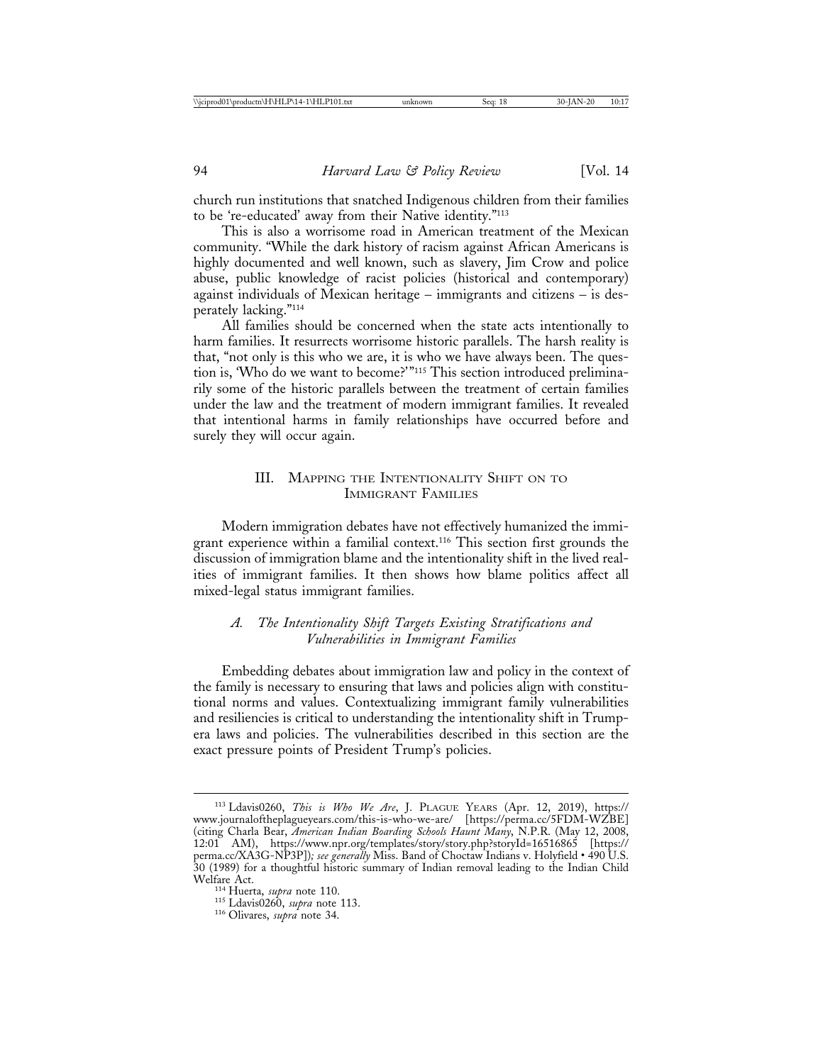church run institutions that snatched Indigenous children from their families to be 're-educated' away from their Native identity."[113]

This is also a worrisome road in American treatment of the Mexican community. "While the dark history of racism against African Americans is highly documented and well known, such as slavery, Jim Crow and police abuse, public knowledge of racist policies (historical and contemporary) against individuals of Mexican heritage – immigrants and citizens – is desperately lacking."[114]

All families should be concerned when the state acts intentionally to harm families. It resurrects worrisome historic parallels. The harsh reality is that, "not only is this who we are, it is who we have always been. The question is, 'Who do we want to become?'"[115] This section introduced preliminarily some of the historic parallels between the treatment of certain families under the law and the treatment of modern immigrant families. It revealed that intentional harms in family relationships have occurred before and surely they will occur again.

## III. Mapping the Intentionality Shift on to Immigrant Families

Modern immigration debates have not effectively humanized the immigrant experience within a familial context.[116] This section first grounds the discussion of immigration blame and the intentionality shift in the lived realities of immigrant families. It then shows how blame politics affect all mixed-legal status immigrant families.

### *A. The Intentionality Shift Targets Existing Stratifications and Vulnerabilities in Immigrant Families*

Embedding debates about immigration law and policy in the context of the family is necessary to ensuring that laws and policies align with constitutional norms and values. Contextualizing immigrant family vulnerabilities and resiliencies is critical to understanding the intentionality shift in Trump-era laws and policies. The vulnerabilities described in this section are the exact pressure points of President Trump's policies.

---

[113] Ldavis0260, *This is Who We Are*, J. Plague Years (Apr. 12, 2019), https://www.journaloftheplagueyears.com/this-is-who-we-are/ [https://perma.cc/5FDM-WZBE] (citing Charla Bear, *American Indian Boarding Schools Haunt Many*, N.P.R. (May 12, 2008, 12:01 AM), https://www.npr.org/templates/story/story.php?storyId=16516865 [https://perma.cc/XA3G-NP3P]); *see generally* Miss. Band of Choctaw Indians v. Holyfield • 490 U.S. 30 (1989) for a thoughtful historic summary of Indian removal leading to the Indian Child Welfare Act.

[114] Huerta, *supra* note 110.

[115] Ldavis0260, *supra* note 113.

[116] Olivares, *supra* note 34.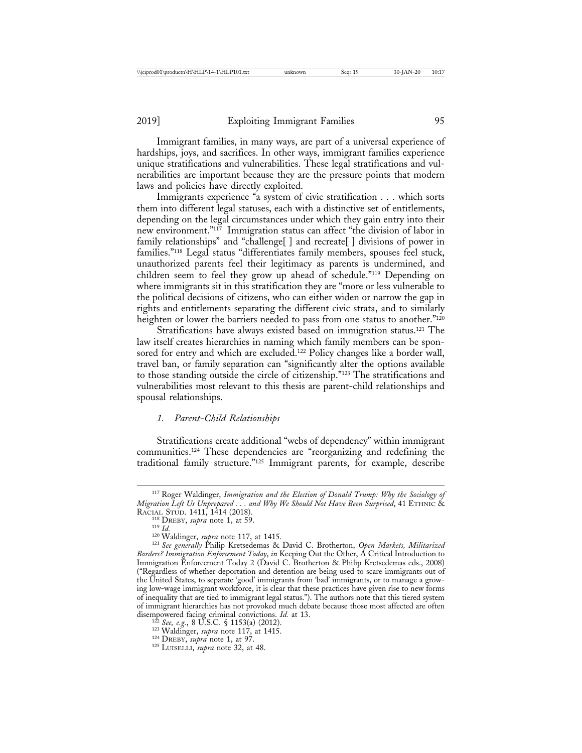Immigrant families, in many ways, are part of a universal experience of hardships, joys, and sacrifices. In other ways, immigrant families experience unique stratifications and vulnerabilities. These legal stratifications and vulnerabilities are important because they are the pressure points that modern laws and policies have directly exploited.

Immigrants experience "a system of civic stratification . . . which sorts them into different legal statuses, each with a distinctive set of entitlements, depending on the legal circumstances under which they gain entry into their new environment."[117] Immigration status can affect "the division of labor in family relationships" and "challenge[ ] and recreate[ ] divisions of power in families."[118] Legal status "differentiates family members, spouses feel stuck, unauthorized parents feel their legitimacy as parents is undermined, and children seem to feel they grow up ahead of schedule."[119] Depending on where immigrants sit in this stratification they are "more or less vulnerable to the political decisions of citizens, who can either widen or narrow the gap in rights and entitlements separating the different civic strata, and to similarly heighten or lower the barriers needed to pass from one status to another."[120]

Stratifications have always existed based on immigration status.[121] The law itself creates hierarchies in naming which family members can be sponsored for entry and which are excluded.[122] Policy changes like a border wall, travel ban, or family separation can "significantly alter the options available to those standing outside the circle of citizenship."[123] The stratifications and vulnerabilities most relevant to this thesis are parent-child relationships and spousal relationships.

### *1. Parent-Child Relationships*

Stratifications create additional "webs of dependency" within immigrant communities.[124] These dependencies are "reorganizing and redefining the traditional family structure."[125] Immigrant parents, for example, describe

---

[117] Roger Waldinger, *Immigration and the Election of Donald Trump: Why the Sociology of Migration Left Us Unprepared . . . and Why We Should Not Have Been Surprised*, 41 ETHNIC & RACIAL STUD. 1411, 1414 (2018).

[118] DREBY, *supra* note 1, at 59.

[119] *Id.*

[120] Waldinger, *supra* note 117, at 1415.

[121] *See generally* Philip Kretsedemas & David C. Brotherton, *Open Markets, Militarized Borders? Immigration Enforcement Today*, *in* Keeping Out the Other, A Critical Introduction to Immigration Enforcement Today 2 (David C. Brotherton & Philip Kretsedemas eds., 2008) ("Regardless of whether deportation and detention are being used to scare immigrants out of the United States, to separate 'good' immigrants from 'bad' immigrants, or to manage a growing low-wage immigrant workforce, it is clear that these practices have given rise to new forms of inequality that are tied to immigrant legal status."). The authors note that this tiered system of immigrant hierarchies has not provoked much debate because those most affected are often disempowered facing criminal convictions. *Id.* at 13.

[122] *See, e.g.*, 8 U.S.C. § 1153(a) (2012).

[123] Waldinger, *supra* note 117, at 1415.

[124] DREBY, *supra* note 1, at 97.

[125] LUISELLI, *supra* note 32, at 48.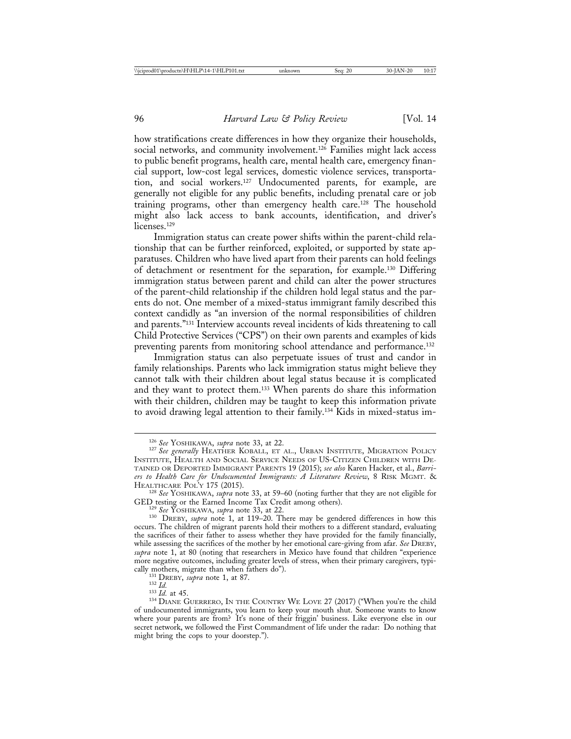how stratifications create differences in how they organize their households, social networks, and community involvement.[126] Families might lack access to public benefit programs, health care, mental health care, emergency financial support, low-cost legal services, domestic violence services, transportation, and social workers.[127] Undocumented parents, for example, are generally not eligible for any public benefits, including prenatal care or job training programs, other than emergency health care.[128] The household might also lack access to bank accounts, identification, and driver's licenses.[129]

Immigration status can create power shifts within the parent-child relationship that can be further reinforced, exploited, or supported by state apparatuses. Children who have lived apart from their parents can hold feelings of detachment or resentment for the separation, for example.[130] Differing immigration status between parent and child can alter the power structures of the parent-child relationship if the children hold legal status and the parents do not. One member of a mixed-status immigrant family described this context candidly as "an inversion of the normal responsibilities of children and parents."[131] Interview accounts reveal incidents of kids threatening to call Child Protective Services ("CPS") on their own parents and examples of kids preventing parents from monitoring school attendance and performance.[132]

Immigration status can also perpetuate issues of trust and candor in family relationships. Parents who lack immigration status might believe they cannot talk with their children about legal status because it is complicated and they want to protect them.[133] When parents do share this information with their children, children may be taught to keep this information private to avoid drawing legal attention to their family.[134] Kids in mixed-status im-

---

[126] *See* YOSHIKAWA, *supra* note 33, at 22.

[127] *See generally* HEATHER KOBALL, ET AL., URBAN INSTITUTE, MIGRATION POLICY INSTITUTE, HEALTH AND SOCIAL SERVICE NEEDS OF US-CITIZEN CHILDREN WITH DETAINED OR DEPORTED IMMIGRANT PARENTS 19 (2015); *see also* Karen Hacker, et al., *Barriers to Health Care for Undocumented Immigrants: A Literature Review*, 8 RISK MGMT. & HEALTHCARE POL'Y 175 (2015).

[128] *See* YOSHIKAWA, *supra* note 33, at 59–60 (noting further that they are not eligible for GED testing or the Earned Income Tax Credit among others).

[129] *See* YOSHIKAWA, *supra* note 33, at 22.

[130] DREBY, *supra* note 1, at 119–20. There may be gendered differences in how this occurs. The children of migrant parents hold their mothers to a different standard, evaluating the sacrifices of their father to assess whether they have provided for the family financially, while assessing the sacrifices of the mother by her emotional care-giving from afar. *See* DREBY, *supra* note 1, at 80 (noting that researchers in Mexico have found that children "experience more negative outcomes, including greater levels of stress, when their primary caregivers, typically mothers, migrate than when fathers do").

[131] DREBY, *supra* note 1, at 87.

[132] *Id.*

[133] *Id.* at 45.

[134] DIANE GUERRERO, IN THE COUNTRY WE LOVE 27 (2017) ("When you're the child of undocumented immigrants, you learn to keep your mouth shut. Someone wants to know where your parents are from? It's none of their friggin' business. Like everyone else in our secret network, we followed the First Commandment of life under the radar: Do nothing that might bring the cops to your doorstep.").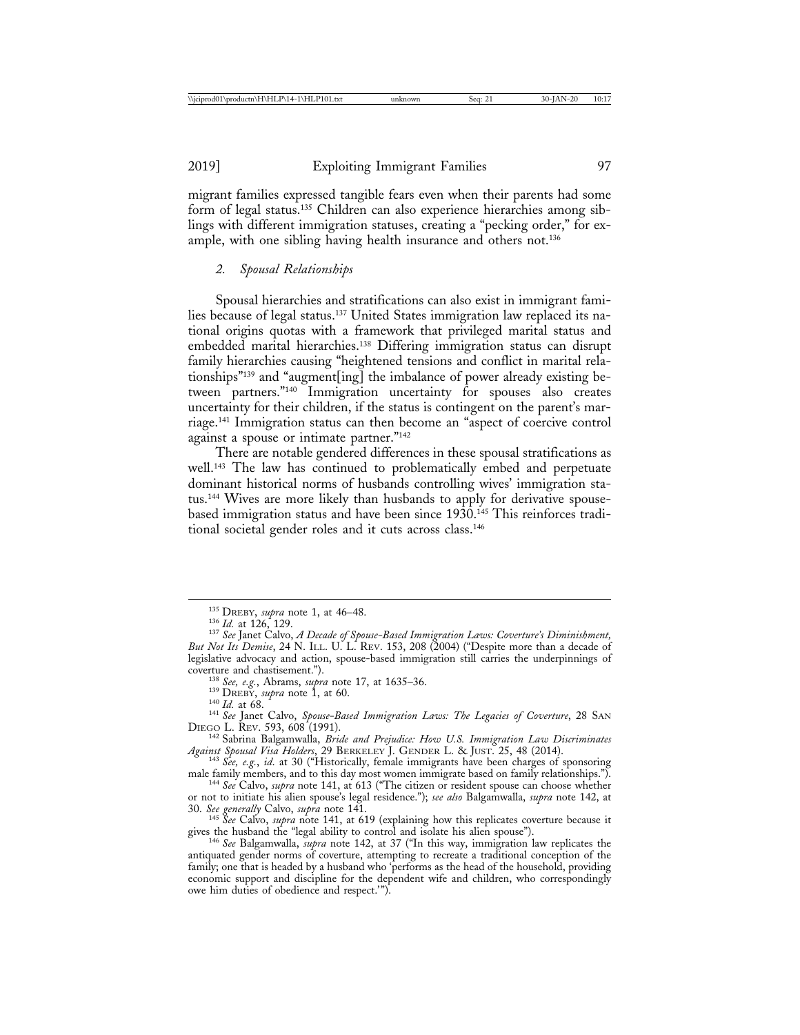migrant families expressed tangible fears even when their parents had some form of legal status.[135] Children can also experience hierarchies among siblings with different immigration statuses, creating a "pecking order," for example, with one sibling having health insurance and others not.[136]

### *2. Spousal Relationships*

Spousal hierarchies and stratifications can also exist in immigrant families because of legal status.[137] United States immigration law replaced its national origins quotas with a framework that privileged marital status and embedded marital hierarchies.[138] Differing immigration status can disrupt family hierarchies causing "heightened tensions and conflict in marital relationships"[139] and "augment[ing] the imbalance of power already existing between partners."[140] Immigration uncertainty for spouses also creates uncertainty for their children, if the status is contingent on the parent's marriage.[141] Immigration status can then become an "aspect of coercive control against a spouse or intimate partner."[142]

There are notable gendered differences in these spousal stratifications as well.[143] The law has continued to problematically embed and perpetuate dominant historical norms of husbands controlling wives' immigration status.[144] Wives are more likely than husbands to apply for derivative spouse-based immigration status and have been since 1930.[145] This reinforces traditional societal gender roles and it cuts across class.[146]

---

[135] DREBY, *supra* note 1, at 46–48.

[136] *Id.* at 126, 129.

[137] *See* Janet Calvo, *A Decade of Spouse-Based Immigration Laws: Coverture's Diminishment, But Not Its Demise*, 24 N. ILL. U. L. REV. 153, 208 (2004) ("Despite more than a decade of legislative advocacy and action, spouse-based immigration still carries the underpinnings of coverture and chastisement.").

[138] *See, e.g.*, Abrams, *supra* note 17, at 1635–36.

[139] DREBY, *supra* note 1, at 60.

[140] *Id.* at 68.

[141] *See* Janet Calvo, *Spouse-Based Immigration Laws: The Legacies of Coverture*, 28 SAN DIEGO L. REV. 593, 608 (1991).

[142] Sabrina Balgamwalla, *Bride and Prejudice: How U.S. Immigration Law Discriminates Against Spousal Visa Holders*, 29 BERKELEY J. GENDER L. & JUST. 25, 48 (2014).

[143] *See, e.g.*, *id.* at 30 ("Historically, female immigrants have been charges of sponsoring male family members, and to this day most women immigrate based on family relationships.").

[144] *See* Calvo, *supra* note 141, at 613 ("The citizen or resident spouse can choose whether or not to initiate his alien spouse's legal residence."); *see also* Balgamwalla, *supra* note 142, at 30. *See generally* Calvo, *supra* note 141.

[145] *See* Calvo, *supra* note 141, at 619 (explaining how this replicates coverture because it gives the husband the "legal ability to control and isolate his alien spouse").

[146] *See* Balgamwalla, *supra* note 142, at 37 ("In this way, immigration law replicates the antiquated gender norms of coverture, attempting to recreate a traditional conception of the family; one that is headed by a husband who 'performs as the head of the household, providing economic support and discipline for the dependent wife and children, who correspondingly owe him duties of obedience and respect.'").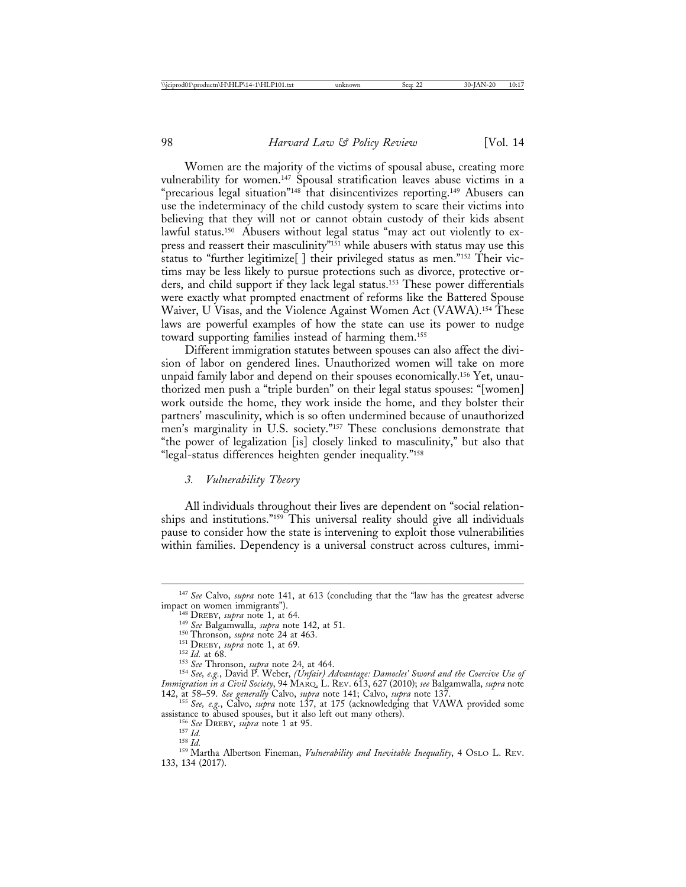Women are the majority of the victims of spousal abuse, creating more vulnerability for women.[147] Spousal stratification leaves abuse victims in a "precarious legal situation"[148] that disincentivizes reporting.[149] Abusers can use the indeterminacy of the child custody system to scare their victims into believing that they will not or cannot obtain custody of their kids absent lawful status.[150] Abusers without legal status "may act out violently to express and reassert their masculinity"[151] while abusers with status may use this status to "further legitimize[ ] their privileged status as men."[152] Their victims may be less likely to pursue protections such as divorce, protective orders, and child support if they lack legal status.[153] These power differentials were exactly what prompted enactment of reforms like the Battered Spouse Waiver, U Visas, and the Violence Against Women Act (VAWA).[154] These laws are powerful examples of how the state can use its power to nudge toward supporting families instead of harming them.[155]

Different immigration statutes between spouses can also affect the division of labor on gendered lines. Unauthorized women will take on more unpaid family labor and depend on their spouses economically.[156] Yet, unauthorized men push a "triple burden" on their legal status spouses: "[women] work outside the home, they work inside the home, and they bolster their partners' masculinity, which is so often undermined because of unauthorized men's marginality in U.S. society."[157] These conclusions demonstrate that "the power of legalization [is] closely linked to masculinity," but also that "legal-status differences heighten gender inequality."[158]

### *3. Vulnerability Theory*

All individuals throughout their lives are dependent on "social relationships and institutions."[159] This universal reality should give all individuals pause to consider how the state is intervening to exploit those vulnerabilities within families. Dependency is a universal construct across cultures, immi-

---

[147] *See* Calvo, *supra* note 141, at 613 (concluding that the "law has the greatest adverse impact on women immigrants").

[148] DREBY, *supra* note 1, at 64.

[149] *See* Balgamwalla, *supra* note 142, at 51.

[150] Thronson, *supra* note 24 at 463.

[151] DREBY, *supra* note 1, at 69.

[152] *Id.* at 68.

[153] *See* Thronson, *supra* note 24, at 464.

[154] *See, e.g.*, David P. Weber, *(Unfair) Advantage: Damocles' Sword and the Coercive Use of Immigration in a Civil Society*, 94 MARQ. L. REV. 613, 627 (2010); *see* Balgamwalla, *supra* note 142, at 58–59. *See generally* Calvo, *supra* note 141; Calvo, *supra* note 137.

[155] *See, e.g.*, Calvo, *supra* note 137, at 175 (acknowledging that VAWA provided some assistance to abused spouses, but it also left out many others).

[156] *See* DREBY, *supra* note 1 at 95.

[157] *Id.*

[158] *Id.*

[159] Martha Albertson Fineman, *Vulnerability and Inevitable Inequality*, 4 OSLO L. REV. 133, 134 (2017).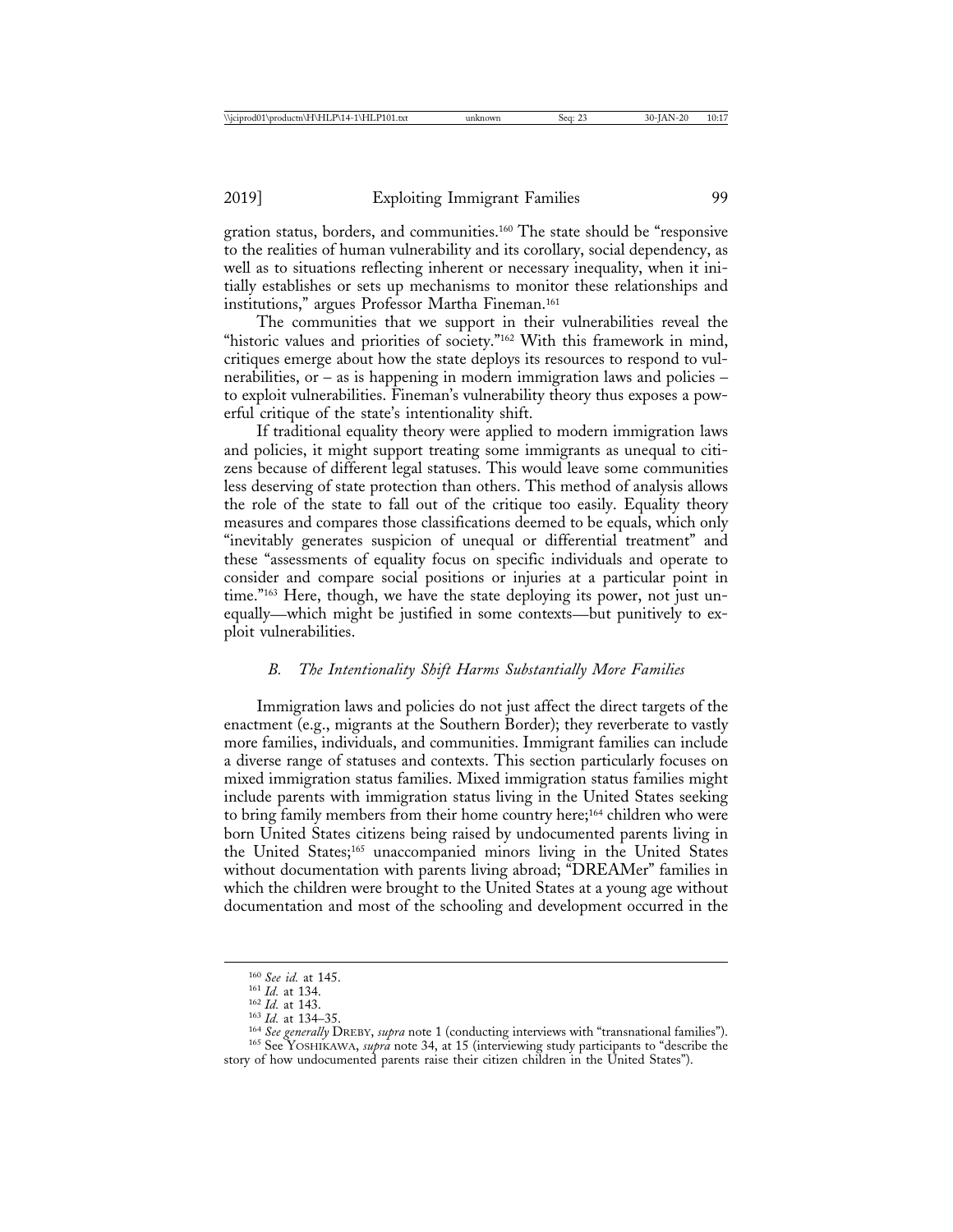gration status, borders, and communities.[160] The state should be "responsive to the realities of human vulnerability and its corollary, social dependency, as well as to situations reflecting inherent or necessary inequality, when it initially establishes or sets up mechanisms to monitor these relationships and institutions," argues Professor Martha Fineman.[161]

The communities that we support in their vulnerabilities reveal the "historic values and priorities of society."[162] With this framework in mind, critiques emerge about how the state deploys its resources to respond to vulnerabilities, or – as is happening in modern immigration laws and policies – to exploit vulnerabilities. Fineman's vulnerability theory thus exposes a powerful critique of the state's intentionality shift.

If traditional equality theory were applied to modern immigration laws and policies, it might support treating some immigrants as unequal to citizens because of different legal statuses. This would leave some communities less deserving of state protection than others. This method of analysis allows the role of the state to fall out of the critique too easily. Equality theory measures and compares those classifications deemed to be equals, which only "inevitably generates suspicion of unequal or differential treatment" and these "assessments of equality focus on specific individuals and operate to consider and compare social positions or injuries at a particular point in time."[163] Here, though, we have the state deploying its power, not just unequally—which might be justified in some contexts—but punitively to exploit vulnerabilities.

### *B. The Intentionality Shift Harms Substantially More Families*

Immigration laws and policies do not just affect the direct targets of the enactment (e.g., migrants at the Southern Border); they reverberate to vastly more families, individuals, and communities. Immigrant families can include a diverse range of statuses and contexts. This section particularly focuses on mixed immigration status families. Mixed immigration status families might include parents with immigration status living in the United States seeking to bring family members from their home country here;[164] children who were born United States citizens being raised by undocumented parents living in the United States;[165] unaccompanied minors living in the United States without documentation with parents living abroad; "DREAMer" families in which the children were brought to the United States at a young age without documentation and most of the schooling and development occurred in the

---

[160] *See id.* at 145.

[161] *Id.* at 134.

[162] *Id.* at 143.

[163] *Id.* at 134–35.

[164] *See generally* Dreby, *supra* note 1 (conducting interviews with "transnational families").

[165] See Yoshikawa, *supra* note 34, at 15 (interviewing study participants to "describe the story of how undocumented parents raise their citizen children in the United States").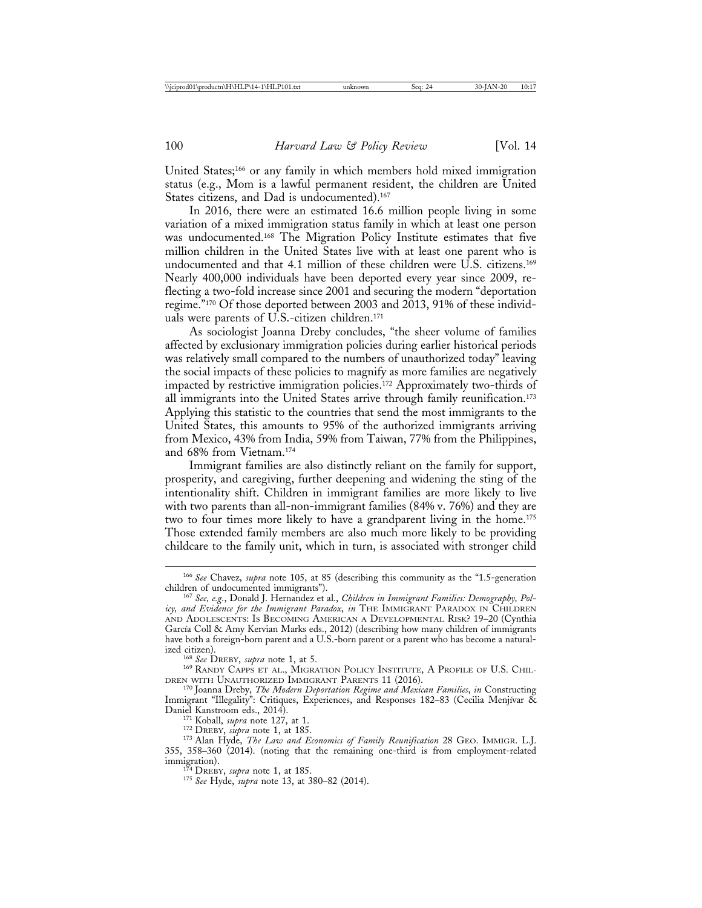United States;[166] or any family in which members hold mixed immigration status (e.g., Mom is a lawful permanent resident, the children are United States citizens, and Dad is undocumented).[167]

In 2016, there were an estimated 16.6 million people living in some variation of a mixed immigration status family in which at least one person was undocumented.[168] The Migration Policy Institute estimates that five million children in the United States live with at least one parent who is undocumented and that 4.1 million of these children were U.S. citizens.[169] Nearly 400,000 individuals have been deported every year since 2009, reflecting a two-fold increase since 2001 and securing the modern "deportation regime."[170] Of those deported between 2003 and 2013, 91% of these individuals were parents of U.S.-citizen children.[171]

As sociologist Joanna Dreby concludes, "the sheer volume of families affected by exclusionary immigration policies during earlier historical periods was relatively small compared to the numbers of unauthorized today" leaving the social impacts of these policies to magnify as more families are negatively impacted by restrictive immigration policies.[172] Approximately two-thirds of all immigrants into the United States arrive through family reunification.[173] Applying this statistic to the countries that send the most immigrants to the United States, this amounts to 95% of the authorized immigrants arriving from Mexico, 43% from India, 59% from Taiwan, 77% from the Philippines, and 68% from Vietnam.[174]

Immigrant families are also distinctly reliant on the family for support, prosperity, and caregiving, further deepening and widening the sting of the intentionality shift. Children in immigrant families are more likely to live with two parents than all-non-immigrant families (84% v. 76%) and they are two to four times more likely to have a grandparent living in the home.[175] Those extended family members are also much more likely to be providing childcare to the family unit, which in turn, is associated with stronger child

---

[166] *See* Chavez, *supra* note 105, at 85 (describing this community as the "1.5-generation children of undocumented immigrants").

[167] *See, e.g.*, Donald J. Hernandez et al., *Children in Immigrant Families: Demography, Policy, and Evidence for the Immigrant Paradox*, *in* THE IMMIGRANT PARADOX IN CHILDREN AND ADOLESCENTS: IS BECOMING AMERICAN A DEVELOPMENTAL RISK? 19–20 (Cynthia García Coll & Amy Kervian Marks eds., 2012) (describing how many children of immigrants have both a foreign-born parent and a U.S.-born parent or a parent who has become a naturalized citizen).

[168] *See* DREBY, *supra* note 1, at 5.

[169] RANDY CAPPS ET AL., MIGRATION POLICY INSTITUTE, A PROFILE OF U.S. CHILDREN WITH UNAUTHORIZED IMMIGRANT PARENTS 11 (2016).

[170] Joanna Dreby, *The Modern Deportation Regime and Mexican Families*, *in* Constructing Immigrant "Illegality": Critiques, Experiences, and Responses 182–83 (Cecilia Menjívar & Daniel Kanstroom eds., 2014).

[171] Koball, *supra* note 127, at 1.

[172] DREBY, *supra* note 1, at 185.

[173] Alan Hyde, *The Law and Economics of Family Reunification* 28 GEO. IMMIGR. L.J. 355, 358–360 (2014). (noting that the remaining one-third is from employment-related immigration).

[174] DREBY, *supra* note 1, at 185.

[175] *See* Hyde, *supra* note 13, at 380–82 (2014).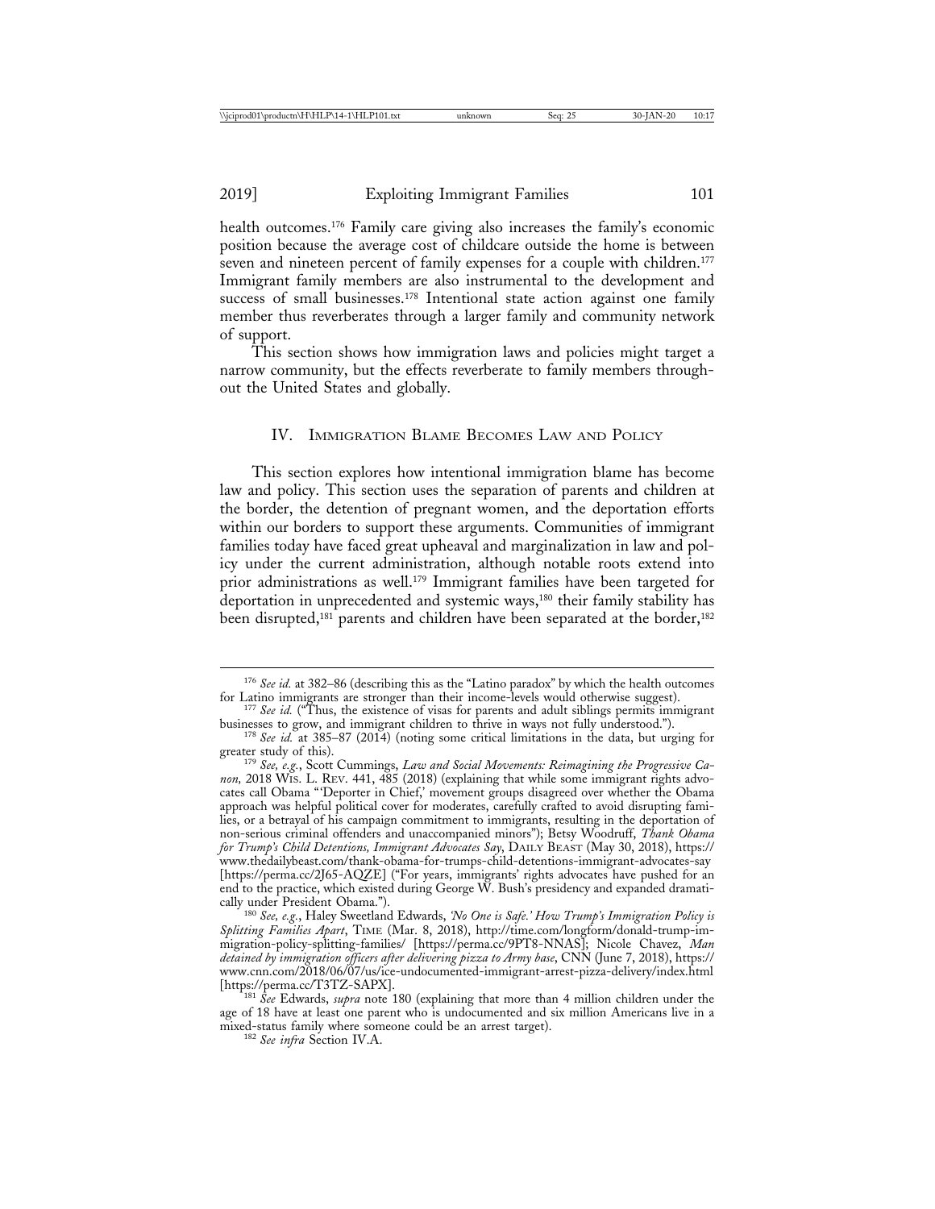health outcomes.[176] Family care giving also increases the family's economic position because the average cost of childcare outside the home is between seven and nineteen percent of family expenses for a couple with children.[177] Immigrant family members are also instrumental to the development and success of small businesses.[178] Intentional state action against one family member thus reverberates through a larger family and community network of support.

This section shows how immigration laws and policies might target a narrow community, but the effects reverberate to family members throughout the United States and globally.

## IV. Immigration Blame Becomes Law and Policy

This section explores how intentional immigration blame has become law and policy. This section uses the separation of parents and children at the border, the detention of pregnant women, and the deportation efforts within our borders to support these arguments. Communities of immigrant families today have faced great upheaval and marginalization in law and policy under the current administration, although notable roots extend into prior administrations as well.[179] Immigrant families have been targeted for deportation in unprecedented and systemic ways,[180] their family stability has been disrupted,[181] parents and children have been separated at the border,[182]

---

[176] *See id.* at 382–86 (describing this as the "Latino paradox" by which the health outcomes for Latino immigrants are stronger than their income-levels would otherwise suggest).

[177] *See id.* ("Thus, the existence of visas for parents and adult siblings permits immigrant businesses to grow, and immigrant children to thrive in ways not fully understood.").

[178] *See id.* at 385–87 (2014) (noting some critical limitations in the data, but urging for greater study of this).

[179] *See, e.g.*, Scott Cummings, *Law and Social Movements: Reimagining the Progressive Canon,* 2018 Wis. L. Rev. 441, 485 (2018) (explaining that while some immigrant rights advocates call Obama "'Deporter in Chief,' movement groups disagreed over whether the Obama approach was helpful political cover for moderates, carefully crafted to avoid disrupting families, or a betrayal of his campaign commitment to immigrants, resulting in the deportation of non-serious criminal offenders and unaccompanied minors"); Betsy Woodruff, *Thank Obama for Trump's Child Detentions, Immigrant Advocates Say*, Daily Beast (May 30, 2018), https://www.thedailybeast.com/thank-obama-for-trumps-child-detentions-immigrant-advocates-say [https://perma.cc/2J65-AQZE] ("For years, immigrants' rights advocates have pushed for an end to the practice, which existed during George W. Bush's presidency and expanded dramatically under President Obama.").

[180] *See, e.g.*, Haley Sweetland Edwards, *'No One is Safe.' How Trump's Immigration Policy is Splitting Families Apart*, Time (Mar. 8, 2018), http://time.com/longform/donald-trump-immigration-policy-splitting-families/ [https://perma.cc/9PT8-NNAS]; Nicole Chavez, *Man detained by immigration officers after delivering pizza to Army base*, CNN (June 7, 2018), https://www.cnn.com/2018/06/07/us/ice-undocumented-immigrant-arrest-pizza-delivery/index.html [https://perma.cc/T3TZ-SAPX].

[181] *See* Edwards, *supra* note 180 (explaining that more than 4 million children under the age of 18 have at least one parent who is undocumented and six million Americans live in a mixed-status family where someone could be an arrest target).

[182] *See infra* Section IV.A.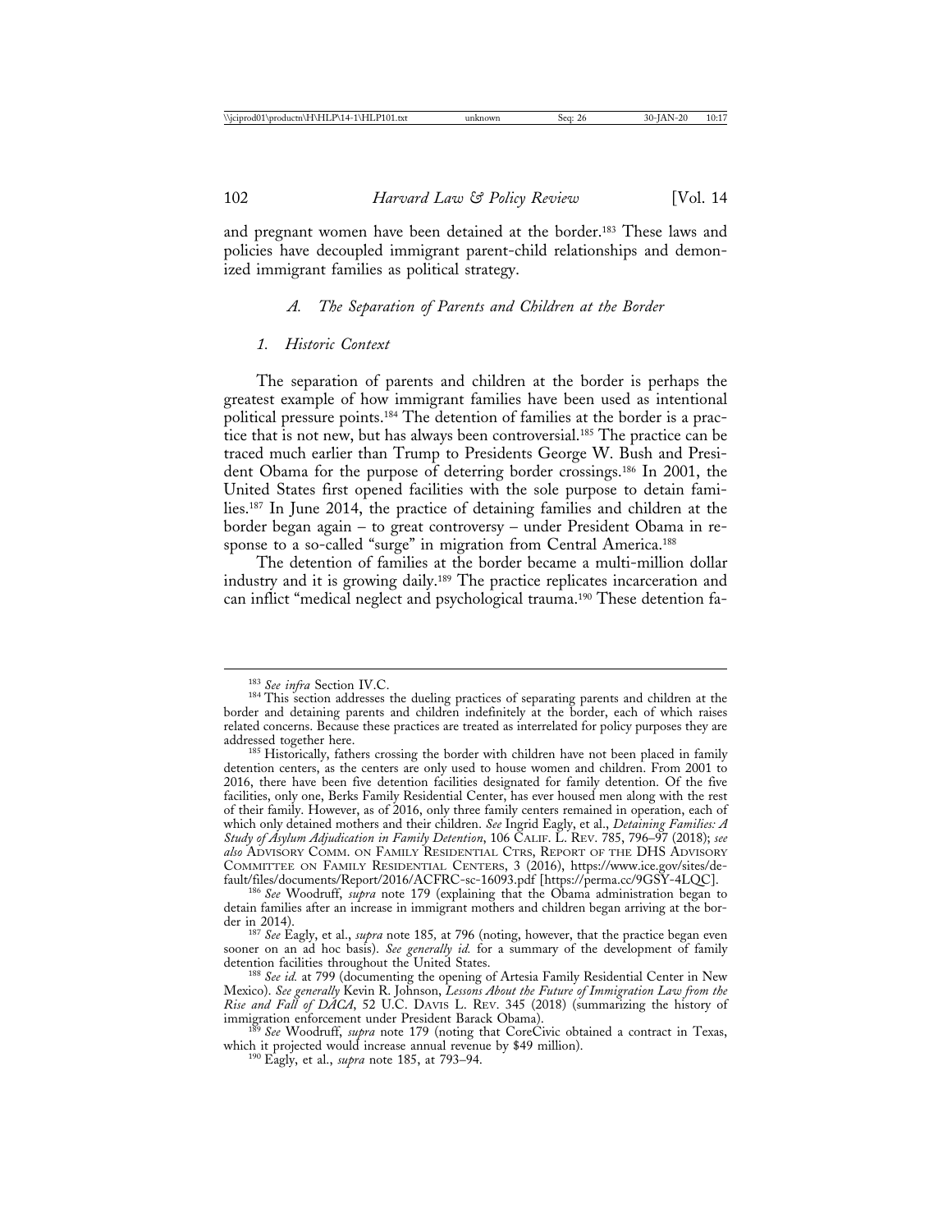and pregnant women have been detained at the border.[183] These laws and policies have decoupled immigrant parent-child relationships and demonized immigrant families as political strategy.

### *A. The Separation of Parents and Children at the Border*

#### *1. Historic Context*

The separation of parents and children at the border is perhaps the greatest example of how immigrant families have been used as intentional political pressure points.[184] The detention of families at the border is a practice that is not new, but has always been controversial.[185] The practice can be traced much earlier than Trump to Presidents George W. Bush and President Obama for the purpose of deterring border crossings.[186] In 2001, the United States first opened facilities with the sole purpose to detain families.[187] In June 2014, the practice of detaining families and children at the border began again – to great controversy – under President Obama in response to a so-called "surge" in migration from Central America.[188]

The detention of families at the border became a multi-million dollar industry and it is growing daily.[189] The practice replicates incarceration and can inflict "medical neglect and psychological trauma.[190] These detention fa-

---

[183] *See infra* Section IV.C.

[184] This section addresses the dueling practices of separating parents and children at the border and detaining parents and children indefinitely at the border, each of which raises related concerns. Because these practices are treated as interrelated for policy purposes they are addressed together here.

[185] Historically, fathers crossing the border with children have not been placed in family detention centers, as the centers are only used to house women and children. From 2001 to 2016, there have been five detention facilities designated for family detention. Of the five facilities, only one, Berks Family Residential Center, has ever housed men along with the rest of their family. However, as of 2016, only three family centers remained in operation, each of which only detained mothers and their children. *See* Ingrid Eagly, et al., *Detaining Families: A Study of Asylum Adjudication in Family Detention*, 106 CALIF. L. REV. 785, 796–97 (2018); *see also* ADVISORY COMM. ON FAMILY RESIDENTIAL CTRS, REPORT OF THE DHS ADVISORY COMMITTEE ON FAMILY RESIDENTIAL CENTERS, 3 (2016), https://www.ice.gov/sites/default/files/documents/Report/2016/ACFRC-sc-16093.pdf [https://perma.cc/9GSY-4LQC].

[186] *See* Woodruff, *supra* note 179 (explaining that the Obama administration began to detain families after an increase in immigrant mothers and children began arriving at the border in 2014).

[187] *See* Eagly, et al., *supra* note 185, at 796 (noting, however, that the practice began even sooner on an ad hoc basis). *See generally id.* for a summary of the development of family detention facilities throughout the United States.

[188] *See id.* at 799 (documenting the opening of Artesia Family Residential Center in New Mexico). *See generally* Kevin R. Johnson, *Lessons About the Future of Immigration Law from the Rise and Fall of DACA*, 52 U.C. DAVIS L. REV. 345 (2018) (summarizing the history of immigration enforcement under President Barack Obama).

[189] *See* Woodruff, *supra* note 179 (noting that CoreCivic obtained a contract in Texas, which it projected would increase annual revenue by $49 million).

[190] Eagly, et al., *supra* note 185, at 793–94.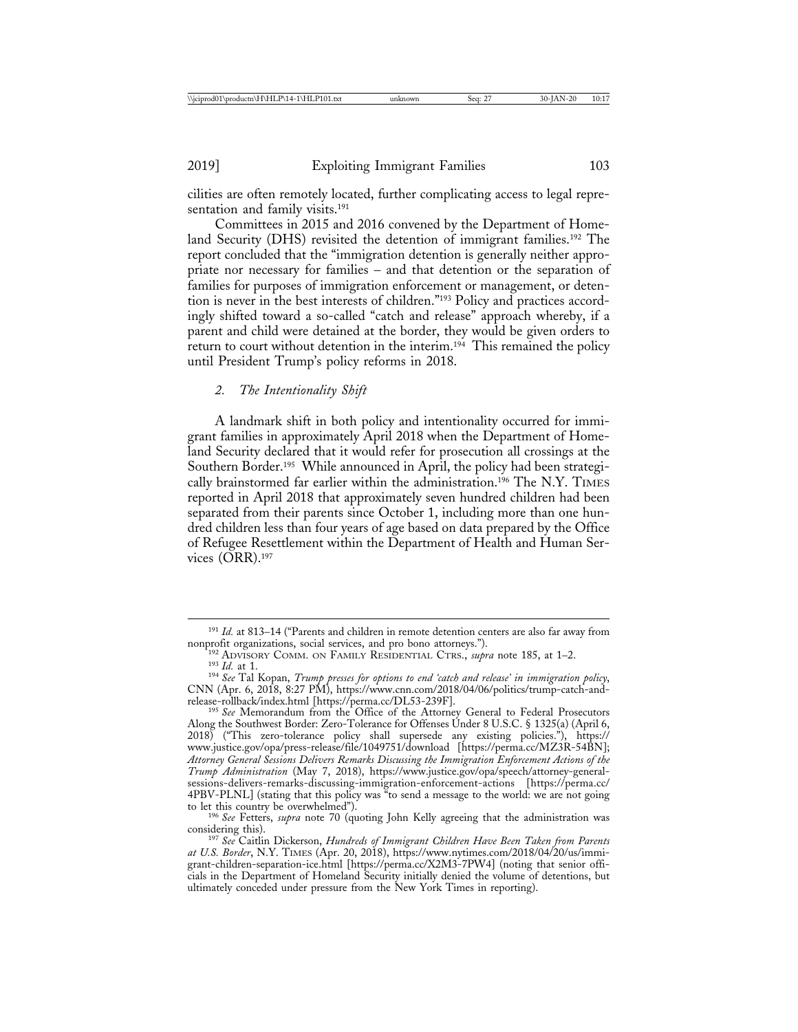cilities are often remotely located, further complicating access to legal representation and family visits.[191]

Committees in 2015 and 2016 convened by the Department of Homeland Security (DHS) revisited the detention of immigrant families.[192] The report concluded that the "immigration detention is generally neither appropriate nor necessary for families – and that detention or the separation of families for purposes of immigration enforcement or management, or detention is never in the best interests of children."[193] Policy and practices accordingly shifted toward a so-called "catch and release" approach whereby, if a parent and child were detained at the border, they would be given orders to return to court without detention in the interim.[194] This remained the policy until President Trump's policy reforms in 2018.

### 2. *The Intentionality Shift*

A landmark shift in both policy and intentionality occurred for immigrant families in approximately April 2018 when the Department of Homeland Security declared that it would refer for prosecution all crossings at the Southern Border.[195] While announced in April, the policy had been strategically brainstormed far earlier within the administration.[196] The N.Y. TIMES reported in April 2018 that approximately seven hundred children had been separated from their parents since October 1, including more than one hundred children less than four years of age based on data prepared by the Office of Refugee Resettlement within the Department of Health and Human Services (ORR).[197]

---

[191] *Id.* at 813–14 ("Parents and children in remote detention centers are also far away from nonprofit organizations, social services, and pro bono attorneys.").

[192] ADVISORY COMM. ON FAMILY RESIDENTIAL CTRS., *supra* note 185, at 1–2.

[193] *Id.* at 1.

[194] *See* Tal Kopan, *Trump presses for options to end 'catch and release' in immigration policy*, CNN (Apr. 6, 2018, 8:27 PM), https://www.cnn.com/2018/04/06/politics/trump-catch-and-release-rollback/index.html [https://perma.cc/DL53-239F].

[195] *See* Memorandum from the Office of the Attorney General to Federal Prosecutors Along the Southwest Border: Zero-Tolerance for Offenses Under 8 U.S.C. § 1325(a) (April 6, 2018) ("This zero-tolerance policy shall supersede any existing policies."), https://www.justice.gov/opa/press-release/file/1049751/download [https://perma.cc/MZ3R-54BN]; *Attorney General Sessions Delivers Remarks Discussing the Immigration Enforcement Actions of the Trump Administration* (May 7, 2018), https://www.justice.gov/opa/speech/attorney-general-sessions-delivers-remarks-discussing-immigration-enforcement-actions [https://perma.cc/4PBV-PLNL] (stating that this policy was "to send a message to the world: we are not going to let this country be overwhelmed").

[196] *See* Fetters, *supra* note 70 (quoting John Kelly agreeing that the administration was considering this).

[197] *See* Caitlin Dickerson, *Hundreds of Immigrant Children Have Been Taken from Parents at U.S. Border*, N.Y. TIMES (Apr. 20, 2018), https://www.nytimes.com/2018/04/20/us/immigrant-children-separation-ice.html [https://perma.cc/X2M3-7PW4] (noting that senior officials in the Department of Homeland Security initially denied the volume of detentions, but ultimately conceded under pressure from the New York Times in reporting).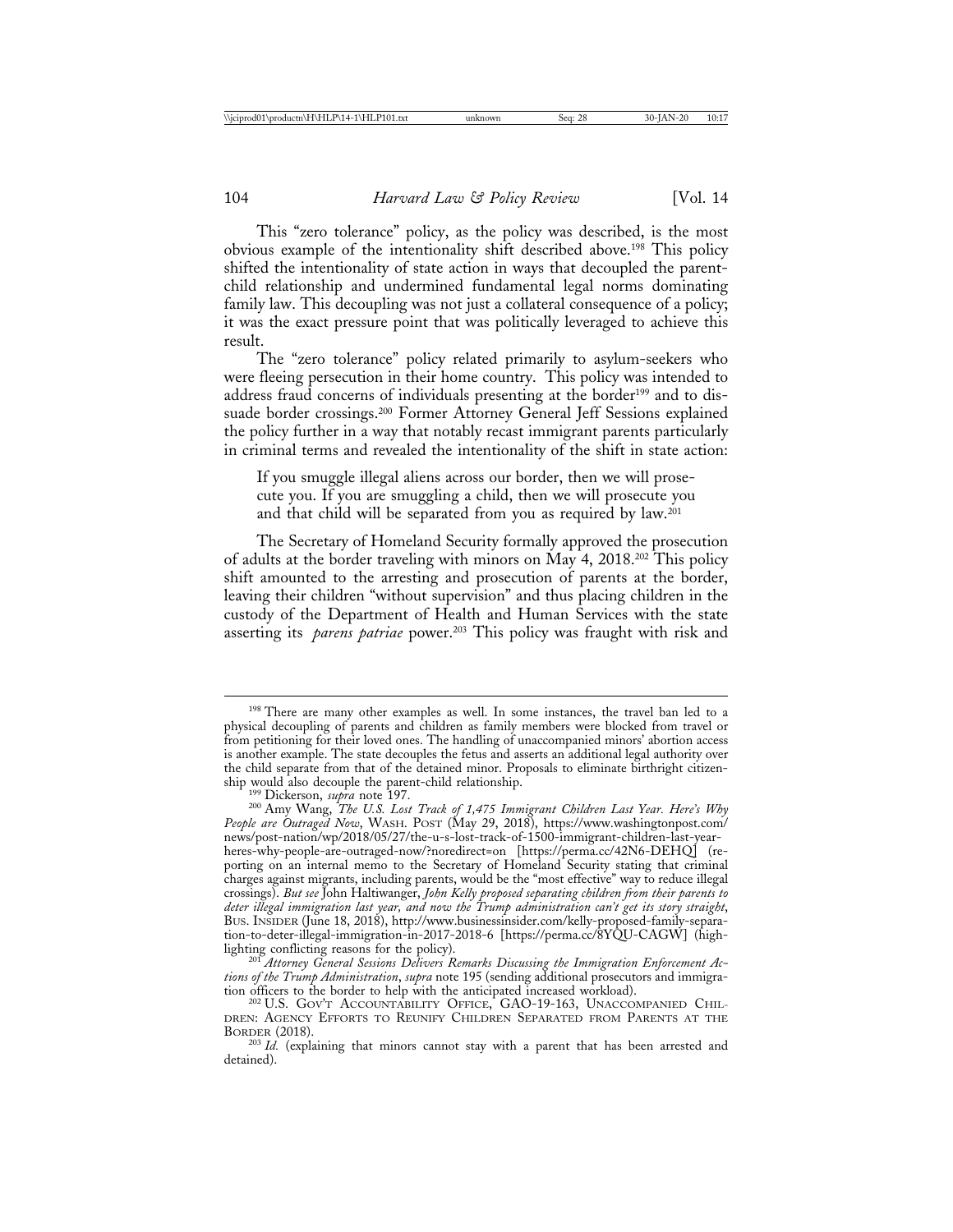This "zero tolerance" policy, as the policy was described, is the most obvious example of the intentionality shift described above.[198] This policy shifted the intentionality of state action in ways that decoupled the parent-child relationship and undermined fundamental legal norms dominating family law. This decoupling was not just a collateral consequence of a policy; it was the exact pressure point that was politically leveraged to achieve this result.

The "zero tolerance" policy related primarily to asylum-seekers who were fleeing persecution in their home country. This policy was intended to address fraud concerns of individuals presenting at the border[199] and to dissuade border crossings.[200] Former Attorney General Jeff Sessions explained the policy further in a way that notably recast immigrant parents particularly in criminal terms and revealed the intentionality of the shift in state action:

> If you smuggle illegal aliens across our border, then we will prosecute you. If you are smuggling a child, then we will prosecute you and that child will be separated from you as required by law.[201]

The Secretary of Homeland Security formally approved the prosecution of adults at the border traveling with minors on May 4, 2018.[202] This policy shift amounted to the arresting and prosecution of parents at the border, leaving their children "without supervision" and thus placing children in the custody of the Department of Health and Human Services with the state asserting its *parens patriae* power.[203] This policy was fraught with risk and

---

[198] There are many other examples as well. In some instances, the travel ban led to a physical decoupling of parents and children as family members were blocked from travel or from petitioning for their loved ones. The handling of unaccompanied minors' abortion access is another example. The state decouples the fetus and asserts an additional legal authority over the child separate from that of the detained minor. Proposals to eliminate birthright citizenship would also decouple the parent-child relationship.

[199] Dickerson, *supra* note 197.

[200] Amy Wang, *The U.S. Lost Track of 1,475 Immigrant Children Last Year. Here's Why People are Outraged Now*, WASH. POST (May 29, 2018), https://www.washingtonpost.com/news/post-nation/wp/2018/05/27/the-u-s-lost-track-of-1500-immigrant-children-last-year-heres-why-people-are-outraged-now/?noredirect=on [https://perma.cc/42N6-DEHQ] (reporting on an internal memo to the Secretary of Homeland Security stating that criminal charges against migrants, including parents, would be the "most effective" way to reduce illegal crossings). *But see* John Haltiwanger, *John Kelly proposed separating children from their parents to deter illegal immigration last year, and now the Trump administration can't get its story straight*, BUS. INSIDER (June 18, 2018), http://www.businessinsider.com/kelly-proposed-family-separation-to-deter-illegal-immigration-in-2017-2018-6 [https://perma.cc/8YQU-CAGW] (highlighting conflicting reasons for the policy).

[201] *Attorney General Sessions Delivers Remarks Discussing the Immigration Enforcement Actions of the Trump Administration*, *supra* note 195 (sending additional prosecutors and immigration officers to the border to help with the anticipated increased workload).

[202] U.S. GOV'T ACCOUNTABILITY OFFICE, GAO-19-163, UNACCOMPANIED CHILDREN: AGENCY EFFORTS TO REUNIFY CHILDREN SEPARATED FROM PARENTS AT THE BORDER (2018).

[203] *Id.* (explaining that minors cannot stay with a parent that has been arrested and detained).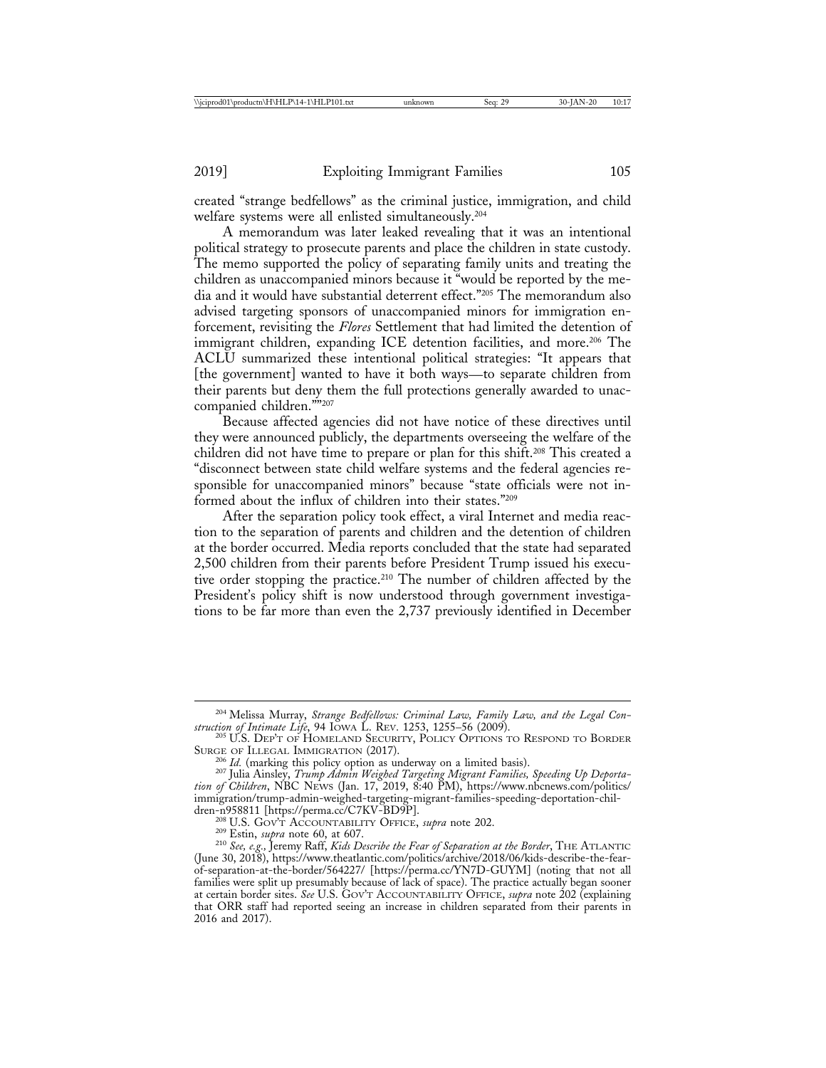created "strange bedfellows" as the criminal justice, immigration, and child welfare systems were all enlisted simultaneously.[204]

A memorandum was later leaked revealing that it was an intentional political strategy to prosecute parents and place the children in state custody. The memo supported the policy of separating family units and treating the children as unaccompanied minors because it "would be reported by the media and it would have substantial deterrent effect."[205] The memorandum also advised targeting sponsors of unaccompanied minors for immigration enforcement, revisiting the *Flores* Settlement that had limited the detention of immigrant children, expanding ICE detention facilities, and more.[206] The ACLU summarized these intentional political strategies: "It appears that [the government] wanted to have it both ways—to separate children from their parents but deny them the full protections generally awarded to unaccompanied children.""[207]

Because affected agencies did not have notice of these directives until they were announced publicly, the departments overseeing the welfare of the children did not have time to prepare or plan for this shift.[208] This created a "disconnect between state child welfare systems and the federal agencies responsible for unaccompanied minors" because "state officials were not informed about the influx of children into their states."[209]

After the separation policy took effect, a viral Internet and media reaction to the separation of parents and children and the detention of children at the border occurred. Media reports concluded that the state had separated 2,500 children from their parents before President Trump issued his executive order stopping the practice.[210] The number of children affected by the President's policy shift is now understood through government investigations to be far more than even the 2,737 previously identified in December

---

[204] Melissa Murray, *Strange Bedfellows: Criminal Law, Family Law, and the Legal Construction of Intimate Life*, 94 Iowa L. Rev. 1253, 1255–56 (2009).

[205] U.S. Dep't of Homeland Security, Policy Options to Respond to Border Surge of Illegal Immigration (2017).

[206] *Id.* (marking this policy option as underway on a limited basis).

[207] Julia Ainsley, *Trump Admin Weighed Targeting Migrant Families, Speeding Up Deportation of Children*, NBC News (Jan. 17, 2019, 8:40 PM), https://www.nbcnews.com/politics/immigration/trump-admin-weighed-targeting-migrant-families-speeding-deportation-children-n958811 [https://perma.cc/C7KV-BD9P].

[208] U.S. Gov't Accountability Office, *supra* note 202.

[209] Estin, *supra* note 60, at 607.

[210] *See, e.g.*, Jeremy Raff, *Kids Describe the Fear of Separation at the Border*, The Atlantic (June 30, 2018), https://www.theatlantic.com/politics/archive/2018/06/kids-describe-the-fear-of-separation-at-the-border/564227/ [https://perma.cc/YN7D-GUYM] (noting that not all families were split up presumably because of lack of space). The practice actually began sooner at certain border sites. *See* U.S. Gov't Accountability Office, *supra* note 202 (explaining that ORR staff had reported seeing an increase in children separated from their parents in 2016 and 2017).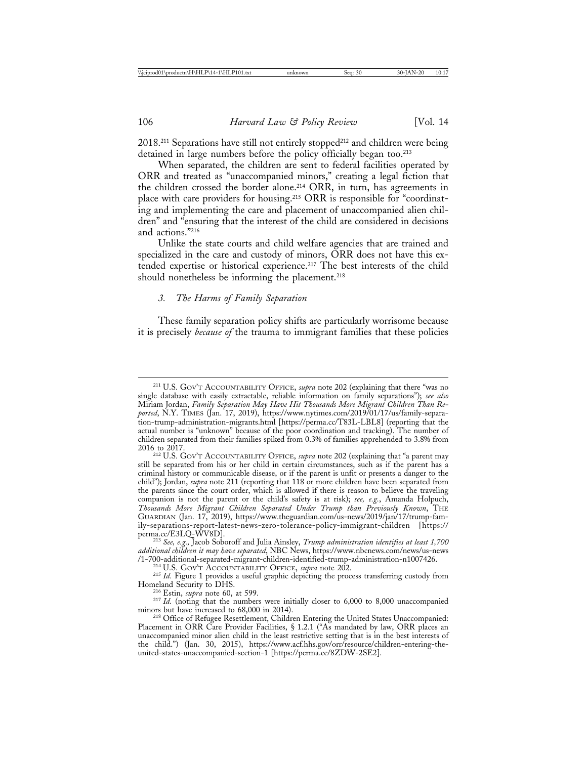2018.[211] Separations have still not entirely stopped[212] and children were being detained in large numbers before the policy officially began too.[213]

When separated, the children are sent to federal facilities operated by ORR and treated as "unaccompanied minors," creating a legal fiction that the children crossed the border alone.[214] ORR, in turn, has agreements in place with care providers for housing.[215] ORR is responsible for "coordinating and implementing the care and placement of unaccompanied alien children" and "ensuring that the interest of the child are considered in decisions and actions."[216]

Unlike the state courts and child welfare agencies that are trained and specialized in the care and custody of minors, ORR does not have this extended expertise or historical experience.[217] The best interests of the child should nonetheless be informing the placement.[218]

### *3. The Harms of Family Separation*

These family separation policy shifts are particularly worrisome because it is precisely *because of* the trauma to immigrant families that these policies

---

[211] U.S. GOV'T ACCOUNTABILITY OFFICE, *supra* note 202 (explaining that there "was no single database with easily extractable, reliable information on family separations"); *see also* Miriam Jordan, *Family Separation May Have Hit Thousands More Migrant Children Than Reported*, N.Y. TIMES (Jan. 17, 2019), https://www.nytimes.com/2019/01/17/us/family-separation-trump-administration-migrants.html [https://perma.cc/T83L-LBL8] (reporting that the actual number is "unknown" because of the poor coordination and tracking). The number of children separated from their families spiked from 0.3% of families apprehended to 3.8% from 2016 to 2017.

[212] U.S. GOV'T ACCOUNTABILITY OFFICE, *supra* note 202 (explaining that "a parent may still be separated from his or her child in certain circumstances, such as if the parent has a criminal history or communicable disease, or if the parent is unfit or presents a danger to the child"); Jordan, *supra* note 211 (reporting that 118 or more children have been separated from the parents since the court order, which is allowed if there is reason to believe the traveling companion is not the parent or the child's safety is at risk); *see, e.g.*, Amanda Holpuch, *Thousands More Migrant Children Separated Under Trump than Previously Known*, THE GUARDIAN (Jan. 17, 2019), https://www.theguardian.com/us-news/2019/jan/17/trump-family-separations-report-latest-news-zero-tolerance-policy-immigrant-children [https://perma.cc/E3LQ-WV8D].

[213] *See, e.g.*, Jacob Soboroff and Julia Ainsley, *Trump administration identifies at least 1,700 additional children it may have separated*, NBC News, https://www.nbcnews.com/news/us-news/1-700-additional-separated-migrant-children-identified-trump-administration-n1007426.

[214] U.S. GOV'T ACCOUNTABILITY OFFICE, *supra* note 202.

[215] *Id.* Figure 1 provides a useful graphic depicting the process transferring custody from Homeland Security to DHS.

[216] Estin, *supra* note 60, at 599.

[217] *Id.* (noting that the numbers were initially closer to 6,000 to 8,000 unaccompanied minors but have increased to 68,000 in 2014).

[218] Office of Refugee Resettlement, Children Entering the United States Unaccompanied: Placement in ORR Care Provider Facilities, § 1.2.1 ("As mandated by law, ORR places an unaccompanied minor alien child in the least restrictive setting that is in the best interests of the child.") (Jan. 30, 2015), https://www.acf.hhs.gov/orr/resource/children-entering-the-united-states-unaccompanied-section-1 [https://perma.cc/8ZDW-2SE2].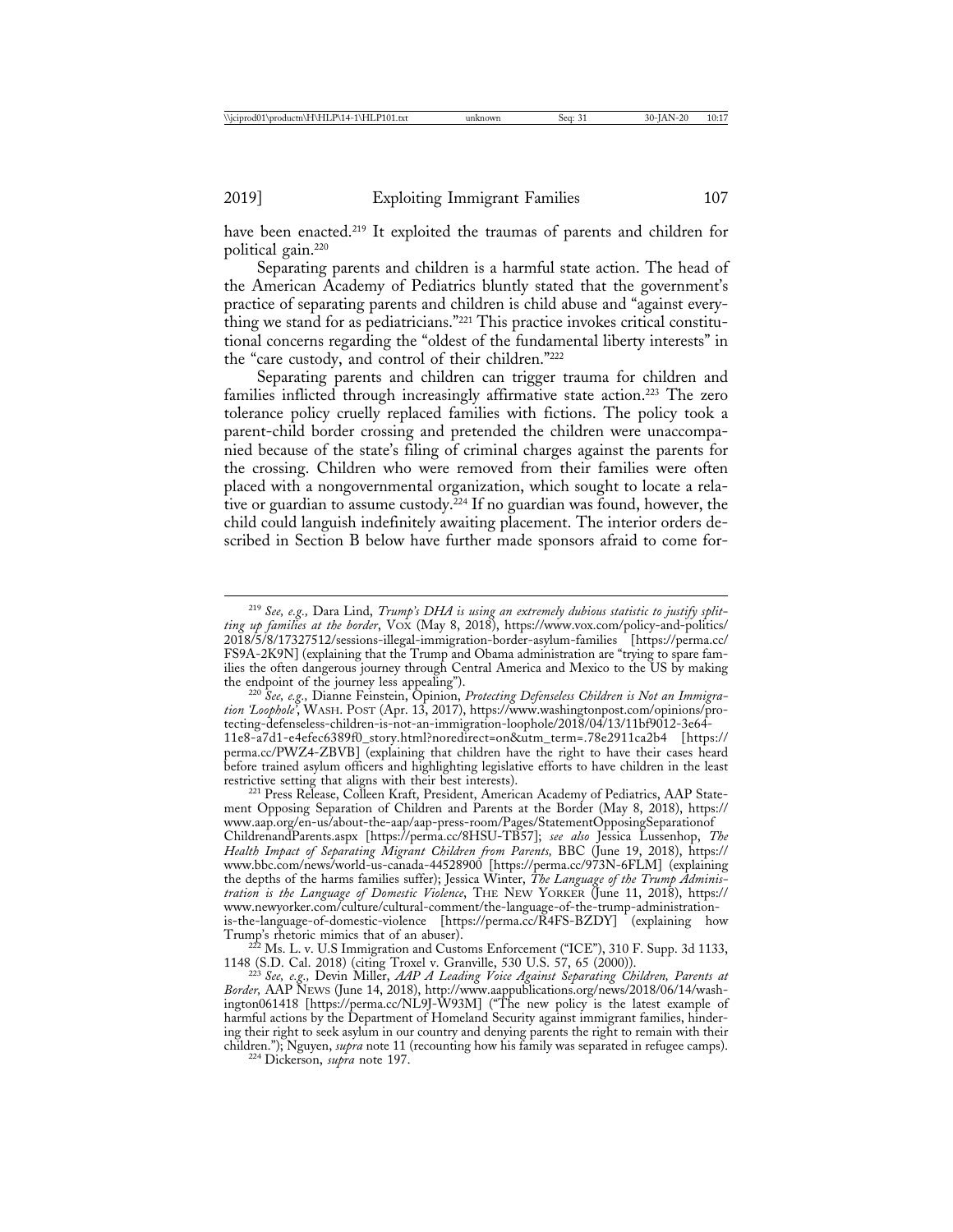have been enacted.[219] It exploited the traumas of parents and children for political gain.[220]

Separating parents and children is a harmful state action. The head of the American Academy of Pediatrics bluntly stated that the government's practice of separating parents and children is child abuse and "against everything we stand for as pediatricians."[221] This practice invokes critical constitutional concerns regarding the "oldest of the fundamental liberty interests" in the "care custody, and control of their children."[222]

Separating parents and children can trigger trauma for children and families inflicted through increasingly affirmative state action.[223] The zero tolerance policy cruelly replaced families with fictions. The policy took a parent-child border crossing and pretended the children were unaccompanied because of the state's filing of criminal charges against the parents for the crossing. Children who were removed from their families were often placed with a nongovernmental organization, which sought to locate a relative or guardian to assume custody.[224] If no guardian was found, however, the child could languish indefinitely awaiting placement. The interior orders described in Section B below have further made sponsors afraid to come for-

---

[219] *See, e.g.,* Dara Lind, *Trump's DHA is using an extremely dubious statistic to justify splitting up families at the border*, VOX (May 8, 2018), https://www.vox.com/policy-and-politics/2018/5/8/17327512/sessions-illegal-immigration-border-asylum-families [https://perma.cc/FS9A-2K9N] (explaining that the Trump and Obama administration are "trying to spare families the often dangerous journey through Central America and Mexico to the US by making the endpoint of the journey less appealing").

[220] *See, e.g.,* Dianne Feinstein, Opinion, *Protecting Defenseless Children is Not an Immigration 'Loophole'*, WASH. POST (Apr. 13, 2017), https://www.washingtonpost.com/opinions/protecting-defenseless-children-is-not-an-immigration-loophole/2018/04/13/11bf9012-3e64-11e8-a7d1-e4efec6389f0_story.html?noredirect=on&utm_term=.78e2911ca2b4 [https://perma.cc/PWZ4-ZBVB] (explaining that children have the right to have their cases heard before trained asylum officers and highlighting legislative efforts to have children in the least restrictive setting that aligns with their best interests).

[221] Press Release, Colleen Kraft, President, American Academy of Pediatrics, AAP Statement Opposing Separation of Children and Parents at the Border (May 8, 2018), https://www.aap.org/en-us/about-the-aap/aap-press-room/Pages/StatementOpposingSeparationofChildrenandParents.aspx [https://perma.cc/8HSU-TB57]; *see also* Jessica Lussenhop, *The Health Impact of Separating Migrant Children from Parents,* BBC (June 19, 2018), https://www.bbc.com/news/world-us-canada-44528900 [https://perma.cc/973N-6FLM] (explaining the depths of the harms families suffer); Jessica Winter, *The Language of the Trump Administration is the Language of Domestic Violence*, THE NEW YORKER (June 11, 2018), https://www.newyorker.com/culture/cultural-comment/the-language-of-the-trump-administration-is-the-language-of-domestic-violence [https://perma.cc/R4FS-BZDY] (explaining how Trump's rhetoric mimics that of an abuser).

[222] Ms. L. v. U.S Immigration and Customs Enforcement ("ICE"), 310 F. Supp. 3d 1133, 1148 (S.D. Cal. 2018) (citing Troxel v. Granville, 530 U.S. 57, 65 (2000)).

[223] *See, e.g.,* Devin Miller, *AAP A Leading Voice Against Separating Children, Parents at Border,* AAP NEWS (June 14, 2018), http://www.aappublications.org/news/2018/06/14/washington061418 [https://perma.cc/NL9J-W93M] ("The new policy is the latest example of harmful actions by the Department of Homeland Security against immigrant families, hindering their right to seek asylum in our country and denying parents the right to remain with their children."); Nguyen, *supra* note 11 (recounting how his family was separated in refugee camps).

[224] Dickerson, *supra* note 197.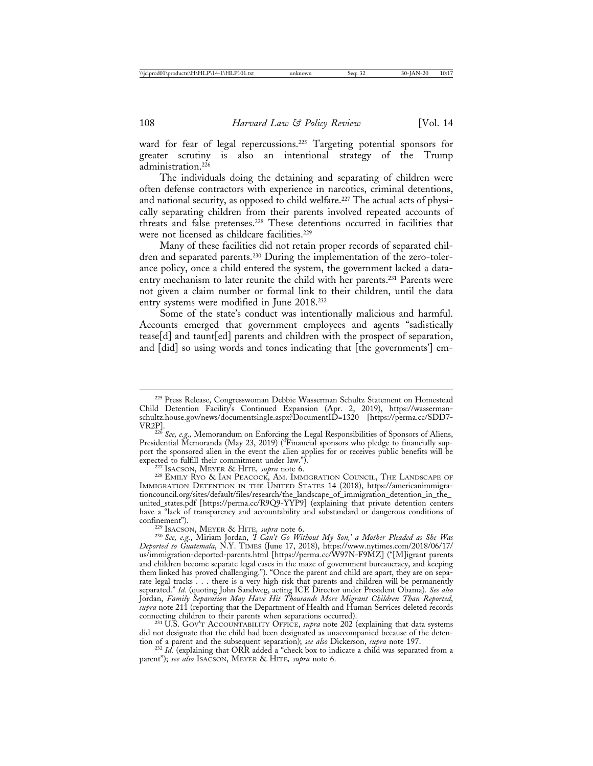ward for fear of legal repercussions.[225] Targeting potential sponsors for greater scrutiny is also an intentional strategy of the Trump administration.[226]

The individuals doing the detaining and separating of children were often defense contractors with experience in narcotics, criminal detentions, and national security, as opposed to child welfare.[227] The actual acts of physically separating children from their parents involved repeated accounts of threats and false pretenses.[228] These detentions occurred in facilities that were not licensed as childcare facilities.[229]

Many of these facilities did not retain proper records of separated children and separated parents.[230] During the implementation of the zero-tolerance policy, once a child entered the system, the government lacked a data-entry mechanism to later reunite the child with her parents.[231] Parents were not given a claim number or formal link to their children, until the data entry systems were modified in June 2018.[232]

Some of the state's conduct was intentionally malicious and harmful. Accounts emerged that government employees and agents "sadistically tease[d] and taunt[ed] parents and children with the prospect of separation, and [did] so using words and tones indicating that [the governments'] em-

---

[225] Press Release, Congresswoman Debbie Wasserman Schultz Statement on Homestead Child Detention Facility's Continued Expansion (Apr. 2, 2019), https://wassermanschultz.house.gov/news/documentsingle.aspx?DocumentID=1320 [https://perma.cc/SDD7-VR2P].

[226] *See, e.g.*, Memorandum on Enforcing the Legal Responsibilities of Sponsors of Aliens, Presidential Memoranda (May 23, 2019) ("Financial sponsors who pledge to financially support the sponsored alien in the event the alien applies for or receives public benefits will be expected to fulfill their commitment under law.").

[227] Isacson, Meyer & Hite, *supra* note 6.

[228] Emily Ryo & Ian Peacock, Am. Immigration Council, The Landscape of Immigration Detention in the United States 14 (2018), https://americanimmigrationcouncil.org/sites/default/files/research/the_landscape_of_immigration_detention_in_the_united_states.pdf [https://perma.cc/R9Q9-YYP9] (explaining that private detention centers have a "lack of transparency and accountability and substandard or dangerous conditions of confinement").

[229] Isacson, Meyer & Hite, *supra* note 6.

[230] *See, e.g.*, Miriam Jordan, *'I Can't Go Without My Son,' a Mother Pleaded as She Was Deported to Guatemala*, N.Y. Times (June 17, 2018), https://www.nytimes.com/2018/06/17/us/immigration-deported-parents.html [https://perma.cc/W97N-F9MZ] ("[M]igrant parents and children become separate legal cases in the maze of government bureaucracy, and keeping them linked has proved challenging."). "Once the parent and child are apart, they are on separate legal tracks . . . there is a very high risk that parents and children will be permanently separated." *Id.* (quoting John Sandweg, acting ICE Director under President Obama). *See also* Jordan, *Family Separation May Have Hit Thousands More Migrant Children Than Reported*, *supra* note 211 (reporting that the Department of Health and Human Services deleted records connecting children to their parents when separations occurred).

[231] U.S. Gov't Accountability Office, *supra* note 202 (explaining that data systems did not designate that the child had been designated as unaccompanied because of the detention of a parent and the subsequent separation); *see also* Dickerson, *supra* note 197.

[232] *Id.* (explaining that ORR added a "check box to indicate a child was separated from a parent"); *see also* Isacson, Meyer & Hite, *supra* note 6.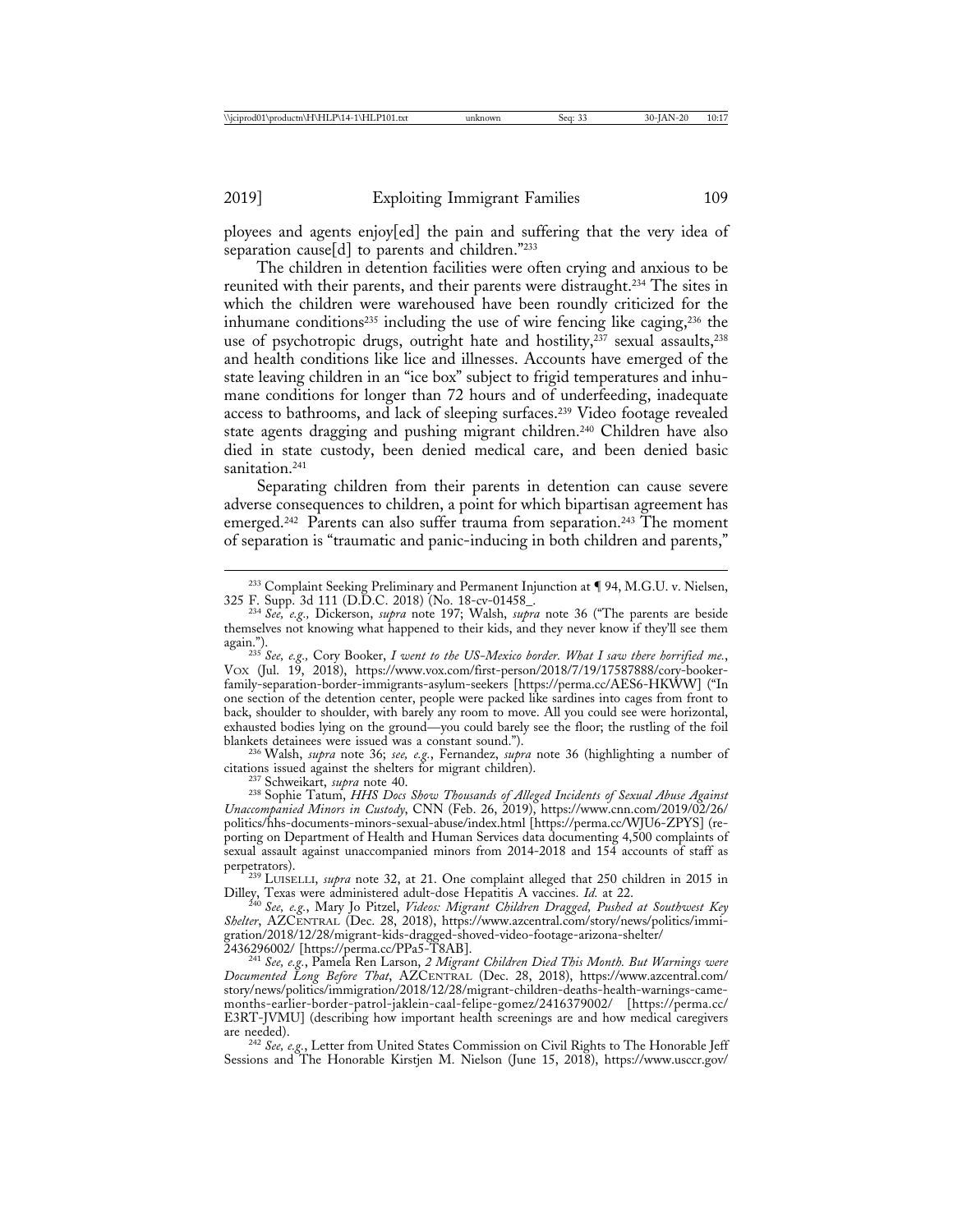ployees and agents enjoy[ed] the pain and suffering that the very idea of separation cause[d] to parents and children."[233]

The children in detention facilities were often crying and anxious to be reunited with their parents, and their parents were distraught.[234] The sites in which the children were warehoused have been roundly criticized for the inhumane conditions[235] including the use of wire fencing like caging,[236] the use of psychotropic drugs, outright hate and hostility,[237] sexual assaults,[238] and health conditions like lice and illnesses. Accounts have emerged of the state leaving children in an "ice box" subject to frigid temperatures and inhumane conditions for longer than 72 hours and of underfeeding, inadequate access to bathrooms, and lack of sleeping surfaces.[239] Video footage revealed state agents dragging and pushing migrant children.[240] Children have also died in state custody, been denied medical care, and been denied basic sanitation.[241]

Separating children from their parents in detention can cause severe adverse consequences to children, a point for which bipartisan agreement has emerged.[242] Parents can also suffer trauma from separation.[243] The moment of separation is "traumatic and panic-inducing in both children and parents,"

---

[233] Complaint Seeking Preliminary and Permanent Injunction at ¶ 94, M.G.U. v. Nielsen, 325 F. Supp. 3d 111 (D.D.C. 2018) (No. 18-cv-01458_.

[234] *See, e.g.,* Dickerson, *supra* note 197; Walsh, *supra* note 36 ("The parents are beside themselves not knowing what happened to their kids, and they never know if they'll see them again.").

[235] *See, e.g.,* Cory Booker, *I went to the US-Mexico border. What I saw there horrified me.*, VOX (Jul. 19, 2018), https://www.vox.com/first-person/2018/7/19/17587888/cory-booker-family-separation-border-immigrants-asylum-seekers [https://perma.cc/AES6-HKWW] ("In one section of the detention center, people were packed like sardines into cages from front to back, shoulder to shoulder, with barely any room to move. All you could see were horizontal, exhausted bodies lying on the ground—you could barely see the floor; the rustling of the foil blankets detainees were issued was a constant sound.").

[236] Walsh, *supra* note 36; *see, e.g.*, Fernandez, *supra* note 36 (highlighting a number of citations issued against the shelters for migrant children).

[237] Schweikart, *supra* note 40.

[238] Sophie Tatum, *HHS Docs Show Thousands of Alleged Incidents of Sexual Abuse Against Unaccompanied Minors in Custody*, CNN (Feb. 26, 2019), https://www.cnn.com/2019/02/26/politics/hhs-documents-minors-sexual-abuse/index.html [https://perma.cc/WJU6-ZPYS] (reporting on Department of Health and Human Services data documenting 4,500 complaints of sexual assault against unaccompanied minors from 2014-2018 and 154 accounts of staff as perpetrators).

[239] LUISELLI, *supra* note 32, at 21. One complaint alleged that 250 children in 2015 in Dilley, Texas were administered adult-dose Hepatitis A vaccines. *Id.* at 22.

[240] *See, e.g.*, Mary Jo Pitzel, *Videos: Migrant Children Dragged, Pushed at Southwest Key Shelter*, AZCENTRAL (Dec. 28, 2018), https://www.azcentral.com/story/news/politics/immigration/2018/12/28/migrant-kids-dragged-shoved-video-footage-arizona-shelter/2436296002/ [https://perma.cc/PPa5-T8AB].

[241] *See, e.g.*, Pamela Ren Larson, *2 Migrant Children Died This Month. But Warnings were Documented Long Before That*, AZCENTRAL (Dec. 28, 2018), https://www.azcentral.com/story/news/politics/immigration/2018/12/28/migrant-children-deaths-health-warnings-came-months-earlier-border-patrol-jaklein-caal-felipe-gomez/2416379002/ [https://perma.cc/E3RT-JVMU] (describing how important health screenings are and how medical caregivers are needed).

[242] *See, e.g.*, Letter from United States Commission on Civil Rights to The Honorable Jeff Sessions and The Honorable Kirstjen M. Nielson (June 15, 2018), https://www.usccr.gov/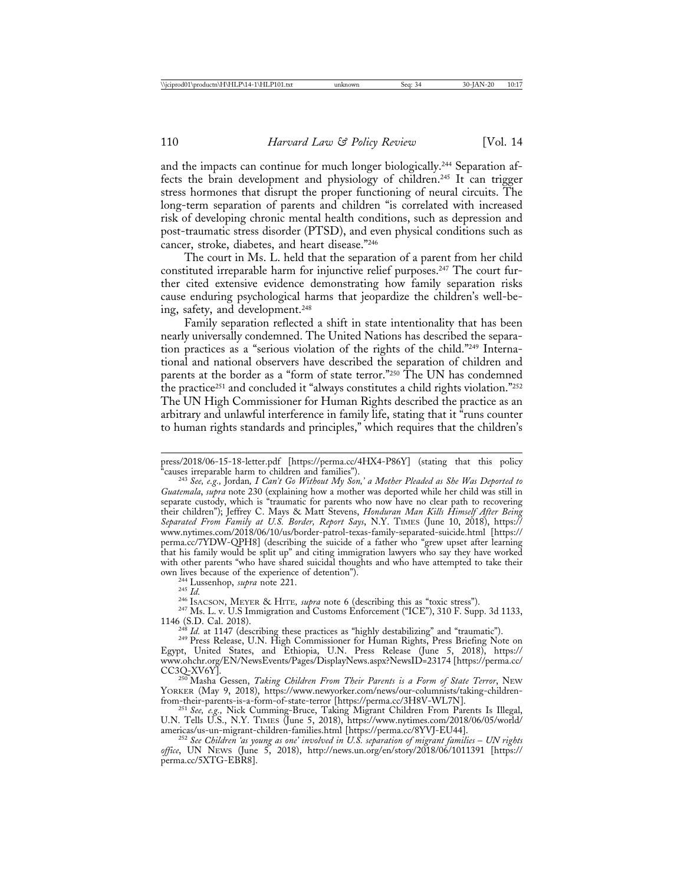and the impacts can continue for much longer biologically.[244] Separation affects the brain development and physiology of children.[245] It can trigger stress hormones that disrupt the proper functioning of neural circuits. The long-term separation of parents and children "is correlated with increased risk of developing chronic mental health conditions, such as depression and post-traumatic stress disorder (PTSD), and even physical conditions such as cancer, stroke, diabetes, and heart disease."[246]

The court in Ms. L. held that the separation of a parent from her child constituted irreparable harm for injunctive relief purposes.[247] The court further cited extensive evidence demonstrating how family separation risks cause enduring psychological harms that jeopardize the children's well-being, safety, and development.[248]

Family separation reflected a shift in state intentionality that has been nearly universally condemned. The United Nations has described the separation practices as a "serious violation of the rights of the child."[249] International and national observers have described the separation of children and parents at the border as a "form of state terror."[250] The UN has condemned the practice[251] and concluded it "always constitutes a child rights violation."[252] The UN High Commissioner for Human Rights described the practice as an arbitrary and unlawful interference in family life, stating that it "runs counter to human rights standards and principles," which requires that the children's

---

press/2018/06-15-18-letter.pdf [https://perma.cc/4HX4-P86Y] (stating that this policy "causes irreparable harm to children and families").

[243] *See, e.g.*, Jordan*, I Can't Go Without My Son,' a Mother Pleaded as She Was Deported to Guatemala*, *supra* note 230 (explaining how a mother was deported while her child was still in separate custody, which is "traumatic for parents who now have no clear path to recovering their children"); Jeffrey C. Mays & Matt Stevens, *Honduran Man Kills Himself After Being Separated From Family at U.S. Border, Report Says*, N.Y. TIMES (June 10, 2018), https://www.nytimes.com/2018/06/10/us/border-patrol-texas-family-separated-suicide.html [https://perma.cc/7YDW-QPH8] (describing the suicide of a father who "grew upset after learning that his family would be split up" and citing immigration lawyers who say they have worked with other parents "who have shared suicidal thoughts and who have attempted to take their own lives because of the experience of detention").

[244] Lussenhop, *supra* note 221.

[245] *Id.*

[246] ISACSON, MEYER & HITE*, supra* note 6 (describing this as "toxic stress").

[247] Ms. L. v. U.S Immigration and Customs Enforcement ("ICE"), 310 F. Supp. 3d 1133, 1146 (S.D. Cal. 2018).

[248] *Id.* at 1147 (describing these practices as "highly destabilizing" and "traumatic").

[249] Press Release, U.N. High Commissioner for Human Rights, Press Briefing Note on Egypt, United States, and Ethiopia, U.N. Press Release (June 5, 2018), https://www.ohchr.org/EN/NewsEvents/Pages/DisplayNews.aspx?NewsID=23174 [https://perma.cc/CC3Q-XV6Y].

[250] Masha Gessen, *Taking Children From Their Parents is a Form of State Terror*, NEW YORKER (May 9, 2018), https://www.newyorker.com/news/our-columnists/taking-children-from-their-parents-is-a-form-of-state-terror [https://perma.cc/3H8V-WL7N].

[251] *See, e.g.,* Nick Cumming-Bruce, Taking Migrant Children From Parents Is Illegal, U.N. Tells U.S., N.Y. TIMES (June 5, 2018), https://www.nytimes.com/2018/06/05/world/americas/us-un-migrant-children-families.html [https://perma.cc/8YVJ-EU44].

[252] *See Children 'as young as one' involved in U.S. separation of migrant families – UN rights office*, UN NEWS (June 5, 2018), http://news.un.org/en/story/2018/06/1011391 [https://perma.cc/5XTG-EBR8].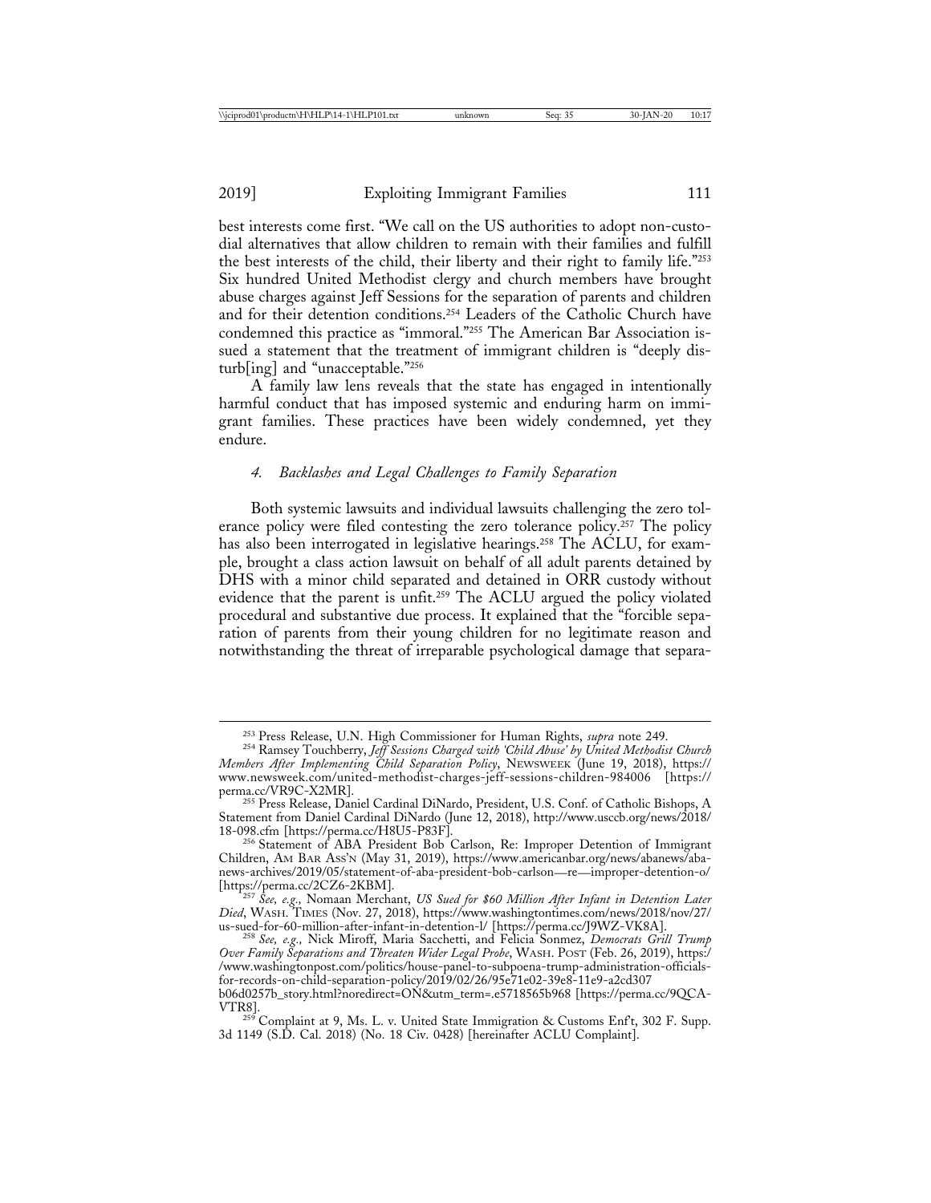best interests come first. "We call on the US authorities to adopt non-custodial alternatives that allow children to remain with their families and fulfill the best interests of the child, their liberty and their right to family life."[253] Six hundred United Methodist clergy and church members have brought abuse charges against Jeff Sessions for the separation of parents and children and for their detention conditions.[254] Leaders of the Catholic Church have condemned this practice as "immoral."[255] The American Bar Association issued a statement that the treatment of immigrant children is "deeply disturb[ing] and "unacceptable."[256]

A family law lens reveals that the state has engaged in intentionally harmful conduct that has imposed systemic and enduring harm on immigrant families. These practices have been widely condemned, yet they endure.

#### *4. Backlashes and Legal Challenges to Family Separation*

Both systemic lawsuits and individual lawsuits challenging the zero tolerance policy were filed contesting the zero tolerance policy.[257] The policy has also been interrogated in legislative hearings.[258] The ACLU, for example, brought a class action lawsuit on behalf of all adult parents detained by DHS with a minor child separated and detained in ORR custody without evidence that the parent is unfit.[259] The ACLU argued the policy violated procedural and substantive due process. It explained that the "forcible separation of parents from their young children for no legitimate reason and notwithstanding the threat of irreparable psychological damage that separa-

---

[253] Press Release, U.N. High Commissioner for Human Rights, *supra* note 249.

[254] Ramsey Touchberry, *Jeff Sessions Charged with 'Child Abuse' by United Methodist Church Members After Implementing Child Separation Policy*, NEWSWEEK (June 19, 2018), https://www.newsweek.com/united-methodist-charges-jeff-sessions-children-984006 [https://perma.cc/VR9C-X2MR].

[255] Press Release, Daniel Cardinal DiNardo, President, U.S. Conf. of Catholic Bishops, A Statement from Daniel Cardinal DiNardo (June 12, 2018), http://www.usccb.org/news/2018/18-098.cfm [https://perma.cc/H8U5-P83F].

[256] Statement of ABA President Bob Carlson, Re: Improper Detention of Immigrant Children, AM BAR ASS'N (May 31, 2019), https://www.americanbar.org/news/abanews/aba-news-archives/2019/05/statement-of-aba-president-bob-carlson—re—improper-detention-o/ [https://perma.cc/2CZ6-2KBM].

[257] *See, e.g.,* Nomaan Merchant, *US Sued for $60 Million After Infant in Detention Later Died*, WASH. TIMES (Nov. 27, 2018), https://www.washingtontimes.com/news/2018/nov/27/us-sued-for-60-million-after-infant-in-detention-l/ [https://perma.cc/J9WZ-VK8A].

[258] *See, e.g.,* Nick Miroff, Maria Sacchetti, and Felicia Sonmez, *Democrats Grill Trump Over Family Separations and Threaten Wider Legal Probe*, WASH. POST (Feb. 26, 2019), https://www.washingtonpost.com/politics/house-panel-to-subpoena-trump-administration-officials-for-records-on-child-separation-policy/2019/02/26/95e71e02-39e8-11e9-a2cd307b06d0257b_story.html?noredirect=ON&utm_term=.e5718565b968 [https://perma.cc/9QCA-VTR8].

[259] Complaint at 9, Ms. L. v. United State Immigration & Customs Enf't, 302 F. Supp. 3d 1149 (S.D. Cal. 2018) (No. 18 Civ. 0428) [hereinafter ACLU Complaint].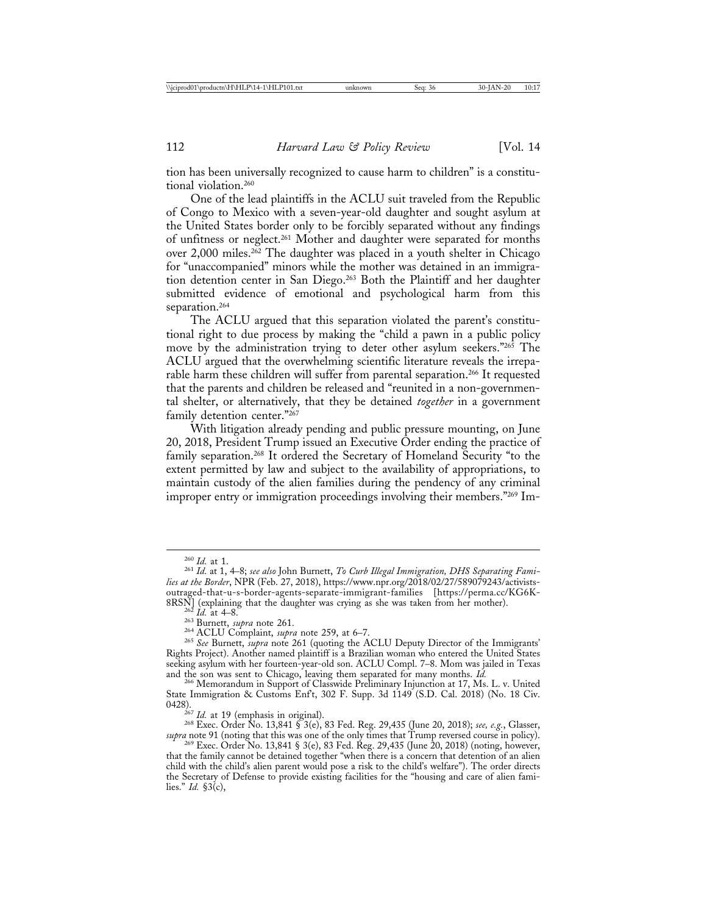tion has been universally recognized to cause harm to children" is a constitutional violation.[260]

One of the lead plaintiffs in the ACLU suit traveled from the Republic of Congo to Mexico with a seven-year-old daughter and sought asylum at the United States border only to be forcibly separated without any findings of unfitness or neglect.[261] Mother and daughter were separated for months over 2,000 miles.[262] The daughter was placed in a youth shelter in Chicago for "unaccompanied" minors while the mother was detained in an immigration detention center in San Diego.[263] Both the Plaintiff and her daughter submitted evidence of emotional and psychological harm from this separation.[264]

The ACLU argued that this separation violated the parent's constitutional right to due process by making the "child a pawn in a public policy move by the administration trying to deter other asylum seekers."[265] The ACLU argued that the overwhelming scientific literature reveals the irreparable harm these children will suffer from parental separation.[266] It requested that the parents and children be released and "reunited in a non-governmental shelter, or alternatively, that they be detained *together* in a government family detention center."[267]

With litigation already pending and public pressure mounting, on June 20, 2018, President Trump issued an Executive Order ending the practice of family separation.[268] It ordered the Secretary of Homeland Security "to the extent permitted by law and subject to the availability of appropriations, to maintain custody of the alien families during the pendency of any criminal improper entry or immigration proceedings involving their members."[269] Im-

---

[260] *Id.* at 1.

[261] *Id.* at 1, 4–8; *see also* John Burnett, *To Curb Illegal Immigration, DHS Separating Families at the Border*, NPR (Feb. 27, 2018), https://www.npr.org/2018/02/27/589079243/activists-outraged-that-u-s-border-agents-separate-immigrant-families [https://perma.cc/KG6K-8RSN] (explaining that the daughter was crying as she was taken from her mother).

[262] *Id.* at 4–8.

[263] Burnett, *supra* note 261.

[264] ACLU Complaint, *supra* note 259, at 6–7.

[265] *See* Burnett, *supra* note 261 (quoting the ACLU Deputy Director of the Immigrants' Rights Project). Another named plaintiff is a Brazilian woman who entered the United States seeking asylum with her fourteen-year-old son. ACLU Compl. 7–8. Mom was jailed in Texas and the son was sent to Chicago, leaving them separated for many months. *Id.*

[266] Memorandum in Support of Classwide Preliminary Injunction at 17, Ms. L. v. United State Immigration & Customs Enf't, 302 F. Supp. 3d 1149 (S.D. Cal. 2018) (No. 18 Civ. 0428).

[267] *Id.* at 19 (emphasis in original).

[268] Exec. Order No. 13,841 § 3(e), 83 Fed. Reg. 29,435 (June 20, 2018); *see, e.g.*, Glasser, *supra* note 91 (noting that this was one of the only times that Trump reversed course in policy).

[269] Exec. Order No. 13,841 § 3(e), 83 Fed. Reg. 29,435 (June 20, 2018) (noting, however, that the family cannot be detained together "when there is a concern that detention of an alien child with the child's alien parent would pose a risk to the child's welfare"). The order directs the Secretary of Defense to provide existing facilities for the "housing and care of alien families." *Id.* §3(c),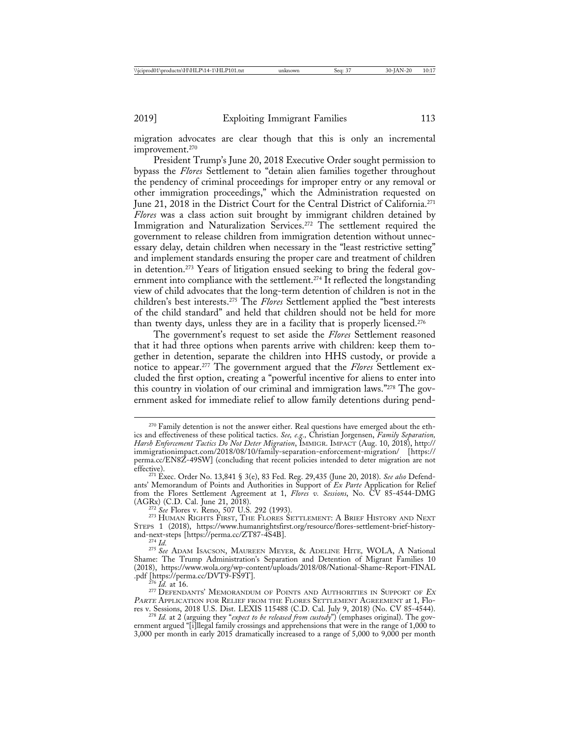migration advocates are clear though that this is only an incremental improvement.[270]

President Trump's June 20, 2018 Executive Order sought permission to bypass the *Flores* Settlement to "detain alien families together throughout the pendency of criminal proceedings for improper entry or any removal or other immigration proceedings," which the Administration requested on June 21, 2018 in the District Court for the Central District of California.[271] *Flores* was a class action suit brought by immigrant children detained by Immigration and Naturalization Services.[272] The settlement required the government to release children from immigration detention without unnecessary delay, detain children when necessary in the "least restrictive setting" and implement standards ensuring the proper care and treatment of children in detention.[273] Years of litigation ensued seeking to bring the federal government into compliance with the settlement.[274] It reflected the longstanding view of child advocates that the long-term detention of children is not in the children's best interests.[275] The *Flores* Settlement applied the "best interests of the child standard" and held that children should not be held for more than twenty days, unless they are in a facility that is properly licensed.[276]

The government's request to set aside the *Flores* Settlement reasoned that it had three options when parents arrive with children: keep them together in detention, separate the children into HHS custody, or provide a notice to appear.[277] The government argued that the *Flores* Settlement excluded the first option, creating a "powerful incentive for aliens to enter into this country in violation of our criminal and immigration laws."[278] The government asked for immediate relief to allow family detentions during pend-

---

[270] Family detention is not the answer either. Real questions have emerged about the ethics and effectiveness of these political tactics. *See, e.g.,* Christian Jorgensen, *Family Separation, Harsh Enforcement Tactics Do Not Deter Migration*, IMMIGR. IMPACT (Aug. 10, 2018), http://immigrationimpact.com/2018/08/10/family-separation-enforcement-migration/ [https://perma.cc/EN8Z-49SW] (concluding that recent policies intended to deter migration are not effective).

[271] Exec. Order No. 13,841 § 3(e), 83 Fed. Reg. 29,435 (June 20, 2018). *See also* Defendants' Memorandum of Points and Authorities in Support of *Ex Parte* Application for Relief from the Flores Settlement Agreement at 1, *Flores v. Sessions*, No. CV 85-4544-DMG (AGRx) (C.D. Cal. June 21, 2018).

[272] *See* Flores v. Reno, 507 U.S. 292 (1993).

[273] HUMAN RIGHTS FIRST, THE FLORES SETTLEMENT: A BRIEF HISTORY AND NEXT STEPS 1 (2018), https://www.humanrightsfirst.org/resource/flores-settlement-brief-history-and-next-steps [https://perma.cc/ZT87-4S4B].

[274] *Id.*

[275] *See* ADAM ISACSON, MAUREEN MEYER, & ADELINE HITE, WOLA, A National Shame: The Trump Administration's Separation and Detention of Migrant Families 10 (2018), https://www.wola.org/wp-content/uploads/2018/08/National-Shame-Report-FINAL.pdf [https://perma.cc/DVT9-FS9T].

[276] *Id.* at 16.

[277] DEFENDANTS' MEMORANDUM OF POINTS AND AUTHORITIES IN SUPPORT OF *EX PARTE* APPLICATION FOR RELIEF FROM THE FLORES SETTLEMENT AGREEMENT at 1, Flores v. Sessions, 2018 U.S. Dist. LEXIS 115488 (C.D. Cal. July 9, 2018) (No. CV 85-4544).

[278] *Id.* at 2 (arguing they "*expect to be released from custody*") (emphases original). The government argued "[i]llegal family crossings and apprehensions that were in the range of 1,000 to 3,000 per month in early 2015 dramatically increased to a range of 5,000 to 9,000 per month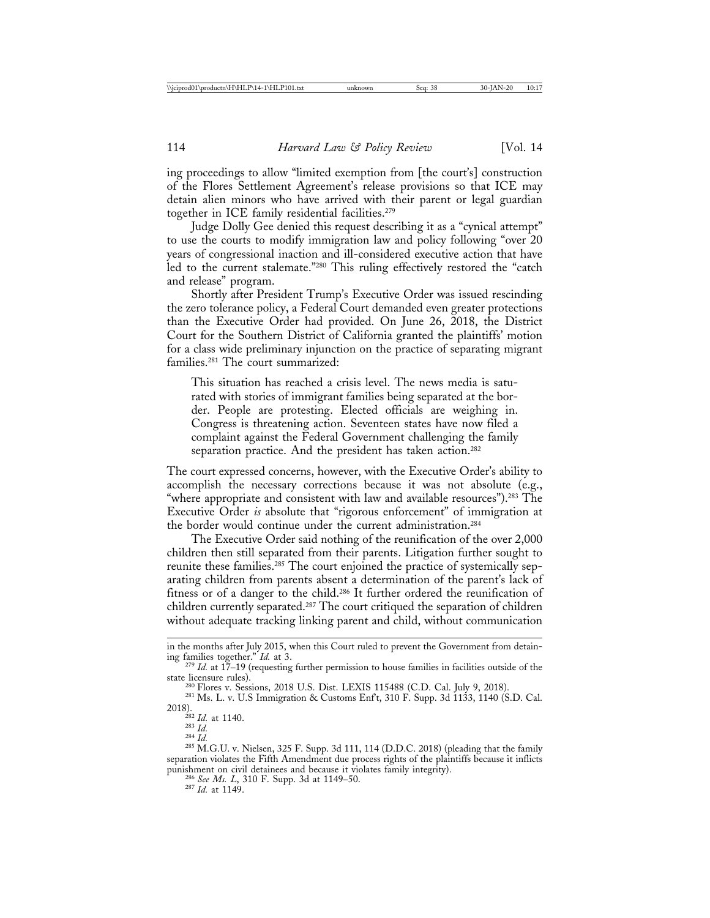ing proceedings to allow "limited exemption from [the court's] construction of the Flores Settlement Agreement's release provisions so that ICE may detain alien minors who have arrived with their parent or legal guardian together in ICE family residential facilities.[279]

Judge Dolly Gee denied this request describing it as a "cynical attempt" to use the courts to modify immigration law and policy following "over 20 years of congressional inaction and ill-considered executive action that have led to the current stalemate."[280] This ruling effectively restored the "catch and release" program.

Shortly after President Trump's Executive Order was issued rescinding the zero tolerance policy, a Federal Court demanded even greater protections than the Executive Order had provided. On June 26, 2018, the District Court for the Southern District of California granted the plaintiffs' motion for a class wide preliminary injunction on the practice of separating migrant families.[281] The court summarized:

> This situation has reached a crisis level. The news media is saturated with stories of immigrant families being separated at the border. People are protesting. Elected officials are weighing in. Congress is threatening action. Seventeen states have now filed a complaint against the Federal Government challenging the family separation practice. And the president has taken action.[282]

The court expressed concerns, however, with the Executive Order's ability to accomplish the necessary corrections because it was not absolute (e.g., "where appropriate and consistent with law and available resources").[283] The Executive Order *is* absolute that "rigorous enforcement" of immigration at the border would continue under the current administration.[284]

The Executive Order said nothing of the reunification of the over 2,000 children then still separated from their parents. Litigation further sought to reunite these families.[285] The court enjoined the practice of systemically separating children from parents absent a determination of the parent's lack of fitness or of a danger to the child.[286] It further ordered the reunification of children currently separated.[287] The court critiqued the separation of children without adequate tracking linking parent and child, without communication

---

in the months after July 2015, when this Court ruled to prevent the Government from detaining families together." *Id.* at 3.

[279] *Id.* at 17–19 (requesting further permission to house families in facilities outside of the state licensure rules).

[280] Flores v. Sessions, 2018 U.S. Dist. LEXIS 115488 (C.D. Cal. July 9, 2018).

[281] Ms. L. v. U.S Immigration & Customs Enf't, 310 F. Supp. 3d 1133, 1140 (S.D. Cal. 2018).

[282] *Id.* at 1140.

[283] *Id.*

[284] *Id.*

[285] M.G.U. v. Nielsen, 325 F. Supp. 3d 111, 114 (D.D.C. 2018) (pleading that the family separation violates the Fifth Amendment due process rights of the plaintiffs because it inflicts punishment on civil detainees and because it violates family integrity).

[286] *See Ms. L*, 310 F. Supp. 3d at 1149–50.

[287] *Id.* at 1149.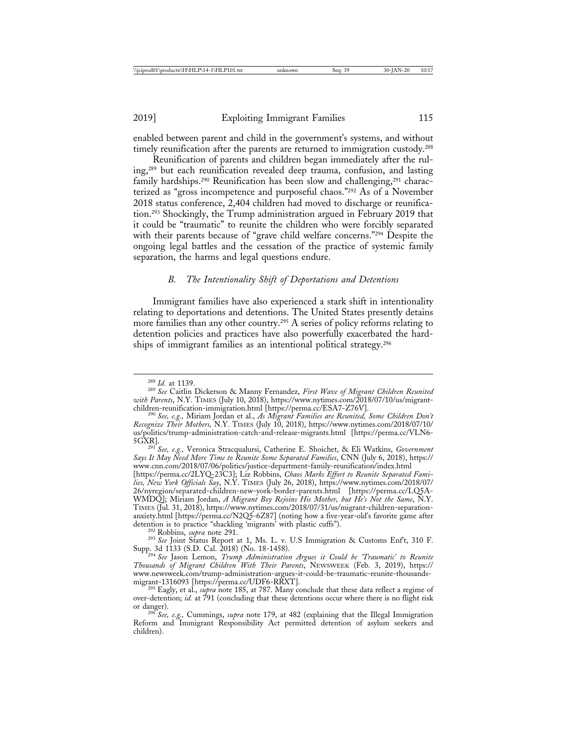enabled between parent and child in the government's systems, and without timely reunification after the parents are returned to immigration custody.[288]

Reunification of parents and children began immediately after the ruling,[289] but each reunification revealed deep trauma, confusion, and lasting family hardships.[290] Reunification has been slow and challenging,[291] characterized as "gross incompetence and purposeful chaos."[292] As of a November 2018 status conference, 2,404 children had moved to discharge or reunification.[293] Shockingly, the Trump administration argued in February 2019 that it could be "traumatic" to reunite the children who were forcibly separated with their parents because of "grave child welfare concerns."[294] Despite the ongoing legal battles and the cessation of the practice of systemic family separation, the harms and legal questions endure.

### *B. The Intentionality Shift of Deportations and Detentions*

Immigrant families have also experienced a stark shift in intentionality relating to deportations and detentions. The United States presently detains more families than any other country.[295] A series of policy reforms relating to detention policies and practices have also powerfully exacerbated the hardships of immigrant families as an intentional political strategy.[296]

---

[288] *Id.* at 1139.

[289] *See* Caitlin Dickerson & Manny Fernandez, *First Wave of Migrant Children Reunited with Parents*, N.Y. TIMES (July 10, 2018), https://www.nytimes.com/2018/07/10/us/migrant-children-reunification-immigration.html [https://perma.cc/ESA7-Z76V].

[290] *See, e.g.*, Miriam Jordan et al., *As Migrant Families are Reunited, Some Children Don't Recognize Their Mothers,* N.Y. TIMES (July 10, 2018), https://www.nytimes.com/2018/07/10/us/politics/trump-administration-catch-and-release-migrants.html [https://perma.cc/VLN6-5GXR].

[291] *See, e.g.,* Veronica Stracqualursi, Catherine E. Shoichet, & Eli Watkins, *Government Says It May Need More Time to Reunite Some Separated Families*, CNN (July 6, 2018), https://www.cnn.com/2018/07/06/politics/justice-department-family-reunification/index.html [https://perma.cc/2LYQ-23C3]; Liz Robbins, *Chaos Marks Effort to Reunite Separated Families, New York Officials Say*, N.Y. TIMES (July 26, 2018), https://www.nytimes.com/2018/07/26/nyregion/separated-children-new-york-border-parents.html [https://perma.cc/LQ5A-WMDQ]; Miriam Jordan, *A Migrant Boy Rejoins His Mother, but He's Not the Same*, N.Y. TIMES (Jul. 31, 2018), https://www.nytimes.com/2018/07/31/us/migrant-children-separation-anxiety.html [https://perma.cc/N2Q5-6Z87] (noting how a five-year-old's favorite game after detention is to practice "shackling 'migrants' with plastic cuffs").

[292] Robbins, *supra* note 291.

[293] *See* Joint Status Report at 1, Ms. L. v. U.S Immigration & Customs Enf't, 310 F. Supp. 3d 1133 (S.D. Cal. 2018) (No. 18-1458).

[294] *See* Jason Lemon, *Trump Administration Argues it Could be 'Traumatic' to Reunite Thousands of Migrant Children With Their Parents*, NEWSWEEK (Feb. 3, 2019), https://www.newsweek.com/trump-administration-argues-it-could-be-traumatic-reunite-thousands-migrant-1316093 [https://perma.cc/UDF6-RRXT].

[295] Eagly, et al., *supra* note 185, at 787. Many conclude that these data reflect a regime of over-detention; *id.* at 791 (concluding that these detentions occur where there is no flight risk or danger).

[296] *See, e.g.*, Cummings, *supra* note 179, at 482 (explaining that the Illegal Immigration Reform and Immigrant Responsibility Act permitted detention of asylum seekers and children).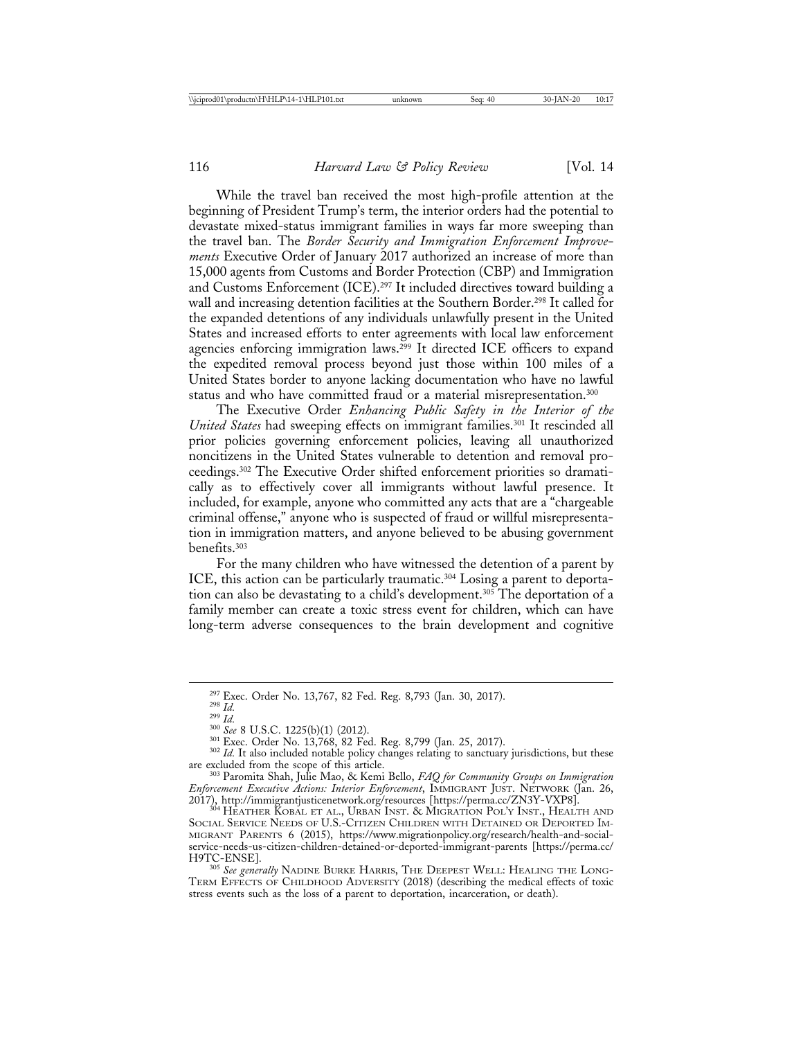While the travel ban received the most high-profile attention at the beginning of President Trump's term, the interior orders had the potential to devastate mixed-status immigrant families in ways far more sweeping than the travel ban. The *Border Security and Immigration Enforcement Improvements* Executive Order of January 2017 authorized an increase of more than 15,000 agents from Customs and Border Protection (CBP) and Immigration and Customs Enforcement (ICE).[297] It included directives toward building a wall and increasing detention facilities at the Southern Border.[298] It called for the expanded detentions of any individuals unlawfully present in the United States and increased efforts to enter agreements with local law enforcement agencies enforcing immigration laws.[299] It directed ICE officers to expand the expedited removal process beyond just those within 100 miles of a United States border to anyone lacking documentation who have no lawful status and who have committed fraud or a material misrepresentation.[300]

The Executive Order *Enhancing Public Safety in the Interior of the United States* had sweeping effects on immigrant families.[301] It rescinded all prior policies governing enforcement policies, leaving all unauthorized noncitizens in the United States vulnerable to detention and removal proceedings.[302] The Executive Order shifted enforcement priorities so dramatically as to effectively cover all immigrants without lawful presence. It included, for example, anyone who committed any acts that are a "chargeable criminal offense," anyone who is suspected of fraud or willful misrepresentation in immigration matters, and anyone believed to be abusing government benefits.[303]

For the many children who have witnessed the detention of a parent by ICE, this action can be particularly traumatic.[304] Losing a parent to deportation can also be devastating to a child's development.[305] The deportation of a family member can create a toxic stress event for children, which can have long-term adverse consequences to the brain development and cognitive

---

[297] Exec. Order No. 13,767, 82 Fed. Reg. 8,793 (Jan. 30, 2017).

[298] *Id.*

[299] *Id.*

[300] *See* 8 U.S.C. 1225(b)(1) (2012).

[301] Exec. Order No. 13,768, 82 Fed. Reg. 8,799 (Jan. 25, 2017).

[302] *Id.* It also included notable policy changes relating to sanctuary jurisdictions, but these are excluded from the scope of this article.

[303] Paromita Shah, Julie Mao, & Kemi Bello, *FAQ for Community Groups on Immigration Enforcement Executive Actions: Interior Enforcement*, IMMIGRANT JUST. NETWORK (Jan. 26, 2017), http://immigrantjusticenetwork.org/resources [https://perma.cc/ZN3Y-VXP8].

[304] HEATHER KOBAL ET AL., URBAN INST. & MIGRATION POL'Y INST., HEALTH AND SOCIAL SERVICE NEEDS OF U.S.-CITIZEN CHILDREN WITH DETAINED OR DEPORTED IMMIGRANT PARENTS 6 (2015), https://www.migrationpolicy.org/research/health-and-social-service-needs-us-citizen-children-detained-or-deported-immigrant-parents [https://perma.cc/H9TC-ENSE].

[305] *See generally* NADINE BURKE HARRIS, THE DEEPEST WELL: HEALING THE LONG-TERM EFFECTS OF CHILDHOOD ADVERSITY (2018) (describing the medical effects of toxic stress events such as the loss of a parent to deportation, incarceration, or death).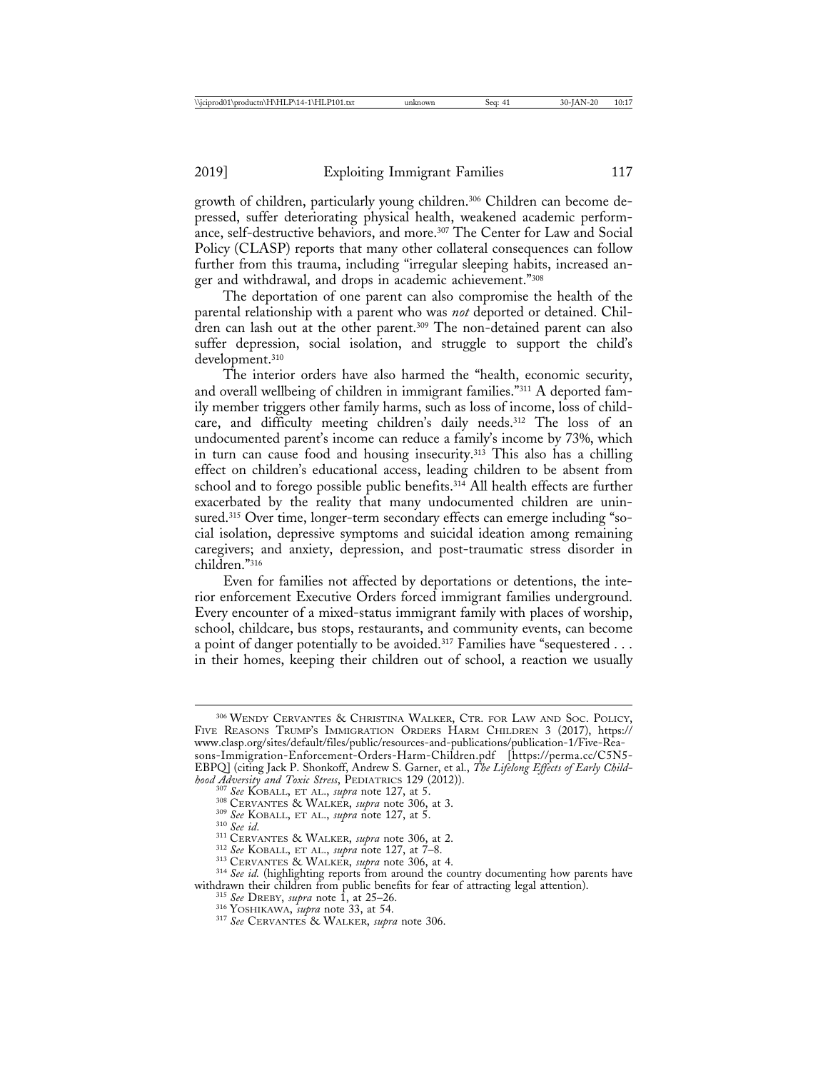growth of children, particularly young children.[306] Children can become depressed, suffer deteriorating physical health, weakened academic performance, self-destructive behaviors, and more.[307] The Center for Law and Social Policy (CLASP) reports that many other collateral consequences can follow further from this trauma, including "irregular sleeping habits, increased anger and withdrawal, and drops in academic achievement."[308]

The deportation of one parent can also compromise the health of the parental relationship with a parent who was *not* deported or detained. Children can lash out at the other parent.[309] The non-detained parent can also suffer depression, social isolation, and struggle to support the child's development.[310]

The interior orders have also harmed the "health, economic security, and overall wellbeing of children in immigrant families."[311] A deported family member triggers other family harms, such as loss of income, loss of childcare, and difficulty meeting children's daily needs.[312] The loss of an undocumented parent's income can reduce a family's income by 73%, which in turn can cause food and housing insecurity.[313] This also has a chilling effect on children's educational access, leading children to be absent from school and to forego possible public benefits.[314] All health effects are further exacerbated by the reality that many undocumented children are uninsured.[315] Over time, longer-term secondary effects can emerge including "social isolation, depressive symptoms and suicidal ideation among remaining caregivers; and anxiety, depression, and post-traumatic stress disorder in children."[316]

Even for families not affected by deportations or detentions, the interior enforcement Executive Orders forced immigrant families underground. Every encounter of a mixed-status immigrant family with places of worship, school, childcare, bus stops, restaurants, and community events, can become a point of danger potentially to be avoided.[317] Families have "sequestered . . . in their homes, keeping their children out of school, a reaction we usually

---

[306] Wendy Cervantes & Christina Walker, Ctr. for Law and Soc. Policy, Five Reasons Trump's Immigration Orders Harm Children 3 (2017), https://www.clasp.org/sites/default/files/public/resources-and-publications/publication-1/Five-Reasons-Immigration-Enforcement-Orders-Harm-Children.pdf [https://perma.cc/C5N5-EBPQ] (citing Jack P. Shonkoff, Andrew S. Garner, et al., *The Lifelong Effects of Early Childhood Adversity and Toxic Stress*, Pediatrics 129 (2012)).

[307] *See* Koball, et al., *supra* note 127, at 5.

[308] Cervantes & Walker, *supra* note 306, at 3.

[309] *See* Koball, et al., *supra* note 127, at 5.

[310] *See id.*

[311] Cervantes & Walker, *supra* note 306, at 2.

[312] *See* Koball, et al., *supra* note 127, at 7–8.

[313] Cervantes & Walker, *supra* note 306, at 4.

[314] *See id.* (highlighting reports from around the country documenting how parents have withdrawn their children from public benefits for fear of attracting legal attention).

[315] *See* Dreby, *supra* note 1, at 25–26.

[316] Yoshikawa, *supra* note 33, at 54.

[317] *See* Cervantes & Walker, *supra* note 306.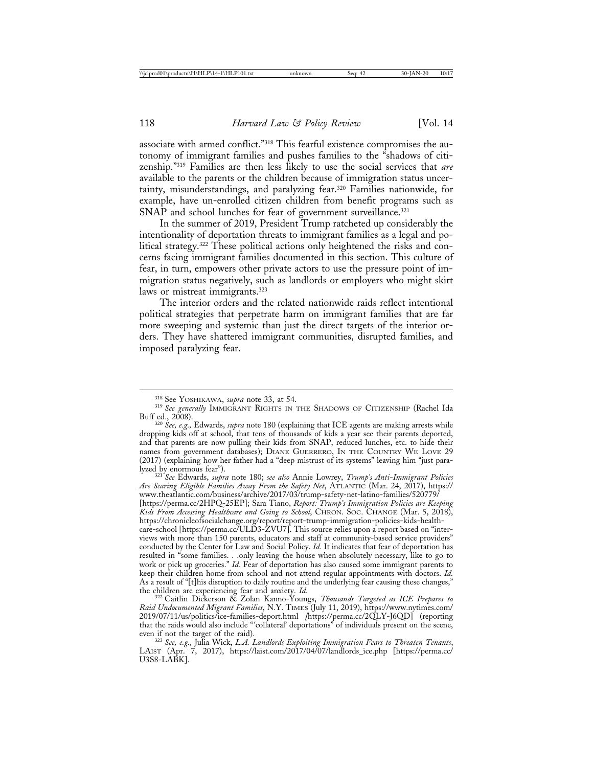associate with armed conflict."[318] This fearful existence compromises the autonomy of immigrant families and pushes families to the "shadows of citizenship."[319] Families are then less likely to use the social services that *are* available to the parents or the children because of immigration status uncertainty, misunderstandings, and paralyzing fear.[320] Families nationwide, for example, have un-enrolled citizen children from benefit programs such as SNAP and school lunches for fear of government surveillance.[321]

In the summer of 2019, President Trump ratcheted up considerably the intentionality of deportation threats to immigrant families as a legal and political strategy.[322] These political actions only heightened the risks and concerns facing immigrant families documented in this section. This culture of fear, in turn, empowers other private actors to use the pressure point of immigration status negatively, such as landlords or employers who might skirt laws or mistreat immigrants.[323]

The interior orders and the related nationwide raids reflect intentional political strategies that perpetrate harm on immigrant families that are far more sweeping and systemic than just the direct targets of the interior orders. They have shattered immigrant communities, disrupted families, and imposed paralyzing fear.

---

[318] See YOSHIKAWA, *supra* note 33, at 54.

[319] *See generally* IMMIGRANT RIGHTS IN THE SHADOWS OF CITIZENSHIP (Rachel Ida Buff ed., 2008).

[320] *See, e.g.,* Edwards, *supra* note 180 (explaining that ICE agents are making arrests while dropping kids off at school, that tens of thousands of kids a year see their parents deported, and that parents are now pulling their kids from SNAP, reduced lunches, etc. to hide their names from government databases); DIANE GUERRERO, IN THE COUNTRY WE LOVE 29 (2017) (explaining how her father had a "deep mistrust of its systems" leaving him "just paralyzed by enormous fear").

[321] *See* Edwards, *supra* note 180; *see also* Annie Lowrey, *Trump's Anti-Immigrant Policies Are Scaring Eligible Families Away From the Safety Net*, ATLANTIC (Mar. 24, 2017), https://www.theatlantic.com/business/archive/2017/03/trump-safety-net-latino-families/520779/ [https://perma.cc/2HPQ-25EP]; Sara Tiano, *Report: Trump's Immigration Policies are Keeping Kids From Accessing Healthcare and Going to School*, CHRON. SOC. CHANGE (Mar. 5, 2018), https://chronicleofsocialchange.org/report/report-trump-immigration-policies-kids-health-care-school [https://perma.cc/ULD3-ZVU7]. This source relies upon a report based on "interviews with more than 150 parents, educators and staff at community-based service providers" conducted by the Center for Law and Social Policy. *Id.* It indicates that fear of deportation has resulted in "some families. . .only leaving the house when absolutely necessary, like to go to work or pick up groceries." *Id.* Fear of deportation has also caused some immigrant parents to keep their children home from school and not attend regular appointments with doctors. *Id.* As a result of "[t]his disruption to daily routine and the underlying fear causing these changes," the children are experiencing fear and anxiety. *Id.*

[322] Caitlin Dickerson & Zolan Kanno-Youngs, *Thousands Targeted as ICE Prepares to Raid Undocumented Migrant Families*, N.Y. TIMES (July 11, 2019), https://www.nytimes.com/2019/07/11/us/politics/ice-families-deport.html [https://perma.cc/2QLY-J6QD] (reporting that the raids would also include "'collateral' deportations" of individuals present on the scene, even if not the target of the raid).

[323] *See, e.g.,* Julia Wick, *L.A. Landlords Exploiting Immigration Fears to Threaten Tenants*, LAIST (Apr. 7, 2017), https://laist.com/2017/04/07/landlords_ice.php [https://perma.cc/U3S8-LABK].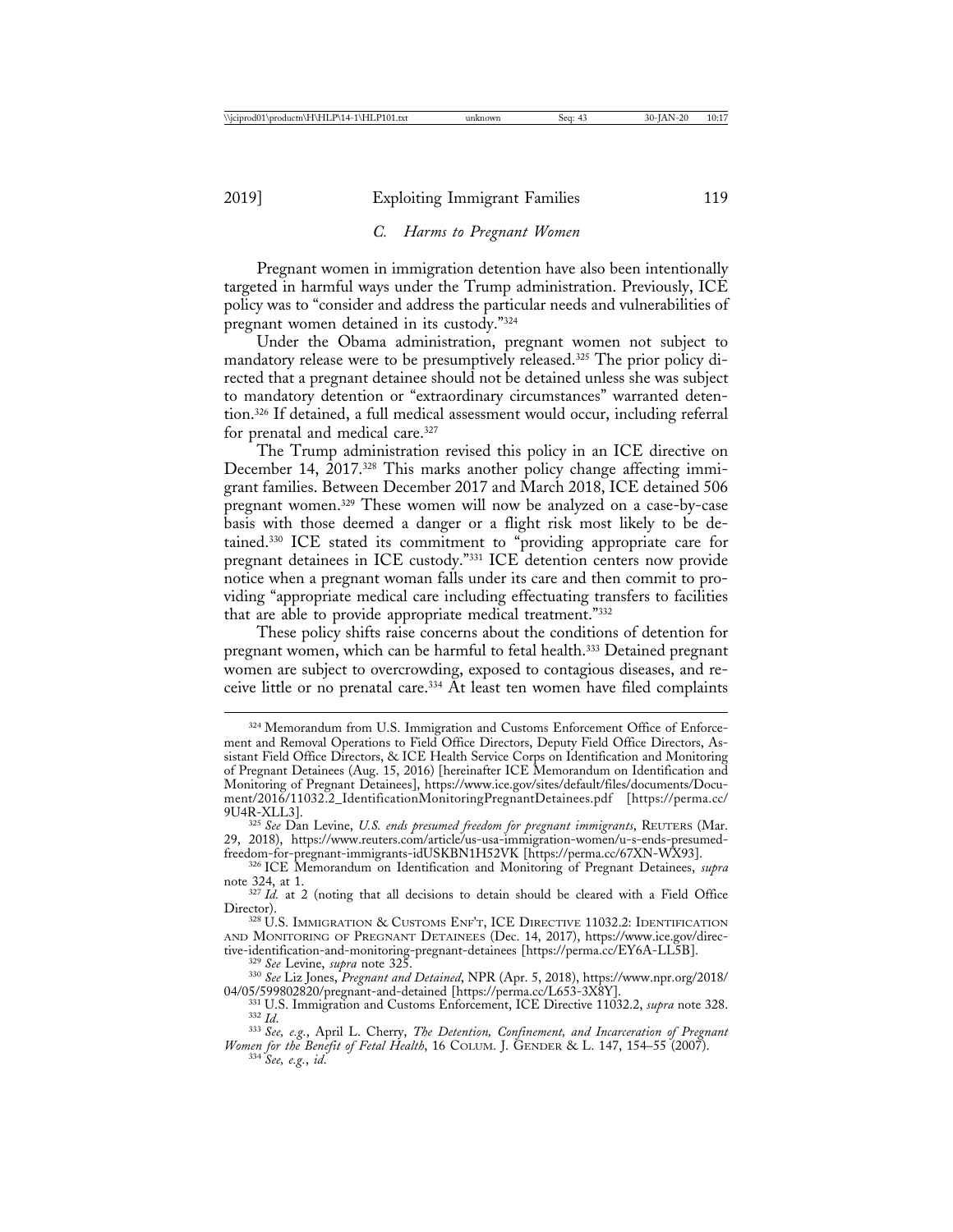### C. Harms to Pregnant Women

Pregnant women in immigration detention have also been intentionally targeted in harmful ways under the Trump administration. Previously, ICE policy was to "consider and address the particular needs and vulnerabilities of pregnant women detained in its custody."[324]

Under the Obama administration, pregnant women not subject to mandatory release were to be presumptively released.[325] The prior policy directed that a pregnant detainee should not be detained unless she was subject to mandatory detention or "extraordinary circumstances" warranted detention.[326] If detained, a full medical assessment would occur, including referral for prenatal and medical care.[327]

The Trump administration revised this policy in an ICE directive on December 14, 2017.[328] This marks another policy change affecting immigrant families. Between December 2017 and March 2018, ICE detained 506 pregnant women.[329] These women will now be analyzed on a case-by-case basis with those deemed a danger or a flight risk most likely to be detained.[330] ICE stated its commitment to "providing appropriate care for pregnant detainees in ICE custody."[331] ICE detention centers now provide notice when a pregnant woman falls under its care and then commit to providing "appropriate medical care including effectuating transfers to facilities that are able to provide appropriate medical treatment."[332]

These policy shifts raise concerns about the conditions of detention for pregnant women, which can be harmful to fetal health.[333] Detained pregnant women are subject to overcrowding, exposed to contagious diseases, and receive little or no prenatal care.[334] At least ten women have filed complaints

---

[324] Memorandum from U.S. Immigration and Customs Enforcement Office of Enforcement and Removal Operations to Field Office Directors, Deputy Field Office Directors, Assistant Field Office Directors, & ICE Health Service Corps on Identification and Monitoring of Pregnant Detainees (Aug. 15, 2016) [hereinafter ICE Memorandum on Identification and Monitoring of Pregnant Detainees], https://www.ice.gov/sites/default/files/documents/Document/2016/11032.2_IdentificationMonitoringPregnantDetainees.pdf [https://perma.cc/9U4R-XLL3].

[325] *See* Dan Levine, *U.S. ends presumed freedom for pregnant immigrants*, REUTERS (Mar. 29, 2018), https://www.reuters.com/article/us-usa-immigration-women/u-s-ends-presumed-freedom-for-pregnant-immigrants-idUSKBN1H52VK [https://perma.cc/67XN-WX93].

[326] ICE Memorandum on Identification and Monitoring of Pregnant Detainees, *supra* note 324, at 1.

[327] *Id.* at 2 (noting that all decisions to detain should be cleared with a Field Office Director).

[328] U.S. IMMIGRATION & CUSTOMS ENF'T, ICE DIRECTIVE 11032.2: IDENTIFICATION AND MONITORING OF PREGNANT DETAINEES (Dec. 14, 2017), https://www.ice.gov/directive-identification-and-monitoring-pregnant-detainees [https://perma.cc/EY6A-LL5B].

[329] *See* Levine, *supra* note 325.

[330] *See* Liz Jones, *Pregnant and Detained*, NPR (Apr. 5, 2018), https://www.npr.org/2018/04/05/599802820/pregnant-and-detained [https://perma.cc/L653-3X8Y].

[331] U.S. Immigration and Customs Enforcement, ICE Directive 11032.2, *supra* note 328.

[332] *Id.*

[333] *See, e.g.*, April L. Cherry, *The Detention, Confinement, and Incarceration of Pregnant Women for the Benefit of Fetal Health*, 16 COLUM. J. GENDER & L. 147, 154–55 (2007).

[334] *See, e.g.*, *id.*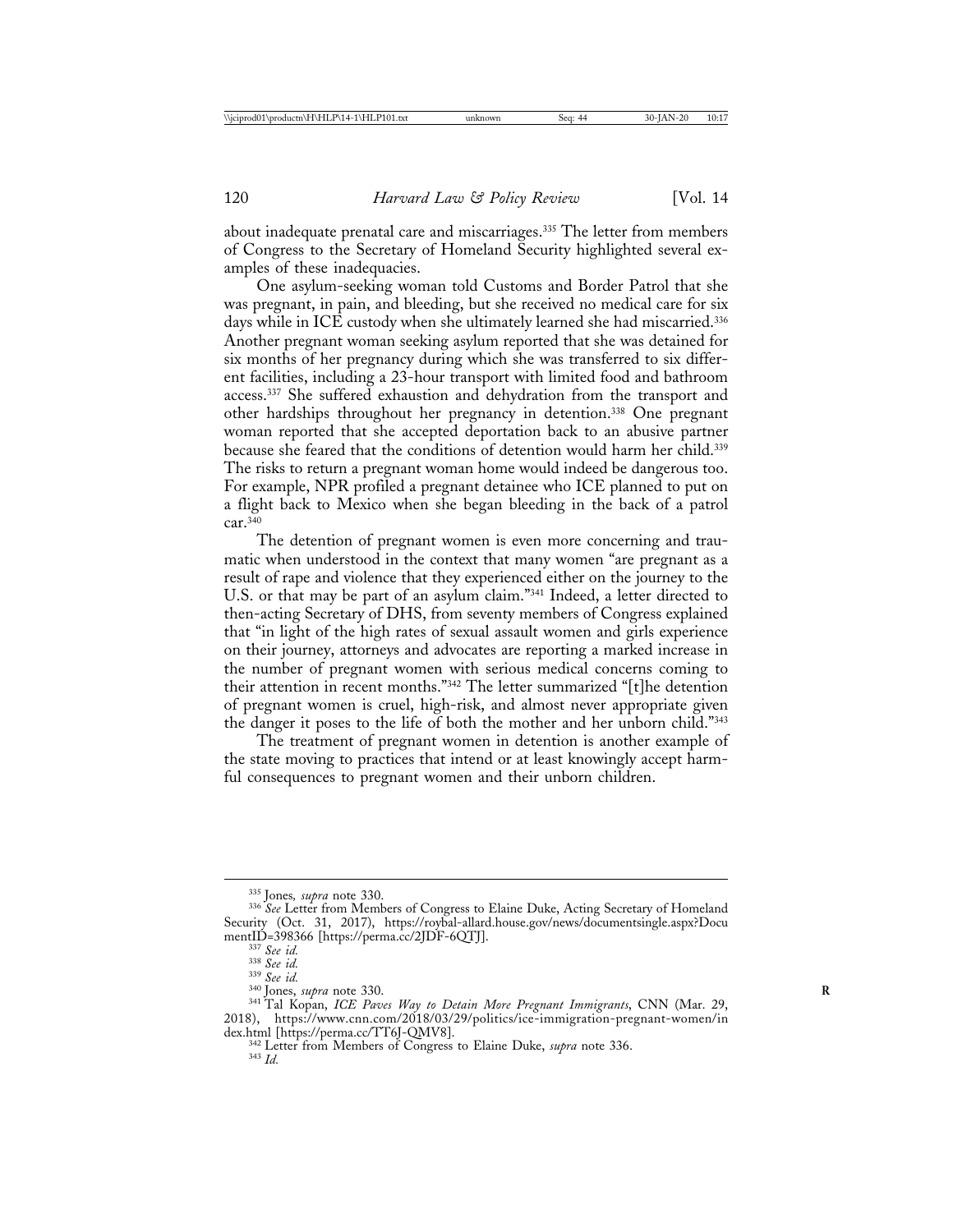about inadequate prenatal care and miscarriages.[335] The letter from members of Congress to the Secretary of Homeland Security highlighted several examples of these inadequacies.

One asylum-seeking woman told Customs and Border Patrol that she was pregnant, in pain, and bleeding, but she received no medical care for six days while in ICE custody when she ultimately learned she had miscarried.[336] Another pregnant woman seeking asylum reported that she was detained for six months of her pregnancy during which she was transferred to six different facilities, including a 23-hour transport with limited food and bathroom access.[337] She suffered exhaustion and dehydration from the transport and other hardships throughout her pregnancy in detention.[338] One pregnant woman reported that she accepted deportation back to an abusive partner because she feared that the conditions of detention would harm her child.[339] The risks to return a pregnant woman home would indeed be dangerous too. For example, NPR profiled a pregnant detainee who ICE planned to put on a flight back to Mexico when she began bleeding in the back of a patrol car.[340]

The detention of pregnant women is even more concerning and traumatic when understood in the context that many women "are pregnant as a result of rape and violence that they experienced either on the journey to the U.S. or that may be part of an asylum claim."[341] Indeed, a letter directed to then-acting Secretary of DHS, from seventy members of Congress explained that "in light of the high rates of sexual assault women and girls experience on their journey, attorneys and advocates are reporting a marked increase in the number of pregnant women with serious medical concerns coming to their attention in recent months."[342] The letter summarized "[t]he detention of pregnant women is cruel, high-risk, and almost never appropriate given the danger it poses to the life of both the mother and her unborn child."[343]

The treatment of pregnant women in detention is another example of the state moving to practices that intend or at least knowingly accept harmful consequences to pregnant women and their unborn children.

---

[335] Jones, *supra* note 330.

[336] *See* Letter from Members of Congress to Elaine Duke, Acting Secretary of Homeland Security (Oct. 31, 2017), https://roybal-allard.house.gov/news/documentsingle.aspx?DocumentID=398366 [https://perma.cc/2JDF-6QTJ].

[337] *See id.*

[338] *See id.*

[339] *See id.*

[340] Jones, *supra* note 330.

[341] Tal Kopan, *ICE Paves Way to Detain More Pregnant Immigrants*, CNN (Mar. 29, 2018), https://www.cnn.com/2018/03/29/politics/ice-immigration-pregnant-women/index.html [https://perma.cc/TT6J-QMV8].

[342] Letter from Members of Congress to Elaine Duke, *supra* note 336.

[343] *Id.*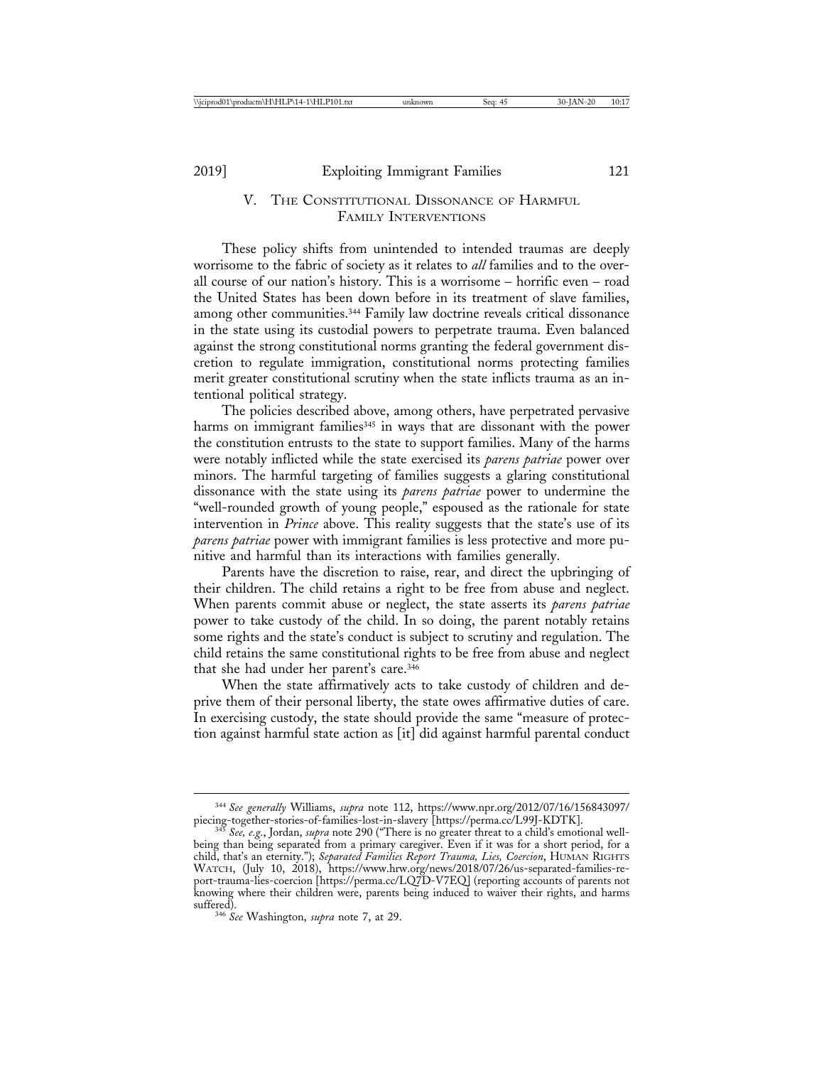## V. The Constitutional Dissonance of Harmful Family Interventions

These policy shifts from unintended to intended traumas are deeply worrisome to the fabric of society as it relates to *all* families and to the overall course of our nation's history. This is a worrisome – horrific even – road the United States has been down before in its treatment of slave families, among other communities.[344] Family law doctrine reveals critical dissonance in the state using its custodial powers to perpetrate trauma. Even balanced against the strong constitutional norms granting the federal government discretion to regulate immigration, constitutional norms protecting families merit greater constitutional scrutiny when the state inflicts trauma as an intentional political strategy.

The policies described above, among others, have perpetrated pervasive harms on immigrant families[345] in ways that are dissonant with the power the constitution entrusts to the state to support families. Many of the harms were notably inflicted while the state exercised its *parens patriae* power over minors. The harmful targeting of families suggests a glaring constitutional dissonance with the state using its *parens patriae* power to undermine the "well-rounded growth of young people," espoused as the rationale for state intervention in *Prince* above. This reality suggests that the state's use of its *parens patriae* power with immigrant families is less protective and more punitive and harmful than its interactions with families generally.

Parents have the discretion to raise, rear, and direct the upbringing of their children. The child retains a right to be free from abuse and neglect. When parents commit abuse or neglect, the state asserts its *parens patriae* power to take custody of the child. In so doing, the parent notably retains some rights and the state's conduct is subject to scrutiny and regulation. The child retains the same constitutional rights to be free from abuse and neglect that she had under her parent's care.[346]

When the state affirmatively acts to take custody of children and deprive them of their personal liberty, the state owes affirmative duties of care. In exercising custody, the state should provide the same "measure of protection against harmful state action as [it] did against harmful parental conduct

---

[344] *See generally* Williams, *supra* note 112, https://www.npr.org/2012/07/16/156843097/piecing-together-stories-of-families-lost-in-slavery [https://perma.cc/L99J-KDTK].

[345] *See, e.g.*, Jordan, *supra* note 290 ("There is no greater threat to a child's emotional well-being than being separated from a primary caregiver. Even if it was for a short period, for a child, that's an eternity."); *Separated Families Report Trauma, Lies, Coercion*, Human Rights Watch, (July 10, 2018), https://www.hrw.org/news/2018/07/26/us-separated-families-report-trauma-lies-coercion [https://perma.cc/LQ7D-V7EQ] (reporting accounts of parents not knowing where their children were, parents being induced to waiver their rights, and harms suffered).

[346] *See* Washington, *supra* note 7, at 29.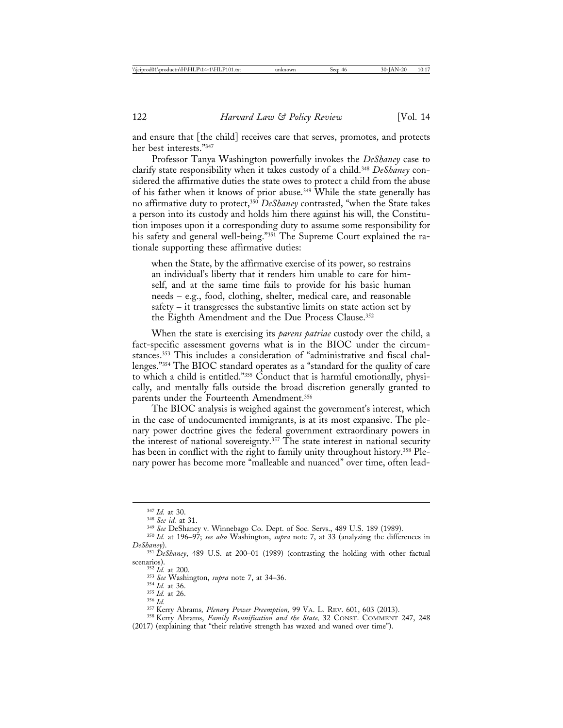and ensure that [the child] receives care that serves, promotes, and protects her best interests."[347]

Professor Tanya Washington powerfully invokes the *DeShaney* case to clarify state responsibility when it takes custody of a child.[348] *DeShaney* considered the affirmative duties the state owes to protect a child from the abuse of his father when it knows of prior abuse.[349] While the state generally has no affirmative duty to protect,[350] *DeShaney* contrasted, "when the State takes a person into its custody and holds him there against his will, the Constitution imposes upon it a corresponding duty to assume some responsibility for his safety and general well-being."[351] The Supreme Court explained the rationale supporting these affirmative duties:

> when the State, by the affirmative exercise of its power, so restrains an individual's liberty that it renders him unable to care for himself, and at the same time fails to provide for his basic human needs – e.g., food, clothing, shelter, medical care, and reasonable safety – it transgresses the substantive limits on state action set by the Eighth Amendment and the Due Process Clause.[352]

When the state is exercising its *parens patriae* custody over the child, a fact-specific assessment governs what is in the BIOC under the circumstances.[353] This includes a consideration of "administrative and fiscal challenges."[354] The BIOC standard operates as a "standard for the quality of care to which a child is entitled."[355] Conduct that is harmful emotionally, physically, and mentally falls outside the broad discretion generally granted to parents under the Fourteenth Amendment.[356]

The BIOC analysis is weighed against the government's interest, which in the case of undocumented immigrants, is at its most expansive. The plenary power doctrine gives the federal government extraordinary powers in the interest of national sovereignty.[357] The state interest in national security has been in conflict with the right to family unity throughout history.[358] Plenary power has become more "malleable and nuanced" over time, often lead-

---

[347] *Id.* at 30.

[348] *See id.* at 31.

[349] *See* DeShaney v. Winnebago Co. Dept. of Soc. Servs., 489 U.S. 189 (1989).

[350] *Id.* at 196–97; *see also* Washington, *supra* note 7, at 33 (analyzing the differences in *DeShaney*).

[351] *DeShaney*, 489 U.S. at 200–01 (1989) (contrasting the holding with other factual scenarios).

[352] *Id.* at 200.

[353] *See* Washington, *supra* note 7, at 34–36.

[354] *Id.* at 36.

[355] *Id.* at 26.

[356] *Id.*

[357] Kerry Abrams, *Plenary Power Preemption*, 99 VA. L. REV. 601, 603 (2013).

[358] Kerry Abrams, *Family Reunification and the State*, 32 CONST. COMMENT 247, 248 (2017) (explaining that "their relative strength has waxed and waned over time").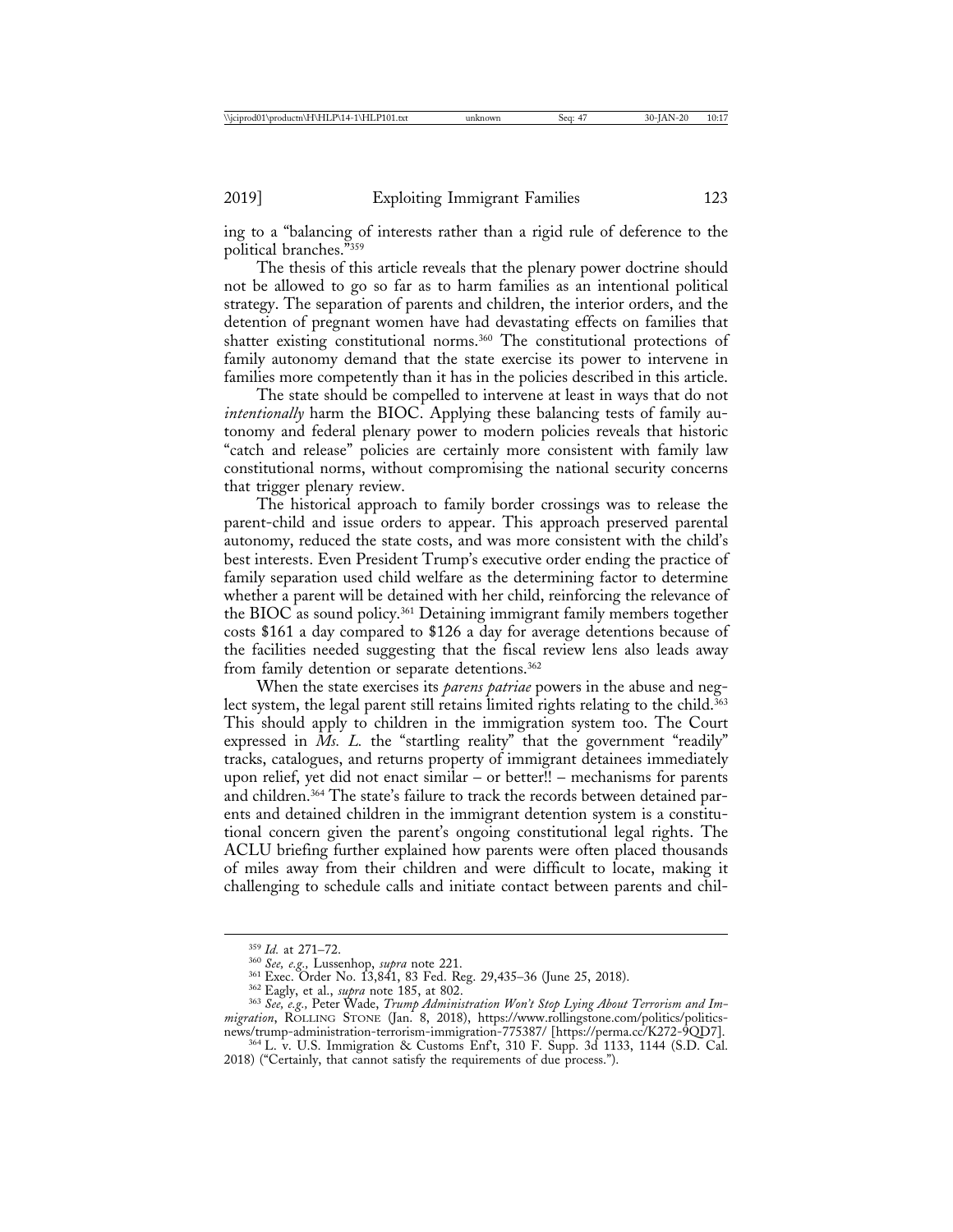ing to a "balancing of interests rather than a rigid rule of deference to the political branches."[359]

The thesis of this article reveals that the plenary power doctrine should not be allowed to go so far as to harm families as an intentional political strategy. The separation of parents and children, the interior orders, and the detention of pregnant women have had devastating effects on families that shatter existing constitutional norms.[360] The constitutional protections of family autonomy demand that the state exercise its power to intervene in families more competently than it has in the policies described in this article.

The state should be compelled to intervene at least in ways that do not *intentionally* harm the BIOC. Applying these balancing tests of family autonomy and federal plenary power to modern policies reveals that historic "catch and release" policies are certainly more consistent with family law constitutional norms, without compromising the national security concerns that trigger plenary review.

The historical approach to family border crossings was to release the parent-child and issue orders to appear. This approach preserved parental autonomy, reduced the state costs, and was more consistent with the child's best interests. Even President Trump's executive order ending the practice of family separation used child welfare as the determining factor to determine whether a parent will be detained with her child, reinforcing the relevance of the BIOC as sound policy.[361] Detaining immigrant family members together costs $161 a day compared to $126 a day for average detentions because of the facilities needed suggesting that the fiscal review lens also leads away from family detention or separate detentions.[362]

When the state exercises its *parens patriae* powers in the abuse and neglect system, the legal parent still retains limited rights relating to the child.[363] This should apply to children in the immigration system too. The Court expressed in *Ms. L.* the "startling reality" that the government "readily" tracks, catalogues, and returns property of immigrant detainees immediately upon relief, yet did not enact similar – or better!! – mechanisms for parents and children.[364] The state's failure to track the records between detained parents and detained children in the immigrant detention system is a constitutional concern given the parent's ongoing constitutional legal rights. The ACLU briefing further explained how parents were often placed thousands of miles away from their children and were difficult to locate, making it challenging to schedule calls and initiate contact between parents and chil-

---

[359] *Id.* at 271–72.

[360] *See, e.g.*, Lussenhop, *supra* note 221.

[361] Exec. Order No. 13,841, 83 Fed. Reg. 29,435–36 (June 25, 2018).

[362] Eagly, et al., *supra* note 185, at 802.

[363] *See, e.g.*, Peter Wade, *Trump Administration Won't Stop Lying About Terrorism and Immigration*, ROLLING STONE (Jan. 8, 2018), https://www.rollingstone.com/politics/politics-news/trump-administration-terrorism-immigration-775387/ [https://perma.cc/K272-9QD7].

[364] L. v. U.S. Immigration & Customs Enf't, 310 F. Supp. 3d 1133, 1144 (S.D. Cal. 2018) ("Certainly, that cannot satisfy the requirements of due process.").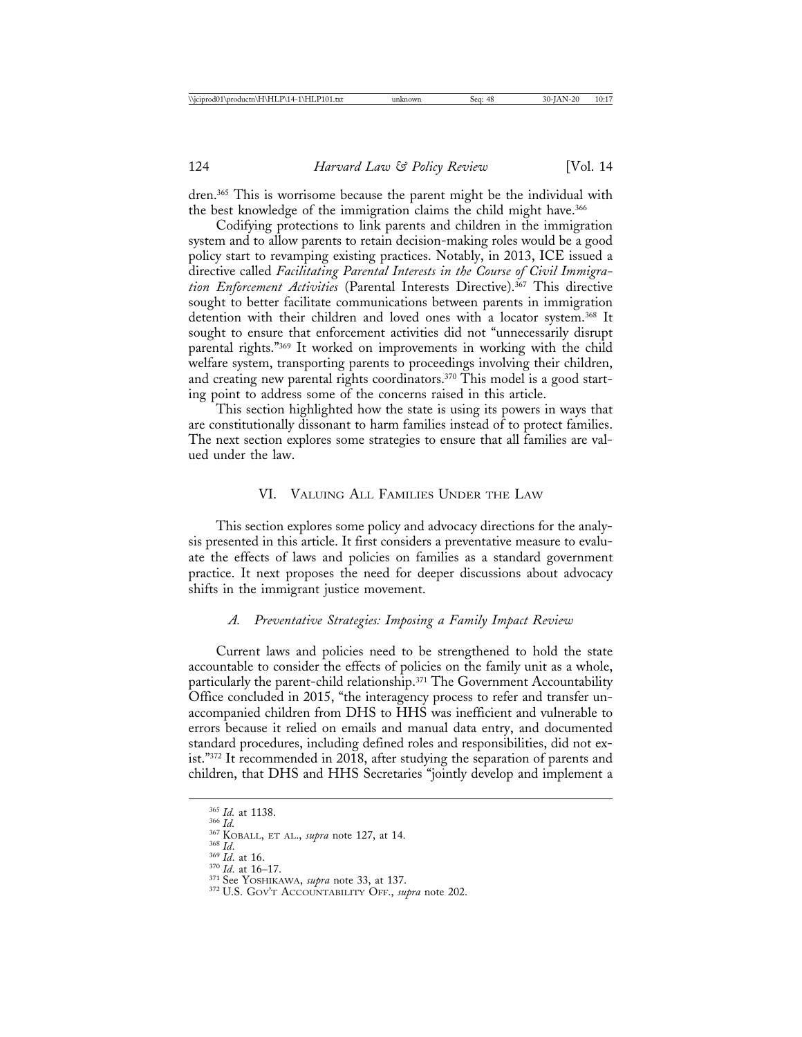dren.[365] This is worrisome because the parent might be the individual with the best knowledge of the immigration claims the child might have.[366]

Codifying protections to link parents and children in the immigration system and to allow parents to retain decision-making roles would be a good policy start to revamping existing practices. Notably, in 2013, ICE issued a directive called *Facilitating Parental Interests in the Course of Civil Immigration Enforcement Activities* (Parental Interests Directive).[367] This directive sought to better facilitate communications between parents in immigration detention with their children and loved ones with a locator system.[368] It sought to ensure that enforcement activities did not "unnecessarily disrupt parental rights."[369] It worked on improvements in working with the child welfare system, transporting parents to proceedings involving their children, and creating new parental rights coordinators.[370] This model is a good starting point to address some of the concerns raised in this article.

This section highlighted how the state is using its powers in ways that are constitutionally dissonant to harm families instead of to protect families. The next section explores some strategies to ensure that all families are valued under the law.

## VI. Valuing All Families Under the Law

This section explores some policy and advocacy directions for the analysis presented in this article. It first considers a preventative measure to evaluate the effects of laws and policies on families as a standard government practice. It next proposes the need for deeper discussions about advocacy shifts in the immigrant justice movement.

### *A. Preventative Strategies: Imposing a Family Impact Review*

Current laws and policies need to be strengthened to hold the state accountable to consider the effects of policies on the family unit as a whole, particularly the parent-child relationship.[371] The Government Accountability Office concluded in 2015, "the interagency process to refer and transfer unaccompanied children from DHS to HHS was inefficient and vulnerable to errors because it relied on emails and manual data entry, and documented standard procedures, including defined roles and responsibilities, did not exist."[372] It recommended in 2018, after studying the separation of parents and children, that DHS and HHS Secretaries "jointly develop and implement a

---

[365] *Id.* at 1138.

[366] *Id.*

[367] Koball, et al., *supra* note 127, at 14.

[368] *Id.*

[369] *Id.* at 16.

[370] *Id.* at 16–17.

[371] See Yoshikawa, *supra* note 33, at 137.

[372] U.S. Gov't Accountability Off., *supra* note 202.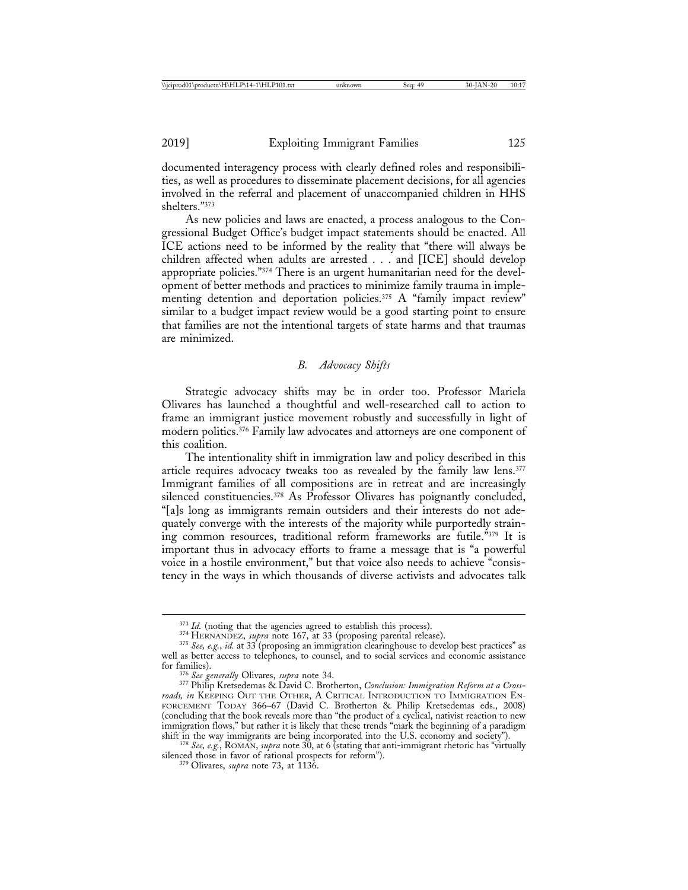documented interagency process with clearly defined roles and responsibilities, as well as procedures to disseminate placement decisions, for all agencies involved in the referral and placement of unaccompanied children in HHS shelters."[373]

As new policies and laws are enacted, a process analogous to the Congressional Budget Office's budget impact statements should be enacted. All ICE actions need to be informed by the reality that "there will always be children affected when adults are arrested . . . and [ICE] should develop appropriate policies."[374] There is an urgent humanitarian need for the development of better methods and practices to minimize family trauma in implementing detention and deportation policies.[375] A "family impact review" similar to a budget impact review would be a good starting point to ensure that families are not the intentional targets of state harms and that traumas are minimized.

### *B. Advocacy Shifts*

Strategic advocacy shifts may be in order too. Professor Mariela Olivares has launched a thoughtful and well-researched call to action to frame an immigrant justice movement robustly and successfully in light of modern politics.[376] Family law advocates and attorneys are one component of this coalition.

The intentionality shift in immigration law and policy described in this article requires advocacy tweaks too as revealed by the family law lens.[377] Immigrant families of all compositions are in retreat and are increasingly silenced constituencies.[378] As Professor Olivares has poignantly concluded, "[a]s long as immigrants remain outsiders and their interests do not adequately converge with the interests of the majority while purportedly straining common resources, traditional reform frameworks are futile."[379] It is important thus in advocacy efforts to frame a message that is "a powerful voice in a hostile environment," but that voice also needs to achieve "consistency in the ways in which thousands of diverse activists and advocates talk

---

[373] *Id.* (noting that the agencies agreed to establish this process).

[374] HERNANDEZ, *supra* note 167, at 33 (proposing parental release).

[375] *See, e.g.*, *id.* at 33 (proposing an immigration clearinghouse to develop best practices" as well as better access to telephones, to counsel, and to social services and economic assistance for families).

[376] *See generally* Olivares, *supra* note 34.

[377] Philip Kretsedemas & David C. Brotherton, *Conclusion: Immigration Reform at a Crossroads*, *in* KEEPING OUT THE OTHER, A CRITICAL INTRODUCTION TO IMMIGRATION ENFORCEMENT TODAY 366–67 (David C. Brotherton & Philip Kretsedemas eds., 2008) (concluding that the book reveals more than "the product of a cyclical, nativist reaction to new immigration flows," but rather it is likely that these trends "mark the beginning of a paradigm shift in the way immigrants are being incorporated into the U.S. economy and society").

[378] *See, e.g.*, ROMÁN, *supra* note 30, at 6 (stating that anti-immigrant rhetoric has "virtually silenced those in favor of rational prospects for reform").

[379] Olivares, *supra* note 73, at 1136.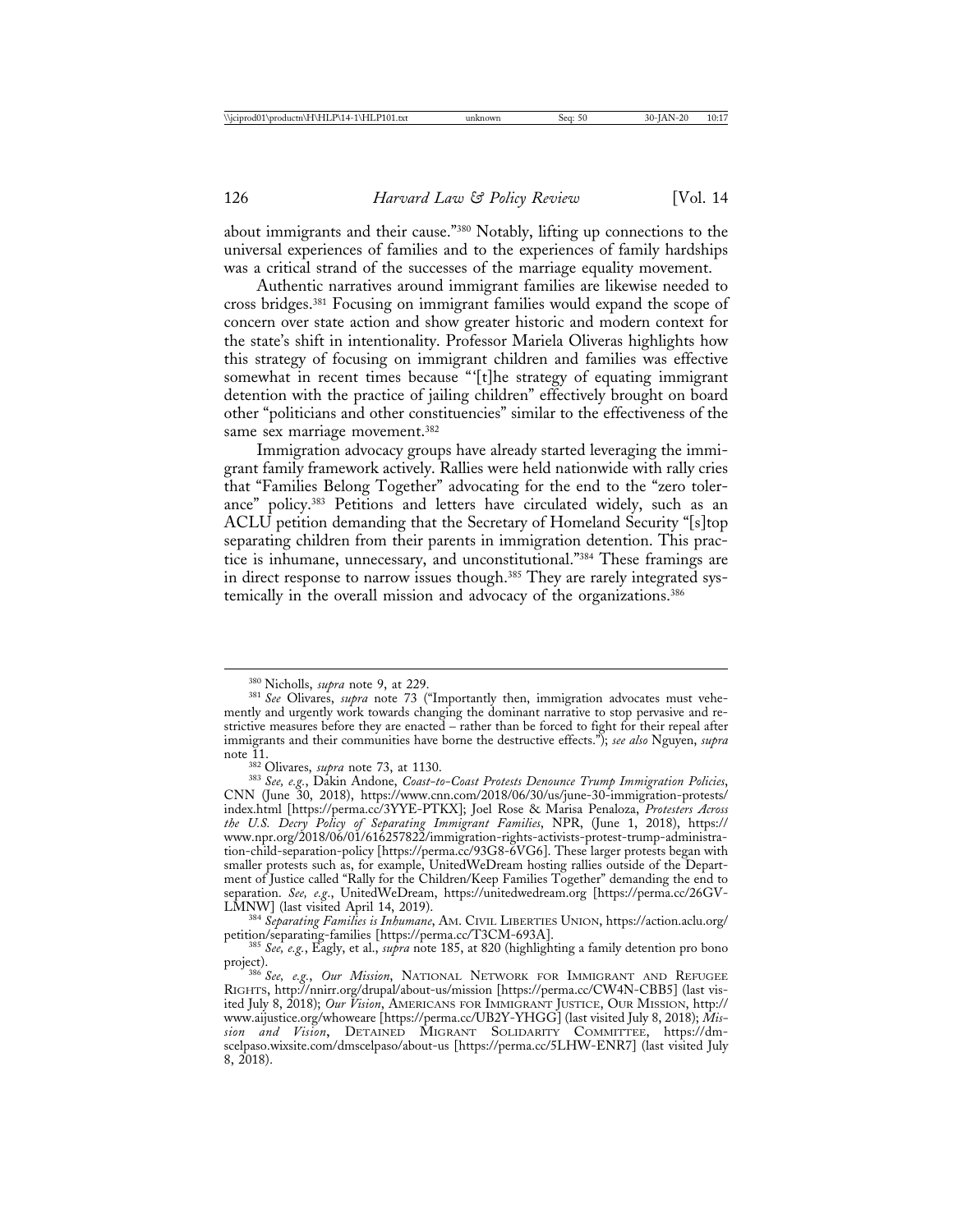about immigrants and their cause."[380] Notably, lifting up connections to the universal experiences of families and to the experiences of family hardships was a critical strand of the successes of the marriage equality movement.

Authentic narratives around immigrant families are likewise needed to cross bridges.[381] Focusing on immigrant families would expand the scope of concern over state action and show greater historic and modern context for the state's shift in intentionality. Professor Mariela Oliveras highlights how this strategy of focusing on immigrant children and families was effective somewhat in recent times because "'[t]he strategy of equating immigrant detention with the practice of jailing children" effectively brought on board other "politicians and other constituencies" similar to the effectiveness of the same sex marriage movement.[382]

Immigration advocacy groups have already started leveraging the immigrant family framework actively. Rallies were held nationwide with rally cries that "Families Belong Together" advocating for the end to the "zero tolerance" policy.[383] Petitions and letters have circulated widely, such as an ACLU petition demanding that the Secretary of Homeland Security "[s]top separating children from their parents in immigration detention. This practice is inhumane, unnecessary, and unconstitutional."[384] These framings are in direct response to narrow issues though.[385] They are rarely integrated systemically in the overall mission and advocacy of the organizations.[386]

---

[380] Nicholls, *supra* note 9, at 229.

[381] *See* Olivares, *supra* note 73 ("Importantly then, immigration advocates must vehemently and urgently work towards changing the dominant narrative to stop pervasive and restrictive measures before they are enacted – rather than be forced to fight for their repeal after immigrants and their communities have borne the destructive effects."); *see also* Nguyen, *supra* note 11.

[382] Olivares, *supra* note 73, at 1130.

[383] *See, e.g.*, Dakin Andone, *Coast-to-Coast Protests Denounce Trump Immigration Policies*, CNN (June 30, 2018), https://www.cnn.com/2018/06/30/us/june-30-immigration-protests/index.html [https://perma.cc/3YYE-PTKX]; Joel Rose & Marisa Penaloza, *Protesters Across the U.S. Decry Policy of Separating Immigrant Families*, NPR, (June 1, 2018), https://www.npr.org/2018/06/01/616257822/immigration-rights-activists-protest-trump-administration-child-separation-policy [https://perma.cc/93G8-6VG6]. These larger protests began with smaller protests such as, for example, UnitedWeDream hosting rallies outside of the Department of Justice called "Rally for the Children/Keep Families Together" demanding the end to separation. *See, e.g.*, UnitedWeDream, https://unitedwedream.org [https://perma.cc/26GV-LMNW] (last visited April 14, 2019).

[384] *Separating Families is Inhumane*, AM. CIVIL LIBERTIES UNION, https://action.aclu.org/petition/separating-families [https://perma.cc/T3CM-693A].

[385] *See, e.g.*, Eagly, et al., *supra* note 185, at 820 (highlighting a family detention pro bono project).

[386] *See, e.g.*, *Our Mission*, NATIONAL NETWORK FOR IMMIGRANT AND REFUGEE RIGHTS, http://nnirr.org/drupal/about-us/mission [https://perma.cc/CW4N-CBB5] (last visited July 8, 2018); *Our Vision*, AMERICANS FOR IMMIGRANT JUSTICE, OUR MISSION, http://www.aijustice.org/whoweare [https://perma.cc/UB2Y-YHGG] (last visited July 8, 2018); *Mission and Vision*, DETAINED MIGRANT SOLIDARITY COMMITTEE, https://dmscelpaso.wixsite.com/dmscelpaso/about-us [https://perma.cc/5LHW-ENR7] (last visited July 8, 2018).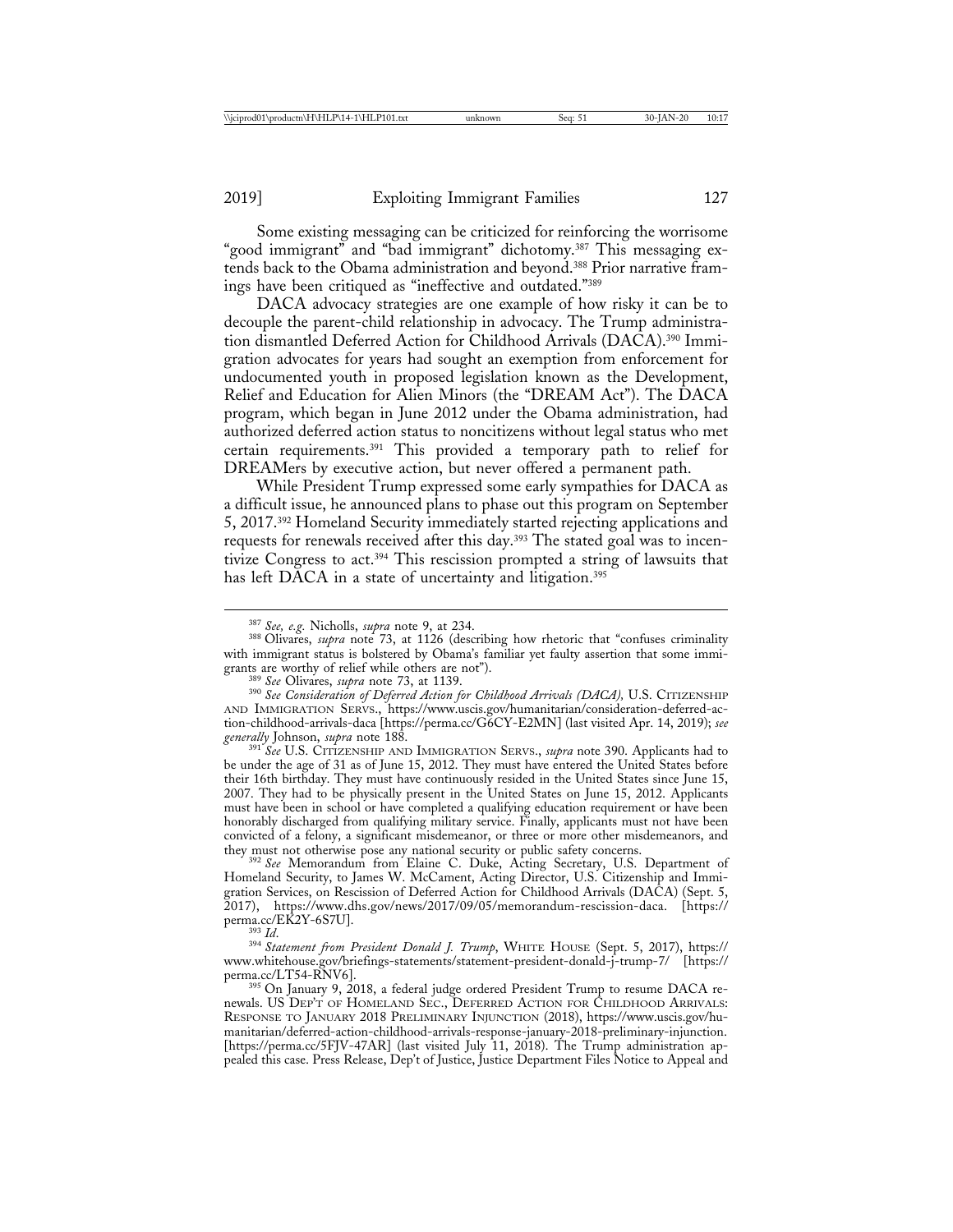Some existing messaging can be criticized for reinforcing the worrisome "good immigrant" and "bad immigrant" dichotomy.[387] This messaging extends back to the Obama administration and beyond.[388] Prior narrative framings have been critiqued as "ineffective and outdated."[389]

DACA advocacy strategies are one example of how risky it can be to decouple the parent-child relationship in advocacy. The Trump administration dismantled Deferred Action for Childhood Arrivals (DACA).[390] Immigration advocates for years had sought an exemption from enforcement for undocumented youth in proposed legislation known as the Development, Relief and Education for Alien Minors (the "DREAM Act"). The DACA program, which began in June 2012 under the Obama administration, had authorized deferred action status to noncitizens without legal status who met certain requirements.[391] This provided a temporary path to relief for DREAMers by executive action, but never offered a permanent path.

While President Trump expressed some early sympathies for DACA as a difficult issue, he announced plans to phase out this program on September 5, 2017.[392] Homeland Security immediately started rejecting applications and requests for renewals received after this day.[393] The stated goal was to incentivize Congress to act.[394] This rescission prompted a string of lawsuits that has left DACA in a state of uncertainty and litigation.[395]

---

[387] *See, e.g.* Nicholls, *supra* note 9, at 234.

[388] Olivares, *supra* note 73, at 1126 (describing how rhetoric that "confuses criminality with immigrant status is bolstered by Obama's familiar yet faulty assertion that some immigrants are worthy of relief while others are not").

[389] *See* Olivares, *supra* note 73, at 1139.

[390] *See Consideration of Deferred Action for Childhood Arrivals (DACA),* U.S. CITIZENSHIP AND IMMIGRATION SERVS., https://www.uscis.gov/humanitarian/consideration-deferred-action-childhood-arrivals-daca [https://perma.cc/G6CY-E2MN] (last visited Apr. 14, 2019); *see generally* Johnson, *supra* note 188.

[391] *See* U.S. CITIZENSHIP AND IMMIGRATION SERVS., *supra* note 390. Applicants had to be under the age of 31 as of June 15, 2012. They must have entered the United States before their 16th birthday. They must have continuously resided in the United States since June 15, 2007. They had to be physically present in the United States on June 15, 2012. Applicants must have been in school or have completed a qualifying education requirement or have been honorably discharged from qualifying military service. Finally, applicants must not have been convicted of a felony, a significant misdemeanor, or three or more other misdemeanors, and they must not otherwise pose any national security or public safety concerns.

[392] *See* Memorandum from Elaine C. Duke, Acting Secretary, U.S. Department of Homeland Security, to James W. McCament, Acting Director, U.S. Citizenship and Immigration Services, on Rescission of Deferred Action for Childhood Arrivals (DACA) (Sept. 5, 2017), https://www.dhs.gov/news/2017/09/05/memorandum-rescission-daca. [https://perma.cc/EK2Y-6S7U].

[393] *Id*.

[394] *Statement from President Donald J. Trump*, WHITE HOUSE (Sept. 5, 2017), https://www.whitehouse.gov/briefings-statements/statement-president-donald-j-trump-7/ [https://perma.cc/LT54-RNV6].

[395] On January 9, 2018, a federal judge ordered President Trump to resume DACA renewals. US DEP'T OF HOMELAND SEC., DEFERRED ACTION FOR CHILDHOOD ARRIVALS: RESPONSE TO JANUARY 2018 PRELIMINARY INJUNCTION (2018), https://www.uscis.gov/humanitarian/deferred-action-childhood-arrivals-response-january-2018-preliminary-injunction. [https://perma.cc/5FJV-47AR] (last visited July 11, 2018). The Trump administration appealed this case. Press Release, Dep't of Justice, Justice Department Files Notice to Appeal and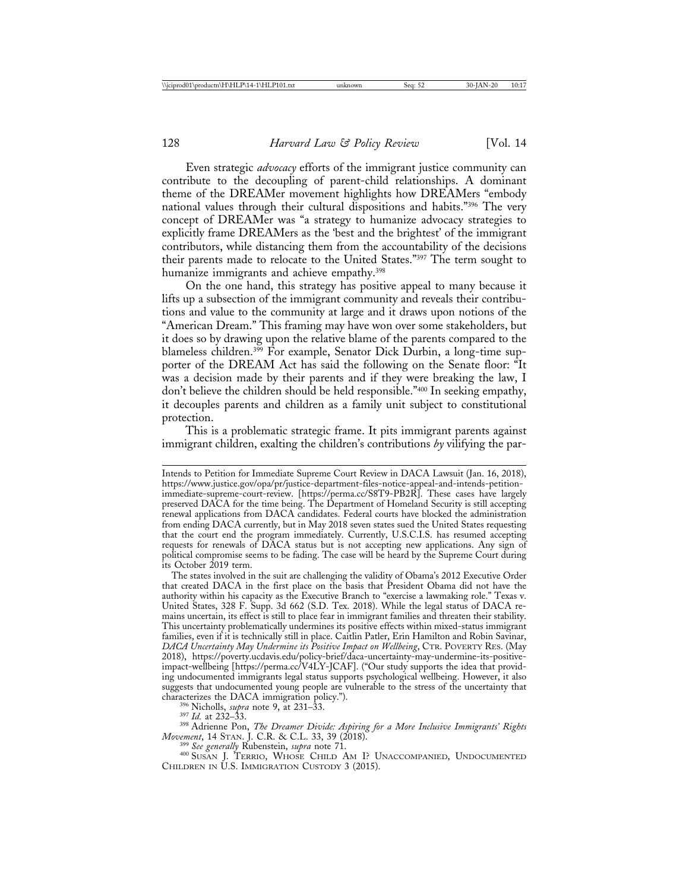Even strategic *advocacy* efforts of the immigrant justice community can contribute to the decoupling of parent-child relationships. A dominant theme of the DREAMer movement highlights how DREAMers "embody national values through their cultural dispositions and habits."[396] The very concept of DREAMer was "a strategy to humanize advocacy strategies to explicitly frame DREAMers as the 'best and the brightest' of the immigrant contributors, while distancing them from the accountability of the decisions their parents made to relocate to the United States."[397] The term sought to humanize immigrants and achieve empathy.[398]

On the one hand, this strategy has positive appeal to many because it lifts up a subsection of the immigrant community and reveals their contributions and value to the community at large and it draws upon notions of the "American Dream." This framing may have won over some stakeholders, but it does so by drawing upon the relative blame of the parents compared to the blameless children.[399] For example, Senator Dick Durbin, a long-time supporter of the DREAM Act has said the following on the Senate floor: "It was a decision made by their parents and if they were breaking the law, I don't believe the children should be held responsible."[400] In seeking empathy, it decouples parents and children as a family unit subject to constitutional protection.

This is a problematic strategic frame. It pits immigrant parents against immigrant children, exalting the children's contributions *by* vilifying the par-

---

Intends to Petition for Immediate Supreme Court Review in DACA Lawsuit (Jan. 16, 2018), https://www.justice.gov/opa/pr/justice-department-files-notice-appeal-and-intends-petition-immediate-supreme-court-review. [https://perma.cc/S8T9-PB2R]. These cases have largely preserved DACA for the time being. The Department of Homeland Security is still accepting renewal applications from DACA candidates. Federal courts have blocked the administration from ending DACA currently, but in May 2018 seven states sued the United States requesting that the court end the program immediately. Currently, U.S.C.I.S. has resumed accepting requests for renewals of DACA status but is not accepting new applications. Any sign of political compromise seems to be fading. The case will be heard by the Supreme Court during its October 2019 term.

The states involved in the suit are challenging the validity of Obama's 2012 Executive Order that created DACA in the first place on the basis that President Obama did not have the authority within his capacity as the Executive Branch to "exercise a lawmaking role." Texas v. United States, 328 F. Supp. 3d 662 (S.D. Tex. 2018). While the legal status of DACA remains uncertain, its effect is still to place fear in immigrant families and threaten their stability. This uncertainty problematically undermines its positive effects within mixed-status immigrant families, even if it is technically still in place. Caitlin Patler, Erin Hamilton and Robin Savinar, *DACA Uncertainty May Undermine its Positive Impact on Wellbeing*, CTR. POVERTY RES. (May 2018), https://poverty.ucdavis.edu/policy-brief/daca-uncertainty-may-undermine-its-positive-impact-wellbeing [https://perma.cc/V4LY-JCAF]. ("Our study supports the idea that providing undocumented immigrants legal status supports psychological wellbeing. However, it also suggests that undocumented young people are vulnerable to the stress of the uncertainty that characterizes the DACA immigration policy.").

[396] Nicholls, *supra* note 9, at 231–33.

[397] *Id.* at 232–33.

[398] Adrienne Pon, *The Dreamer Divide: Aspiring for a More Inclusive Immigrants' Rights Movement*, 14 STAN. J. C.R. & C.L. 33, 39 (2018).

[399] *See generally* Rubenstein, *supra* note 71.

[400] SUSAN J. TERRIO, WHOSE CHILD AM I? UNACCOMPANIED, UNDOCUMENTED CHILDREN IN U.S. IMMIGRATION CUSTODY 3 (2015).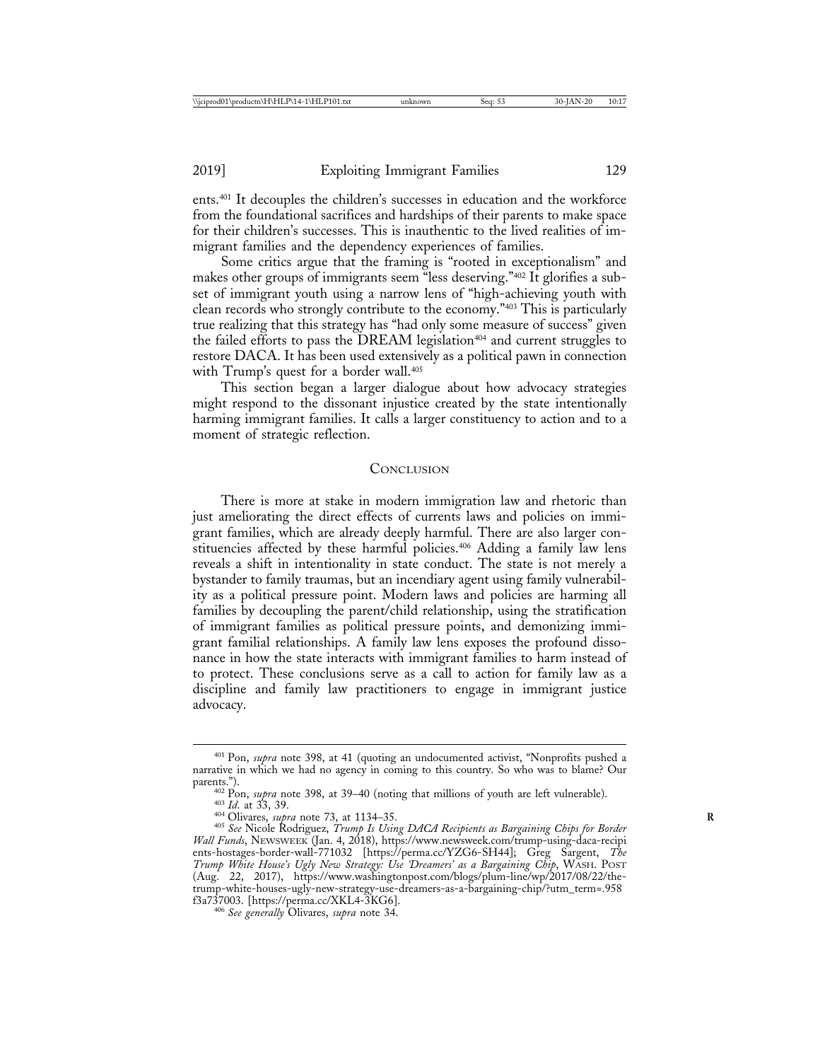ents.[401] It decouples the children's successes in education and the workforce from the foundational sacrifices and hardships of their parents to make space for their children's successes. This is inauthentic to the lived realities of immigrant families and the dependency experiences of families.

Some critics argue that the framing is "rooted in exceptionalism" and makes other groups of immigrants seem "less deserving."[402] It glorifies a subset of immigrant youth using a narrow lens of "high-achieving youth with clean records who strongly contribute to the economy."[403] This is particularly true realizing that this strategy has "had only some measure of success" given the failed efforts to pass the DREAM legislation[404] and current struggles to restore DACA. It has been used extensively as a political pawn in connection with Trump's quest for a border wall.[405]

This section began a larger dialogue about how advocacy strategies might respond to the dissonant injustice created by the state intentionally harming immigrant families. It calls a larger constituency to action and to a moment of strategic reflection.

## CONCLUSION

There is more at stake in modern immigration law and rhetoric than just ameliorating the direct effects of currents laws and policies on immigrant families, which are already deeply harmful. There are also larger constituencies affected by these harmful policies.[406] Adding a family law lens reveals a shift in intentionality in state conduct. The state is not merely a bystander to family traumas, but an incendiary agent using family vulnerability as a political pressure point. Modern laws and policies are harming all families by decoupling the parent/child relationship, using the stratification of immigrant families as political pressure points, and demonizing immigrant familial relationships. A family law lens exposes the profound dissonance in how the state interacts with immigrant families to harm instead of to protect. These conclusions serve as a call to action for family law as a discipline and family law practitioners to engage in immigrant justice advocacy.

---

[401] Pon, *supra* note 398, at 41 (quoting an undocumented activist, "Nonprofits pushed a narrative in which we had no agency in coming to this country. So who was to blame? Our parents.").

[402] Pon, *supra* note 398, at 39–40 (noting that millions of youth are left vulnerable).

[403] *Id.* at 33, 39.

[404] Olivares, *supra* note 73, at 1134–35.

[405] *See* Nicole Rodriguez, *Trump Is Using DACA Recipients as Bargaining Chips for Border Wall Funds*, NEWSWEEK (Jan. 4, 2018), https://www.newsweek.com/trump-using-daca-recipients-hostages-border-wall-771032 [https://perma.cc/YZG6-SH44]; Greg Sargent, *The Trump White House's Ugly New Strategy: Use 'Dreamers' as a Bargaining Chip*, WASH. POST (Aug. 22, 2017), https://www.washingtonpost.com/blogs/plum-line/wp/2017/08/22/the-trump-white-houses-ugly-new-strategy-use-dreamers-as-a-bargaining-chip/?utm_term=.958f3a737003. [https://perma.cc/XKL4-3KG6].

[406] *See generally* Olivares, *supra* note 34.